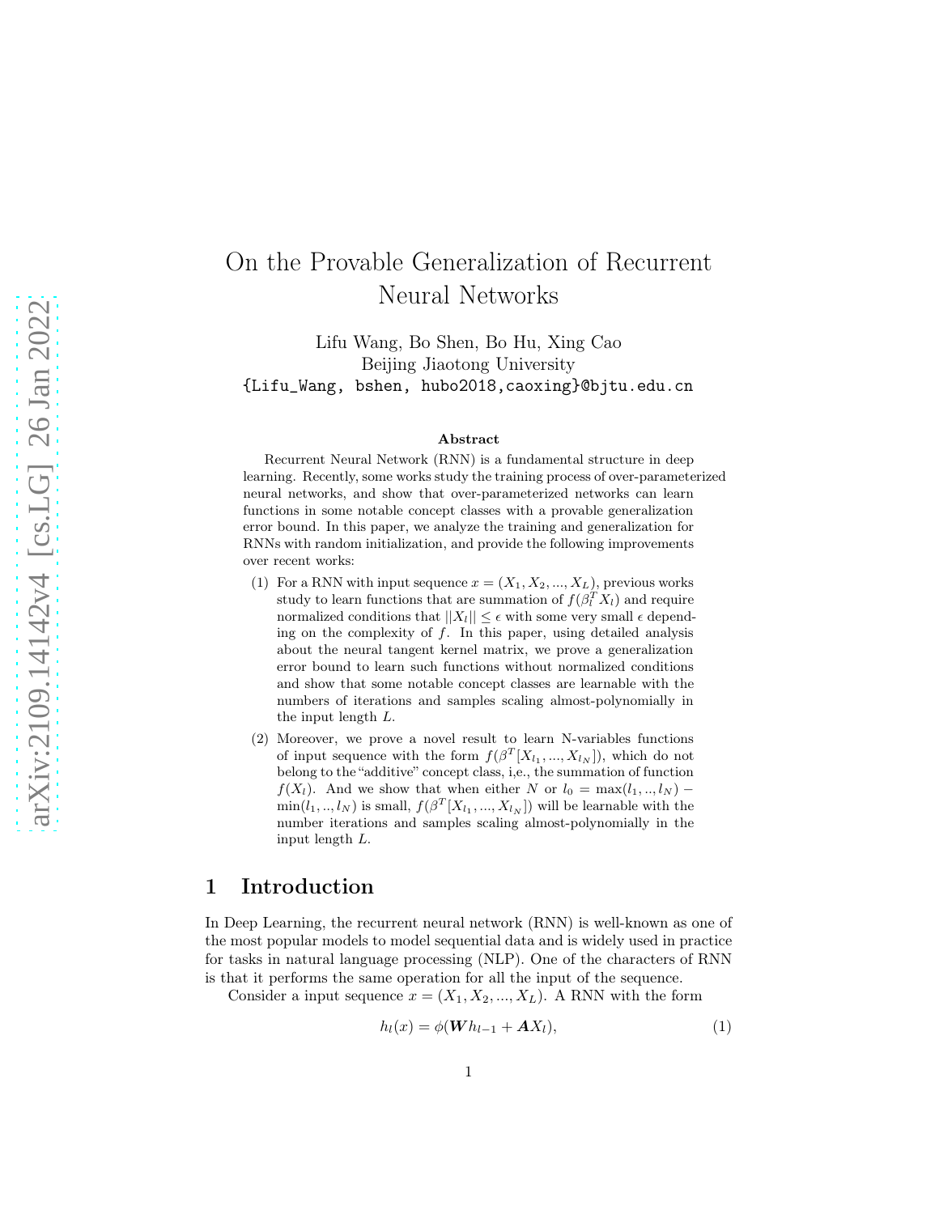# On the Provable Generalization of Recurrent Neural Networks

Lifu Wang, Bo Shen, Bo Hu, Xing Cao
Beijing Jiaotong University
{Lifu_Wang, bshen, hubo2018,caoxing}@bjtu.edu.cn

### Abstract

Recurrent Neural Network (RNN) is a fundamental structure in deep learning. Recently, some works study the training process of over-parameterized neural networks, and show that over-parameterized networks can learn functions in some notable concept classes with a provable generalization error bound. In this paper, we analyze the training and generalization for RNNs with random initialization, and provide the following improvements over recent works:

(1) For a RNN with input sequence $x = (X_1, X_2, ..., X_L)$, previous works study to learn functions that are summation of $f(\beta_l^T X_l)$ and require normalized conditions that $||X_l|| \leq \epsilon$ with some very small $\epsilon$ depending on the complexity of $f$. In this paper, using detailed analysis about the neural tangent kernel matrix, we prove a generalization error bound to learn such functions without normalized conditions and show that some notable concept classes are learnable with the numbers of iterations and samples scaling almost-polynomially in the input length $L$.

(2) Moreover, we prove a novel result to learn N-variables functions of input sequence with the form $f(\beta^T[X_{l_1}, ..., X_{l_N}])$, which do not belong to the "additive" concept class, i,e., the summation of function $f(X_l)$. And we show that when either $N$ or $l_0 = \max(l_1, .., l_N) - \min(l_1, .., l_N)$ is small, $f(\beta^T[X_{l_1}, ..., X_{l_N}])$ will be learnable with the number iterations and samples scaling almost-polynomially in the input length $L$.

## 1 Introduction

In Deep Learning, the recurrent neural network (RNN) is well-known as one of the most popular models to model sequential data and is widely used in practice for tasks in natural language processing (NLP). One of the characters of RNN is that it performs the same operation for all the input of the sequence.

Consider a input sequence $x = (X_1, X_2, ..., X_L)$. A RNN with the form

$$h_l(x) = \phi(\boldsymbol{W} h_{l-1} + \boldsymbol{A} X_l), \tag{1}$$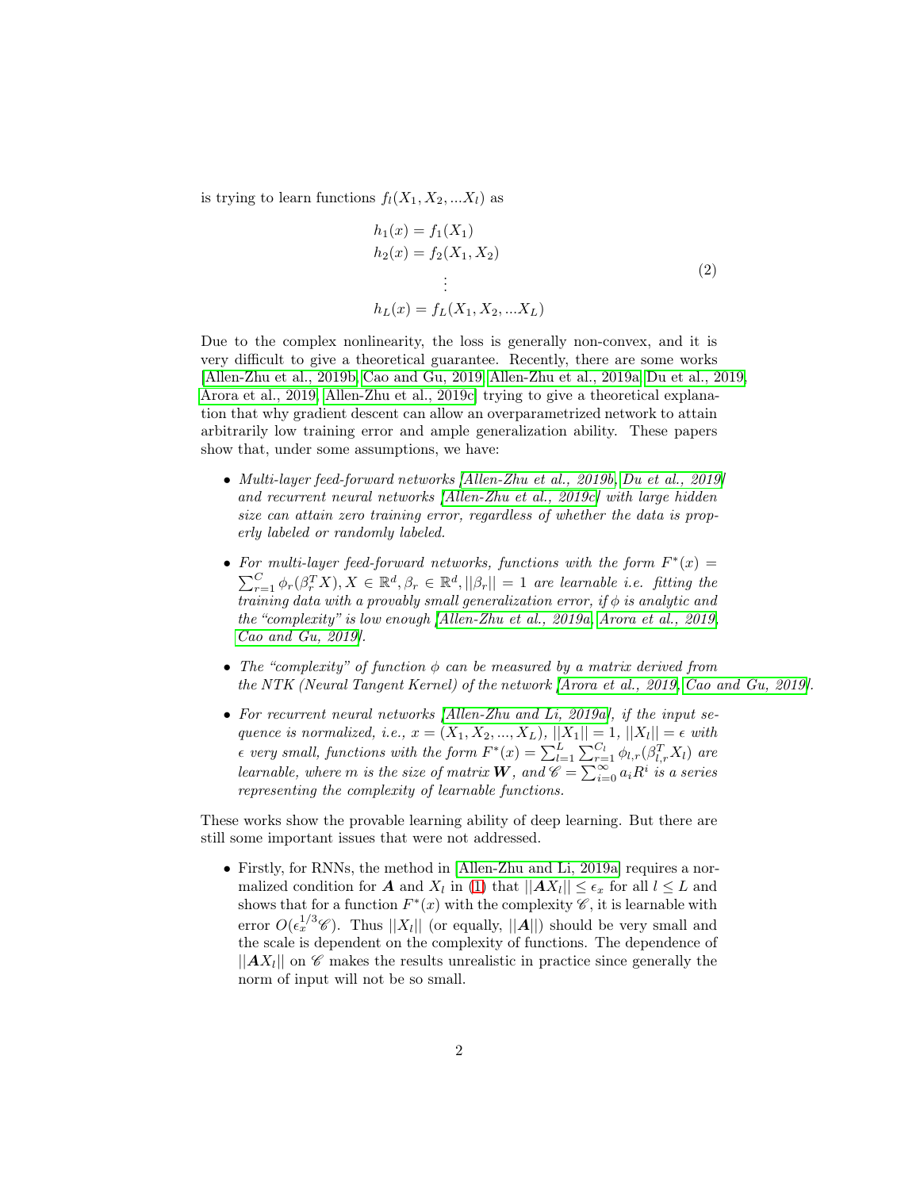is trying to learn functions $f_l(X_1, X_2, ...X_l)$ as

$$
\begin{aligned}
h_1(x) &= f_1(X_1) \\
h_2(x) &= f_2(X_1, X_2) \\
&\vdots \\
h_L(x) &= f_L(X_1, X_2, ...X_L)
\end{aligned}
\tag{2}
$$

Due to the complex nonlinearity, the loss is generally non-convex, and it is very difficult to give a theoretical guarantee. Recently, there are some works [Allen-Zhu et al., 2019b, Cao and Gu, 2019, Allen-Zhu et al., 2019a, Du et al., 2019, Arora et al., 2019, Allen-Zhu et al., 2019c] trying to give a theoretical explanation that why gradient descent can allow an overparametrized network to attain arbitrarily low training error and ample generalization ability. These papers show that, under some assumptions, we have:

- *Multi-layer feed-forward networks [Allen-Zhu et al., 2019b, Du et al., 2019] and recurrent neural networks [Allen-Zhu et al., 2019c] with large hidden size can attain zero training error, regardless of whether the data is properly labeled or randomly labeled.*

- *For multi-layer feed-forward networks, functions with the form $F^*(x) = \sum_{r=1}^{C} \phi_r(\beta_r^T X), X \in \mathbb{R}^d, \beta_r \in \mathbb{R}^d, ||\beta_r|| = 1$ are learnable i.e. fitting the training data with a provably small generalization error, if $\phi$ is analytic and the "complexity" is low enough [Allen-Zhu et al., 2019a, Arora et al., 2019, Cao and Gu, 2019].*

- *The "complexity" of function $\phi$ can be measured by a matrix derived from the NTK (Neural Tangent Kernel) of the network [Arora et al., 2019, Cao and Gu, 2019].*

- *For recurrent neural networks [Allen-Zhu and Li, 2019a], if the input sequence is normalized, i.e., $x = (X_1, X_2, ..., X_L)$, $||X_1|| = 1$, $||X_l|| = \epsilon$ with $\epsilon$ very small, functions with the form $F^*(x) = \sum_{l=1}^{L} \sum_{r=1}^{C_l} \phi_{l,r}(\beta_{l,r}^T X_l)$ are learnable, where $m$ is the size of matrix $\boldsymbol{W}$, and $\mathscr{C} = \sum_{i=0}^{\infty} a_i R^i$ is a series representing the complexity of learnable functions.*

These works show the provable learning ability of deep learning. But there are still some important issues that were not addressed.

- Firstly, for RNNs, the method in [Allen-Zhu and Li, 2019a] requires a normalized condition for $\boldsymbol{A}$ and $X_l$ in (1) that $||\boldsymbol{A}X_l|| \leq \epsilon_x$ for all $l \leq L$ and shows that for a function $F^*(x)$ with the complexity $\mathscr{C}$, it is learnable with error $O(\epsilon_x^{1/3}\mathscr{C})$. Thus $||X_l||$ (or equally, $||\boldsymbol{A}||$) should be very small and the scale is dependent on the complexity of functions. The dependence of $||\boldsymbol{A}X_l||$ on $\mathscr{C}$ makes the results unrealistic in practice since generally the norm of input will not be so small.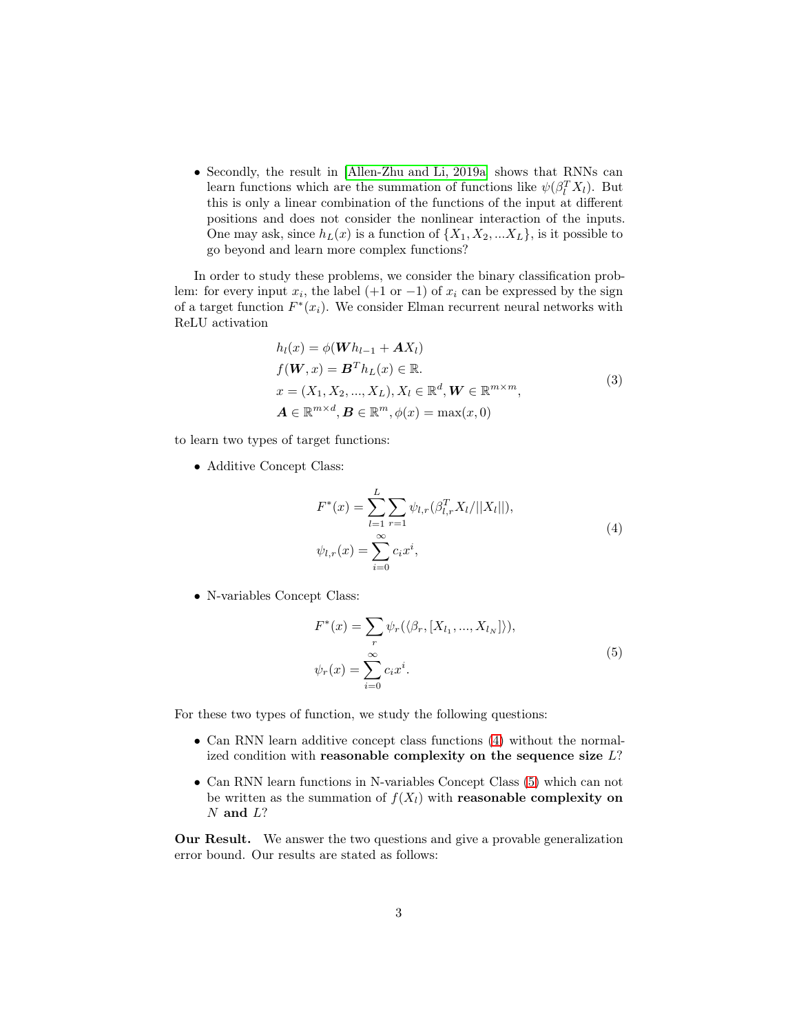- Secondly, the result in [Allen-Zhu and Li, 2019a] shows that RNNs can learn functions which are the summation of functions like $\psi(\beta_l^T X_l)$. But this is only a linear combination of the functions of the input at different positions and does not consider the nonlinear interaction of the inputs. One may ask, since $h_L(x)$ is a function of $\{X_1, X_2, ...X_L\}$, is it possible to go beyond and learn more complex functions?

In order to study these problems, we consider the binary classification problem: for every input $x_i$, the label ($+1$ or $-1$) of $x_i$ can be expressed by the sign of a target function $F^*(x_i)$. We consider Elman recurrent neural networks with ReLU activation

$$
\begin{aligned}
& h_l(x) = \phi(\boldsymbol{W} h_{l-1} + \boldsymbol{A} X_l) \\
& f(\boldsymbol{W}, x) = \boldsymbol{B}^T h_L(x) \in \mathbb{R}. \\
& x = (X_1, X_2, ..., X_L), X_l \in \mathbb{R}^d, \boldsymbol{W} \in \mathbb{R}^{m \times m}, \\
& \boldsymbol{A} \in \mathbb{R}^{m \times d}, \boldsymbol{B} \in \mathbb{R}^m, \phi(x) = \max(x, 0)
\end{aligned}
\tag{3}
$$

to learn two types of target functions:

- Additive Concept Class:

$$
\begin{aligned}
& F^*(x) = \sum_{l=1}^{L} \sum_{r=1} \psi_{l,r}(\beta_{l,r}^T X_l / ||X_l||), \\
& \psi_{l,r}(x) = \sum_{i=0}^{\infty} c_i x^i,
\end{aligned}
\tag{4}
$$

- N-variables Concept Class:

$$
\begin{aligned}
& F^*(x) = \sum_{r} \psi_r(\langle \beta_r, [X_{l_1}, ..., X_{l_N}] \rangle), \\
& \psi_r(x) = \sum_{i=0}^{\infty} c_i x^i.
\end{aligned}
\tag{5}
$$

For these two types of function, we study the following questions:

- Can RNN learn additive concept class functions (4) without the normalized condition with **reasonable complexity on the sequence size** $L$?
- Can RNN learn functions in N-variables Concept Class (5) which can not be written as the summation of $f(X_l)$ with **reasonable complexity on** $N$ **and** $L$?

**Our Result.** We answer the two questions and give a provable generalization error bound. Our results are stated as follows: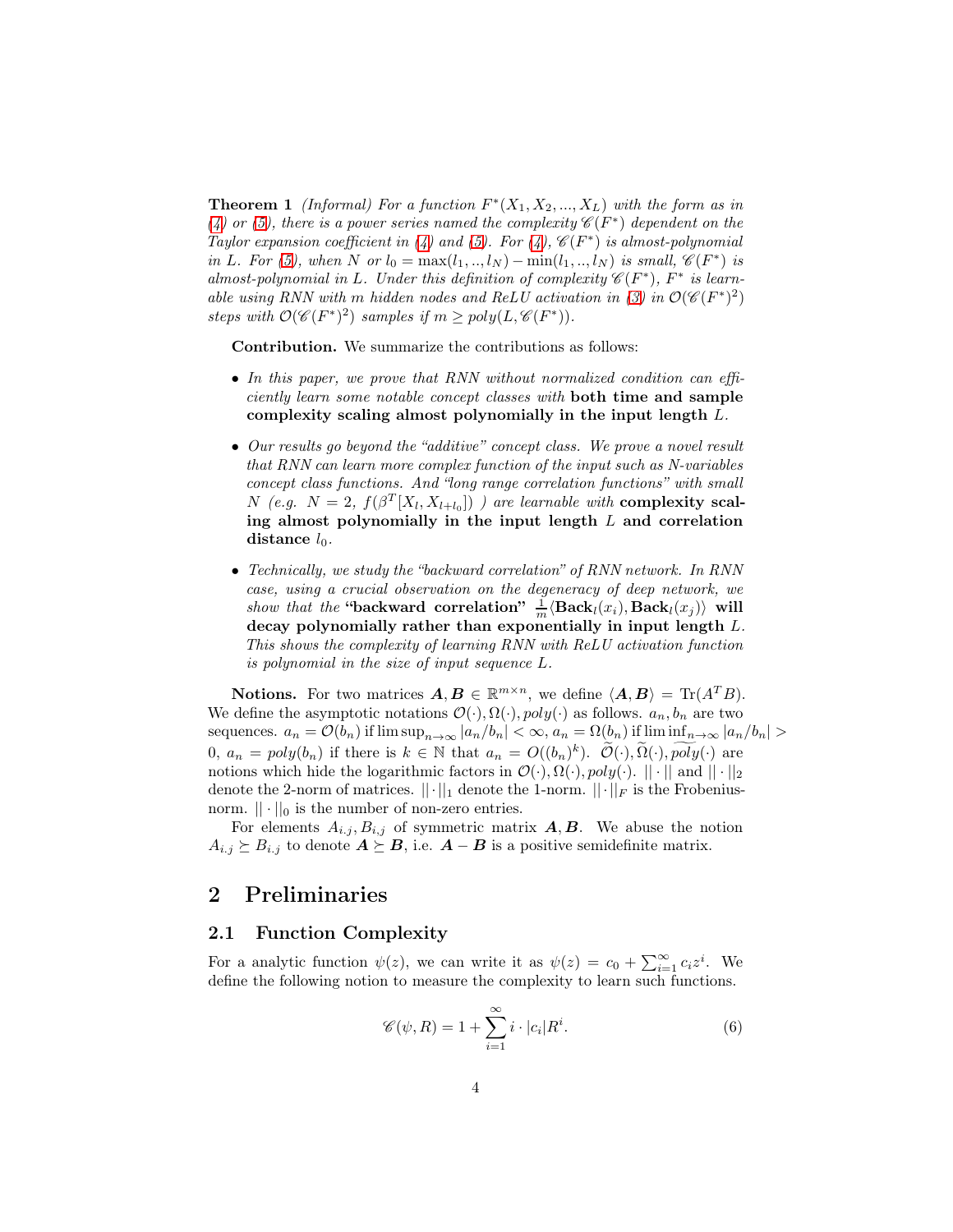**Theorem 1** *(Informal) For a function $F^*(X_1, X_2, ..., X_L)$ with the form as in (4) or (5), there is a power series named the complexity $\mathscr{C}(F^*)$ dependent on the Taylor expansion coefficient in (4) and (5). For (4), $\mathscr{C}(F^*)$ is almost-polynomial in $L$. For (5), when $N$ or $l_0 = \max(l_1, .., l_N) - \min(l_1, .., l_N)$ is small, $\mathscr{C}(F^*)$ is almost-polynomial in $L$. Under this definition of complexity $\mathscr{C}(F^*)$, $F^*$ is learnable using RNN with $m$ hidden nodes and ReLU activation in (3) in $\mathcal{O}(\mathscr{C}(F^*)^2)$ steps with $\mathcal{O}(\mathscr{C}(F^*)^2)$ samples if $m \geq poly(L, \mathscr{C}(F^*))$.*

**Contribution.** We summarize the contributions as follows:

- *In this paper, we prove that RNN without normalized condition can efficiently learn some notable concept classes with* **both time and sample complexity scaling almost polynomially in the input length** $L$.
- *Our results go beyond the "additive" concept class. We prove a novel result that RNN can learn more complex function of the input such as N-variables concept class functions. And "long range correlation functions" with small $N$ (e.g. $N = 2$, $f(\beta^T[X_l, X_{l+l_0}])$ ) are learnable with* **complexity scaling almost polynomially in the input length $L$ and correlation distance $l_0$.**
- *Technically, we study the "backward correlation" of RNN network. In RNN case, using a crucial observation on the degeneracy of deep network, we show that the* **"backward correlation" $\frac{1}{m}\langle \mathbf{Back}_l(x_i), \mathbf{Back}_l(x_j)\rangle$ will decay polynomially rather than exponentially in input length $L$.** *This shows the complexity of learning RNN with ReLU activation function is polynomial in the size of input sequence $L$.*

**Notions.** For two matrices $\boldsymbol{A}, \boldsymbol{B} \in \mathbb{R}^{m\times n}$, we define $\langle \boldsymbol{A}, \boldsymbol{B}\rangle = \mathrm{Tr}(A^T B)$. We define the asymptotic notations $\mathcal{O}(\cdot), \Omega(\cdot), poly(\cdot)$ as follows. $a_n, b_n$ are two sequences. $a_n = \mathcal{O}(b_n)$ if $\limsup_{n\to\infty} |a_n/b_n| < \infty$, $a_n = \Omega(b_n)$ if $\liminf_{n\to\infty} |a_n/b_n| > 0$, $a_n = poly(b_n)$ if there is $k \in \mathbb{N}$ that $a_n = O((b_n)^k)$. $\widetilde{\mathcal{O}}(\cdot), \widetilde{\Omega}(\cdot), \widetilde{poly}(\cdot)$ are notions which hide the logarithmic factors in $\mathcal{O}(\cdot), \Omega(\cdot), poly(\cdot)$. $||\cdot||$ and $||\cdot||_2$ denote the 2-norm of matrices. $||\cdot||_1$ denote the 1-norm. $||\cdot||_F$ is the Frobenius-norm. $||\cdot||_0$ is the number of non-zero entries.

For elements $A_{i,j}, B_{i,j}$ of symmetric matrix $\boldsymbol{A}, \boldsymbol{B}$. We abuse the notion $A_{i,j} \succeq B_{i,j}$ to denote $\boldsymbol{A} \succeq \boldsymbol{B}$, i.e. $\boldsymbol{A} - \boldsymbol{B}$ is a positive semidefinite matrix.

## 2 Preliminaries

### 2.1 Function Complexity

For a analytic function $\psi(z)$, we can write it as $\psi(z) = c_0 + \sum_{i=1}^{\infty} c_i z^i$. We define the following notion to measure the complexity to learn such functions.

$$\mathscr{C}(\psi, R) = 1 + \sum_{i=1}^{\infty} i \cdot |c_i| R^i. \tag{6}$$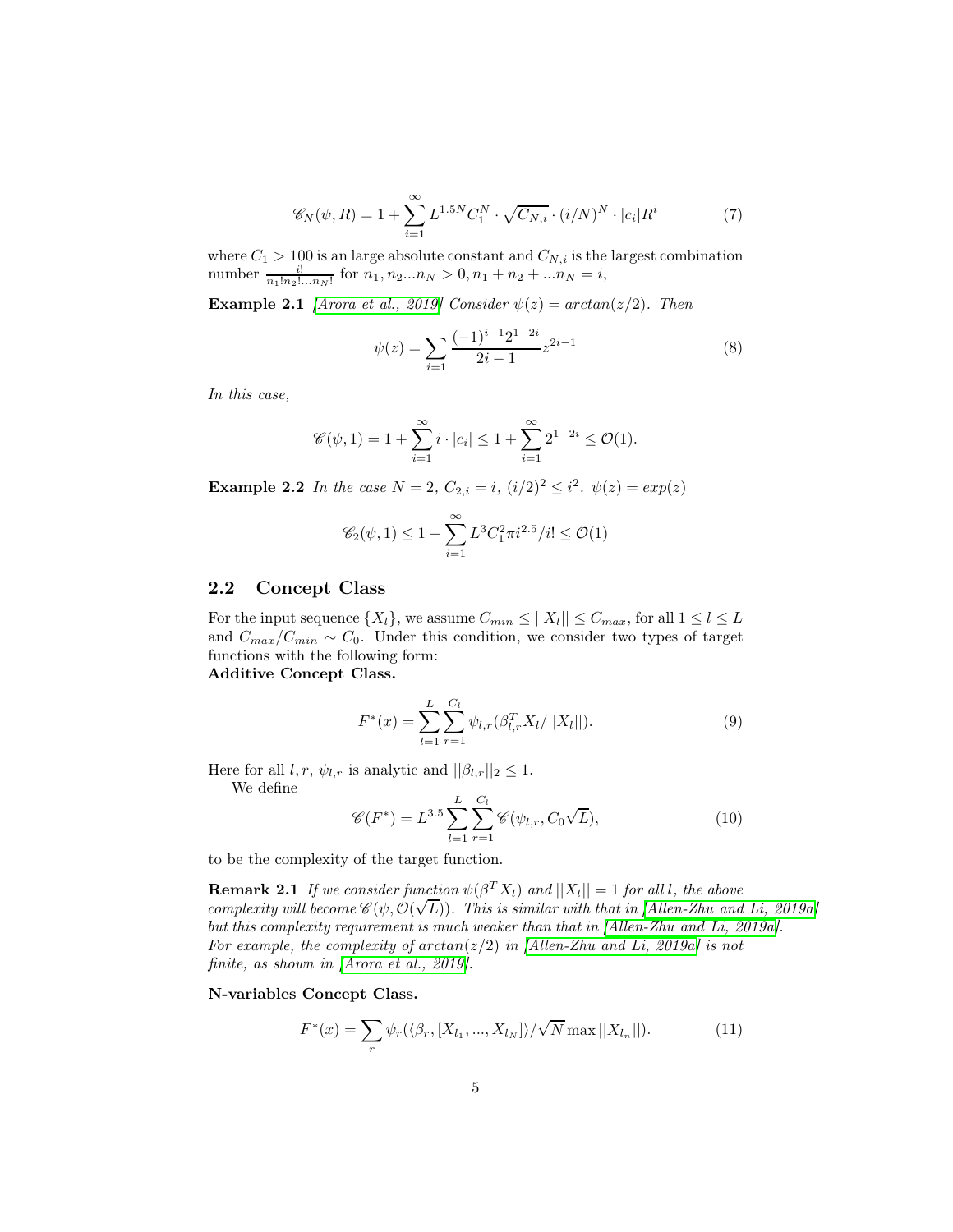$$\mathscr{C}_N(\psi, R) = 1 + \sum_{i=1}^{\infty} L^{1.5N} C_1^N \cdot \sqrt{C_{N,i}} \cdot (i/N)^N \cdot |c_i| R^i \tag{7}$$

where $C_1 > 100$ is an large absolute constant and $C_{N,i}$ is the largest combination number $\frac{i!}{n_1!n_2!...n_N!}$ for $n_1, n_2...n_N > 0, n_1 + n_2 + ...n_N = i$,

**Example 2.1** *[Arora et al., 2019] Consider $\psi(z) = arctan(z/2)$. Then*

$$\psi(z) = \sum_{i=1} \frac{(-1)^{i-1} 2^{1-2i}}{2i-1} z^{2i-1} \tag{8}$$

*In this case,*

$$\mathscr{C}(\psi, 1) = 1 + \sum_{i=1}^{\infty} i \cdot |c_i| \leq 1 + \sum_{i=1}^{\infty} 2^{1-2i} \leq \mathcal{O}(1).$$

**Example 2.2** *In the case $N = 2$, $C_{2,i} = i$, $(i/2)^2 \leq i^2$. $\psi(z) = exp(z)$*

$$\mathscr{C}_2(\psi, 1) \leq 1 + \sum_{i=1}^{\infty} L^3 C_1^2 \pi i^{2.5}/i! \leq \mathcal{O}(1)$$

## 2.2 Concept Class

For the input sequence $\{X_l\}$, we assume $C_{min} \leq ||X_l|| \leq C_{max}$, for all $1 \leq l \leq L$ and $C_{max}/C_{min} \sim C_0$. Under this condition, we consider two types of target functions with the following form:

**Additive Concept Class.**

$$F^*(x) = \sum_{l=1}^{L} \sum_{r=1}^{C_l} \psi_{l,r}(\beta_{l,r}^T X_l / ||X_l||). \tag{9}$$

Here for all $l, r$, $\psi_{l,r}$ is analytic and $||\beta_{l,r}||_2 \leq 1$.

We define

$$\mathscr{C}(F^*) = L^{3.5} \sum_{l=1}^{L} \sum_{r=1}^{C_l} \mathscr{C}(\psi_{l,r}, C_0\sqrt{L}), \tag{10}$$

to be the complexity of the target function.

**Remark 2.1** *If we consider function $\psi(\beta^T X_l)$ and $||X_l|| = 1$ for all $l$, the above complexity will become $\mathscr{C}(\psi, \mathcal{O}(\sqrt{L}))$. This is similar with that in [Allen-Zhu and Li, 2019a] but this complexity requirement is much weaker than that in [Allen-Zhu and Li, 2019a]. For example, the complexity of $arctan(z/2)$ in [Allen-Zhu and Li, 2019a] is not finite, as shown in [Arora et al., 2019].*

**N-variables Concept Class.**

$$F^*(x) = \sum_r \psi_r(\langle \beta_r, [X_{l_1}, ..., X_{l_N}] \rangle / \sqrt{N} \max ||X_{l_n}||). \tag{11}$$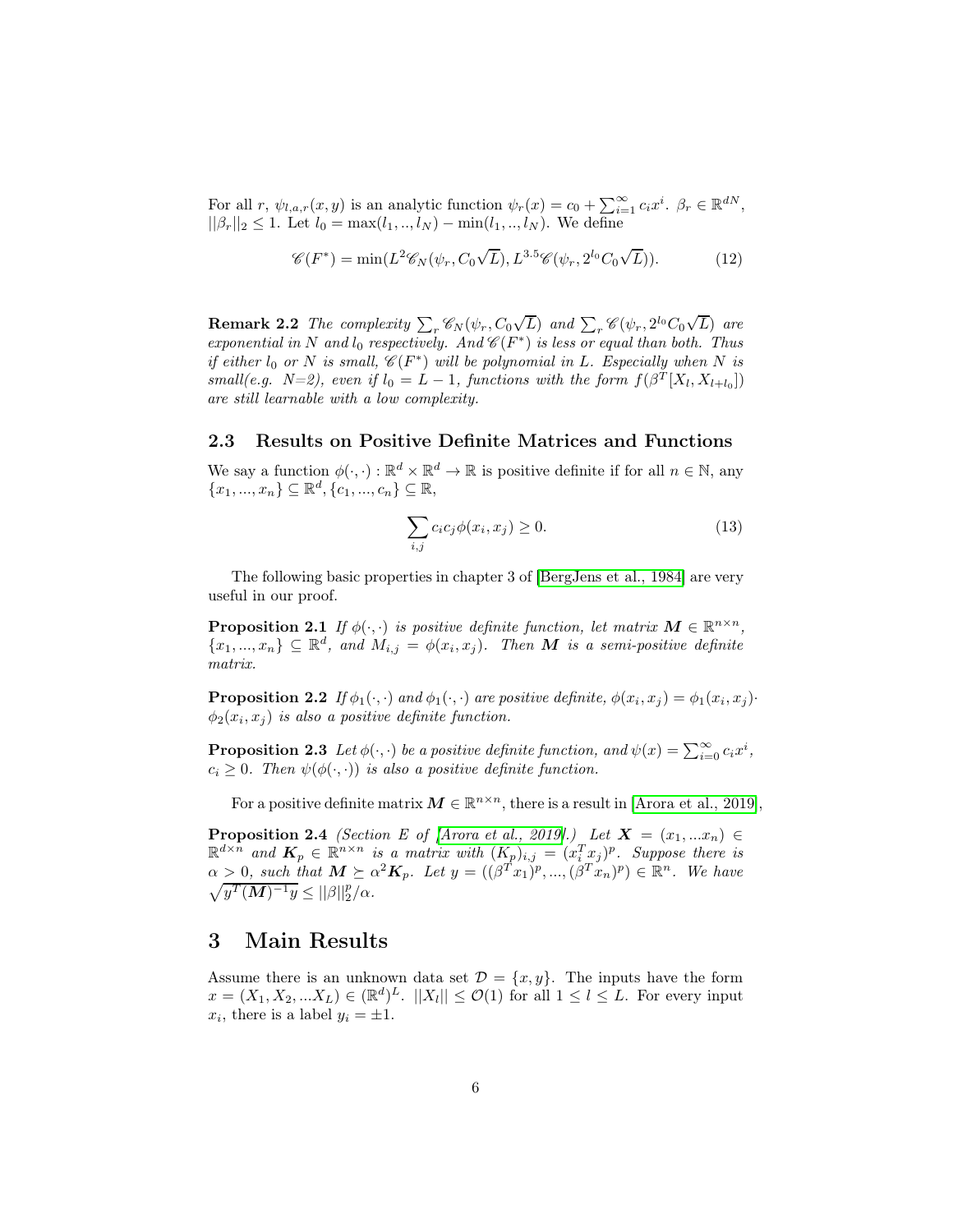For all $r$, $\psi_{l,a,r}(x,y)$ is an analytic function $\psi_r(x) = c_0 + \sum_{i=1}^{\infty} c_i x^i$. $\beta_r \in \mathbb{R}^{dN}$, $||\beta_r||_2 \leq 1$. Let $l_0 = \max(l_1, .., l_N) - \min(l_1, .., l_N)$. We define

$$\mathscr{C}(F^*) = \min(L^2 \mathscr{C}_N(\psi_r, C_0\sqrt{L}), L^{3.5}\mathscr{C}(\psi_r, 2^{l_0} C_0 \sqrt{L})). \tag{12}$$

**Remark 2.2** *The complexity $\sum_r \mathscr{C}_N(\psi_r, C_0\sqrt{L})$ and $\sum_r \mathscr{C}(\psi_r, 2^{l_0}C_0\sqrt{L})$ are exponential in $N$ and $l_0$ respectively. And $\mathscr{C}(F^*)$ is less or equal than both. Thus if either $l_0$ or $N$ is small, $\mathscr{C}(F^*)$ will be polynomial in $L$. Especially when $N$ is small(e.g. $N$=2), even if $l_0 = L-1$, functions with the form $f(\beta^T[X_l, X_{l+l_0}])$ are still learnable with a low complexity.*

## 2.3 Results on Positive Definite Matrices and Functions

We say a function $\phi(\cdot,\cdot) : \mathbb{R}^d \times \mathbb{R}^d \to \mathbb{R}$ is positive definite if for all $n \in \mathbb{N}$, any $\{x_1, ..., x_n\} \subseteq \mathbb{R}^d$, $\{c_1, ..., c_n\} \subseteq \mathbb{R}$,

$$\sum_{i,j} c_i c_j \phi(x_i, x_j) \geq 0. \tag{13}$$

The following basic properties in chapter 3 of [BergJens et al., 1984] are very useful in our proof.

**Proposition 2.1** *If $\phi(\cdot,\cdot)$ is positive definite function, let matrix $\boldsymbol{M} \in \mathbb{R}^{n\times n}$, $\{x_1, ..., x_n\} \subseteq \mathbb{R}^d$, and $M_{i,j} = \phi(x_i, x_j)$. Then $\boldsymbol{M}$ is a semi-positive definite matrix.*

**Proposition 2.2** *If $\phi_1(\cdot,\cdot)$ and $\phi_1(\cdot,\cdot)$ are positive definite, $\phi(x_i, x_j) = \phi_1(x_i, x_j) \cdot \phi_2(x_i, x_j)$ is also a positive definite function.*

**Proposition 2.3** *Let $\phi(\cdot,\cdot)$ be a positive definite function, and $\psi(x) = \sum_{i=0}^{\infty} c_i x^i$, $c_i \geq 0$. Then $\psi(\phi(\cdot,\cdot))$ is also a positive definite function.*

For a positive definite matrix $\boldsymbol{M} \in \mathbb{R}^{n\times n}$, there is a result in [Arora et al., 2019],

**Proposition 2.4** *(Section E of [Arora et al., 2019].) Let $\boldsymbol{X} = (x_1, ...x_n) \in \mathbb{R}^{d\times n}$ and $\boldsymbol{K}_p \in \mathbb{R}^{n\times n}$ is a matrix with $(\boldsymbol{K}_p)_{i,j} = (x_i^T x_j)^p$. Suppose there is $\alpha > 0$, such that $\boldsymbol{M} \succeq \alpha^2 \boldsymbol{K}_p$. Let $y = ((\beta^T x_1)^p, ..., (\beta^T x_n)^p) \in \mathbb{R}^n$. We have $\sqrt{y^T(\boldsymbol{M})^{-1}y} \leq ||\beta||_2^p / \alpha$.*

# 3 Main Results

Assume there is an unknown data set $\mathcal{D} = \{x, y\}$. The inputs have the form $x = (X_1, X_2, ...X_L) \in (\mathbb{R}^d)^L$. $||X_l|| \leq \mathcal{O}(1)$ for all $1 \leq l \leq L$. For every input $x_i$, there is a label $y_i = \pm 1$.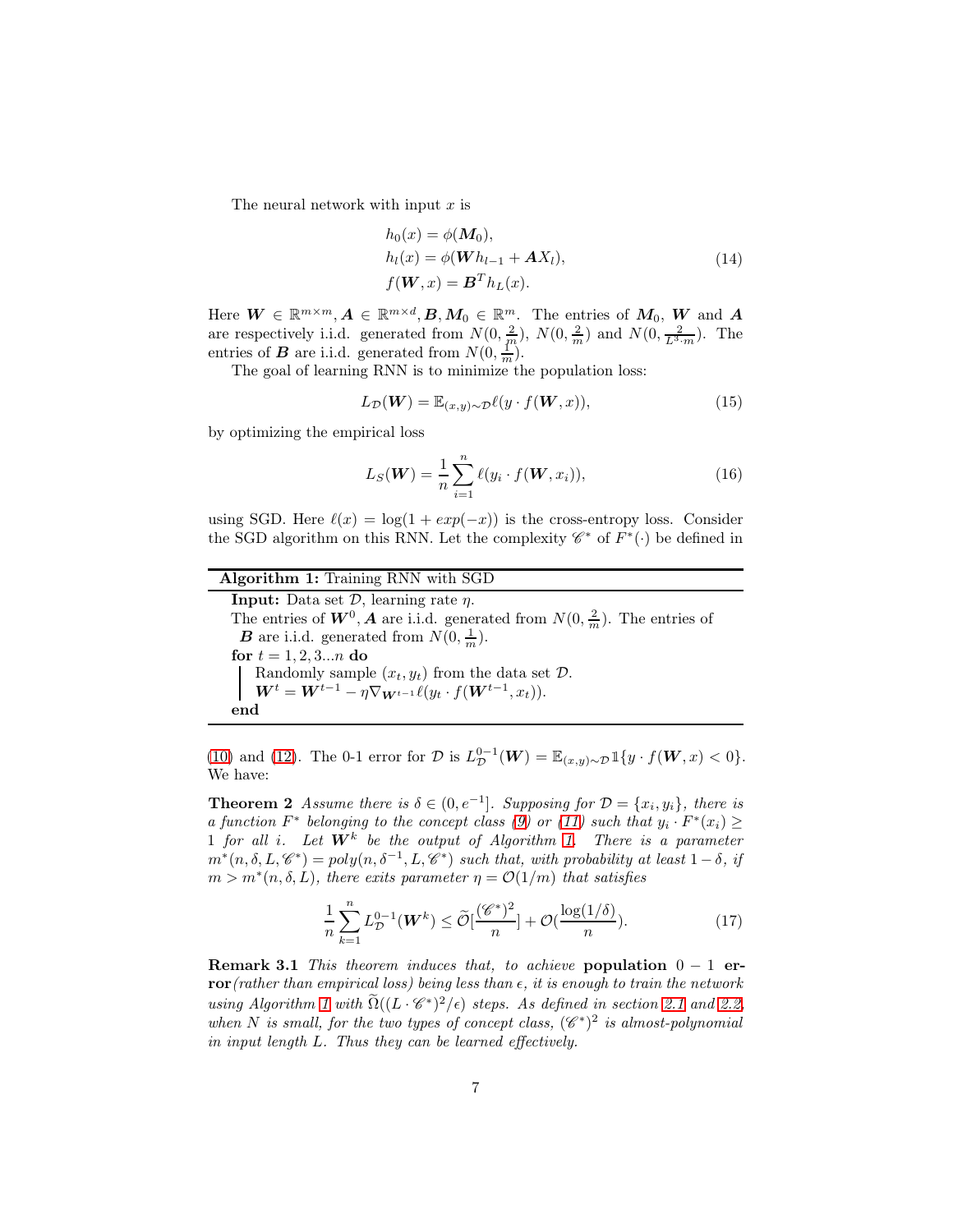The neural network with input $x$ is

$$
\begin{aligned}
&h_0(x) = \phi(\boldsymbol{M}_0), \\
&h_l(x) = \phi(\boldsymbol{W} h_{l-1} + \boldsymbol{A} X_l), \\
&f(\boldsymbol{W}, x) = \boldsymbol{B}^T h_L(x).
\end{aligned}
\tag{14}
$$

Here $\boldsymbol{W} \in \mathbb{R}^{m\times m}, \boldsymbol{A} \in \mathbb{R}^{m\times d}, \boldsymbol{B}, \boldsymbol{M}_0 \in \mathbb{R}^m$. The entries of $\boldsymbol{M}_0$, $\boldsymbol{W}$ and $\boldsymbol{A}$ are respectively i.i.d. generated from $N(0, \frac{2}{m})$, $N(0, \frac{2}{m})$ and $N(0, \frac{2}{L^3 \cdot m})$. The entries of $\boldsymbol{B}$ are i.i.d. generated from $N(0, \frac{1}{m})$.

The goal of learning RNN is to minimize the population loss:

$$
L_{\mathcal{D}}(\boldsymbol{W}) = \mathbb{E}_{(x,y)\sim\mathcal{D}} \ell(y \cdot f(\boldsymbol{W}, x)), \tag{15}
$$

by optimizing the empirical loss

$$
L_S(\boldsymbol{W}) = \frac{1}{n} \sum_{i=1}^{n} \ell(y_i \cdot f(\boldsymbol{W}, x_i)), \tag{16}
$$

using SGD. Here $\ell(x) = \log(1 + exp(-x))$ is the cross-entropy loss. Consider the SGD algorithm on this RNN. Let the complexity $\mathscr{C}^*$ of $F^*(\cdot)$ be defined in (10) and (12). The 0-1 error for $\mathcal{D}$ is $L_{\mathcal{D}}^{0-1}(\boldsymbol{W}) = \mathbb{E}_{(x,y)\sim\mathcal{D}} \mathbb{1}\{y \cdot f(\boldsymbol{W}, x) < 0\}$. We have:

**Algorithm 1:** Training RNN with SGD

**Input:** Data set $\mathcal{D}$, learning rate $\eta$.
The entries of $\boldsymbol{W}^0, \boldsymbol{A}$ are i.i.d. generated from $N(0, \frac{2}{m})$. The entries of $\boldsymbol{B}$ are i.i.d. generated from $N(0, \frac{1}{m})$.
**for** $t = 1, 2, 3...n$ **do**
  Randomly sample $(x_t, y_t)$ from the data set $\mathcal{D}$.
  $\boldsymbol{W}^t = \boldsymbol{W}^{t-1} - \eta \nabla_{\boldsymbol{W}^{t-1}} \ell(y_t \cdot f(\boldsymbol{W}^{t-1}, x_t))$.
**end**

**Theorem 2** *Assume there is $\delta \in (0, e^{-1}]$. Supposing for $\mathcal{D} = \{x_i, y_i\}$, there is a function $F^*$ belonging to the concept class (9) or (11) such that $y_i \cdot F^*(x_i) \geq 1$ for all $i$. Let $\boldsymbol{W}^k$ be the output of Algorithm 1. There is a parameter $m^*(n, \delta, L, \mathscr{C}^*) = poly(n, \delta^{-1}, L, \mathscr{C}^*)$ such that, with probability at least $1 - \delta$, if $m > m^*(n, \delta, L)$, there exits parameter $\eta = \mathcal{O}(1/m)$ that satisfies*

$$
\frac{1}{n} \sum_{k=1}^{n} L_{\mathcal{D}}^{0-1}(\boldsymbol{W}^k) \leq \widetilde{\mathcal{O}}[\frac{(\mathscr{C}^*)^2}{n}] + \mathcal{O}(\frac{\log(1/\delta)}{n}). \tag{17}
$$

**Remark 3.1** *This theorem induces that, to achieve* **population 0 − 1 error** *(rather than empirical loss) being less than $\epsilon$, it is enough to train the network using Algorithm 1 with $\widetilde{\Omega}((L \cdot \mathscr{C}^*)^2/\epsilon)$ steps. As defined in section 2.1 and 2.2, when $N$ is small, for the two types of concept class, $(\mathscr{C}^*)^2$ is almost-polynomial in input length $L$. Thus they can be learned effectively.*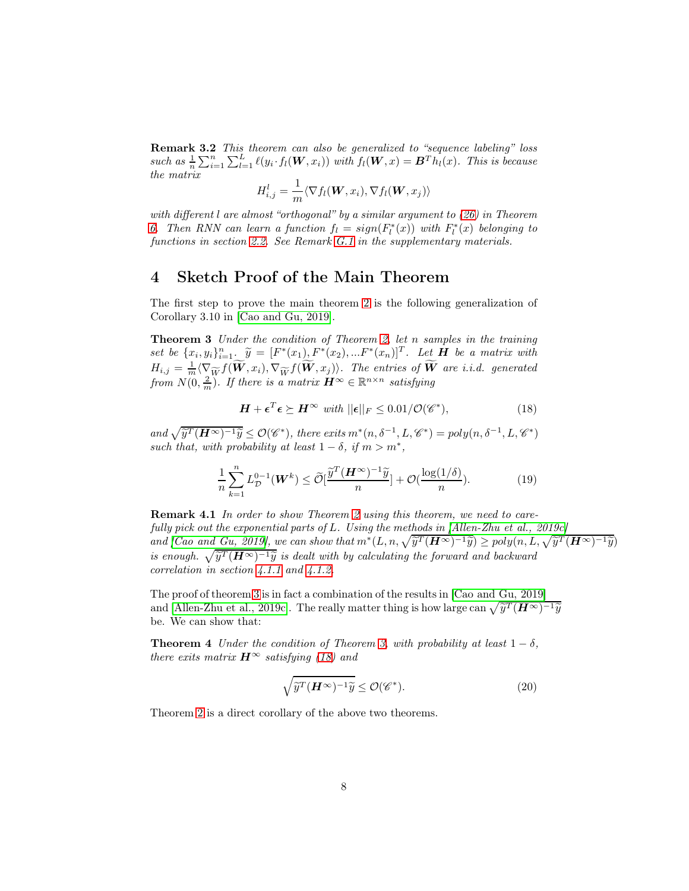**Remark 3.2** *This theorem can also be generalized to "sequence labeling" loss such as $\frac{1}{n}\sum_{i=1}^{n}\sum_{l=1}^{L}\ell(y_i \cdot f_l(\boldsymbol{W}, x_i))$ with $f_l(\boldsymbol{W}, x) = \boldsymbol{B}^T h_l(x)$. This is because the matrix*

$$H_{i,j}^l = \frac{1}{m}\langle \nabla f_l(\boldsymbol{W}, x_i), \nabla f_l(\boldsymbol{W}, x_j)\rangle$$

*with different $l$ are almost "orthogonal" by a similar argument to (26) in Theorem 6. Then RNN can learn a function $f_l = sign(F_l^*(x))$ with $F_l^*(x)$ belonging to functions in section 2.2. See Remark G.1 in the supplementary materials.*

# 4 Sketch Proof of the Main Theorem

The first step to prove the main theorem 2 is the following generalization of Corollary 3.10 in [Cao and Gu, 2019].

**Theorem 3** *Under the condition of Theorem 2, let $n$ samples in the training set be $\{x_i, y_i\}_{i=1}^n$. $\widetilde{y} = [F^*(x_1), F^*(x_2), ...F^*(x_n)]^T$. Let $\boldsymbol{H}$ be a matrix with $H_{i,j} = \frac{1}{m}\langle \nabla_{\widetilde{W}} f(\widetilde{\boldsymbol{W}}, x_i), \nabla_{\widetilde{W}} f(\widetilde{\boldsymbol{W}}, x_j)\rangle$. The entries of $\widetilde{\boldsymbol{W}}$ are i.i.d. generated from $N(0, \frac{2}{m})$. If there is a matrix $\boldsymbol{H}^\infty \in \mathbb{R}^{n\times n}$ satisfying*

$$\boldsymbol{H} + \boldsymbol{\epsilon}^T\boldsymbol{\epsilon} \succeq \boldsymbol{H}^\infty \text{ with } ||\boldsymbol{\epsilon}||_F \le 0.01/\mathcal{O}(\mathscr{C}^*), \tag{18}$$

*and $\sqrt{\widetilde{y}^T(\boldsymbol{H}^\infty)^{-1}\widetilde{y}} \le \mathcal{O}(\mathscr{C}^*)$, there exits $m^*(n, \delta^{-1}, L, \mathscr{C}^*) = poly(n, \delta^{-1}, L, \mathscr{C}^*)$ such that, with probability at least $1-\delta$, if $m > m^*$,*

$$\frac{1}{n}\sum_{k=1}^{n} L_{\mathcal{D}}^{0-1}(\boldsymbol{W}^k) \le \widetilde{\mathcal{O}}[\frac{\widetilde{y}^T(\boldsymbol{H}^\infty)^{-1}\widetilde{y}}{n}] + \mathcal{O}(\frac{\log(1/\delta)}{n}). \tag{19}$$

**Remark 4.1** *In order to show Theorem 2 using this theorem, we need to carefully pick out the exponential parts of $L$. Using the methods in [Allen-Zhu et al., 2019c] and [Cao and Gu, 2019], we can show that $m^*(L, n, \sqrt{\widetilde{y}^T(\boldsymbol{H}^\infty)^{-1}\widetilde{y}}) \ge poly(n, L, \sqrt{\widetilde{y}^T(\boldsymbol{H}^\infty)^{-1}\widetilde{y}})$ is enough. $\sqrt{\widetilde{y}^T(\boldsymbol{H}^\infty)^{-1}\widetilde{y}}$ is dealt with by calculating the forward and backward correlation in section 4.1.1 and 4.1.2.*

The proof of theorem 3 is in fact a combination of the results in [Cao and Gu, 2019] and [Allen-Zhu et al., 2019c]. The really matter thing is how large can $\sqrt{\widetilde{y}^T(\boldsymbol{H}^\infty)^{-1}\widetilde{y}}$ be. We can show that:

**Theorem 4** *Under the condition of Theorem 3, with probability at least $1-\delta$, there exits matrix $\boldsymbol{H}^\infty$ satisfying (18) and*

$$\sqrt{\widetilde{y}^T(\boldsymbol{H}^\infty)^{-1}\widetilde{y}} \le \mathcal{O}(\mathscr{C}^*). \tag{20}$$

Theorem 2 is a direct corollary of the above two theorems.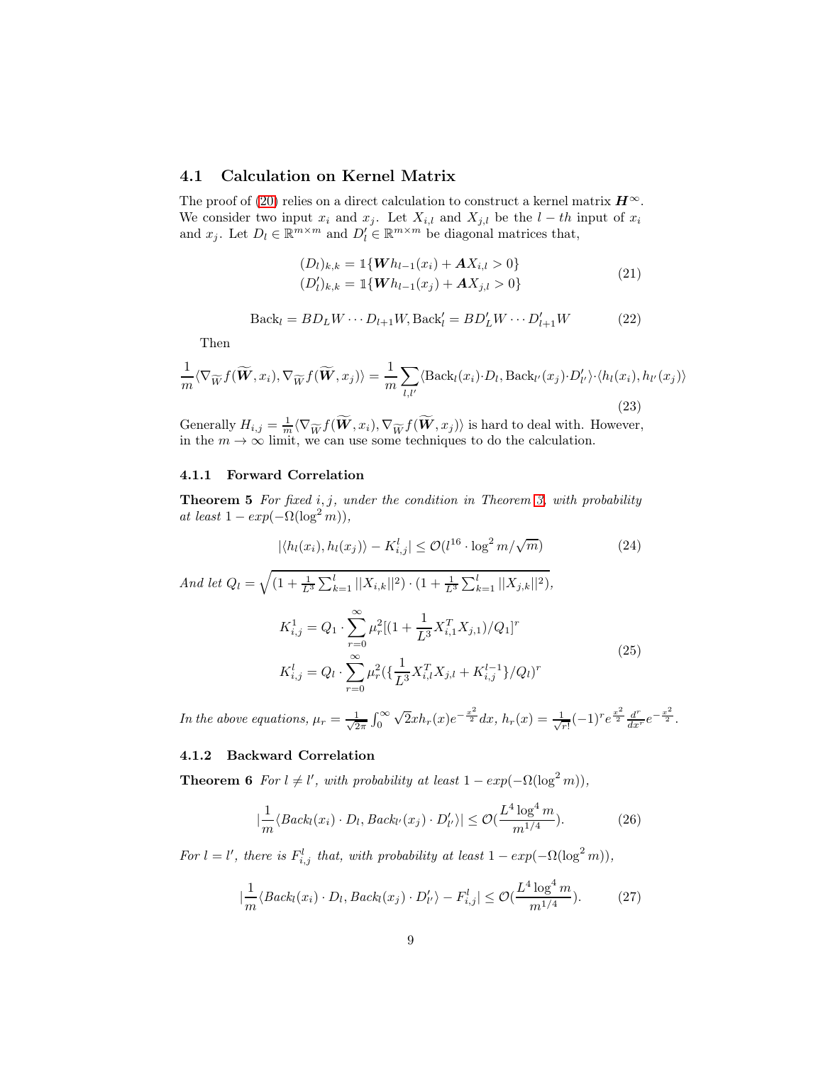### 4.1 Calculation on Kernel Matrix

The proof of (20) relies on a direct calculation to construct a kernel matrix $\boldsymbol{H}^\infty$. We consider two input $x_i$ and $x_j$. Let $X_{i,l}$ and $X_{j,l}$ be the $l-th$ input of $x_i$ and $x_j$. Let $D_l \in \mathbb{R}^{m\times m}$ and $D_l' \in \mathbb{R}^{m\times m}$ be diagonal matrices that,

$$
\begin{aligned}
(D_l)_{k,k} &= \mathbb{1}\{\boldsymbol{W}h_{l-1}(x_i) + \boldsymbol{A}X_{i,l} > 0\} \\
(D_l')_{k,k} &= \mathbb{1}\{\boldsymbol{W}h_{l-1}(x_j) + \boldsymbol{A}X_{j,l} > 0\}
\end{aligned}
\tag{21}
$$

$$
\text{Back}_l = BD_L W \cdots D_{l+1}W, \text{Back}_l' = BD_L' W \cdots D_{l+1}' W \tag{22}
$$

Then

$$
\frac{1}{m}\langle \nabla_{\widetilde{W}} f(\widetilde{\boldsymbol{W}}, x_i), \nabla_{\widetilde{W}} f(\widetilde{\boldsymbol{W}}, x_j)\rangle = \frac{1}{m}\sum_{l,l'} \langle \text{Back}_l(x_i)\cdot D_l, \text{Back}_{l'}(x_j)\cdot D_{l'}'\rangle \cdot \langle h_l(x_i), h_{l'}(x_j)\rangle \tag{23}
$$

Generally $H_{i,j} = \frac{1}{m}\langle \nabla_{\widetilde{W}} f(\widetilde{\boldsymbol{W}}, x_i), \nabla_{\widetilde{W}} f(\widetilde{\boldsymbol{W}}, x_j)\rangle$ is hard to deal with. However, in the $m \to \infty$ limit, we can use some techniques to do the calculation.

#### 4.1.1 Forward Correlation

**Theorem 5** *For fixed $i, j$, under the condition in Theorem 3, with probability at least $1 - exp(-\Omega(\log^2 m))$,*

$$
|\langle h_l(x_i), h_l(x_j)\rangle - K_{i,j}^l| \leq \mathcal{O}(l^{16}\cdot \log^2 m/\sqrt{m}) \tag{24}
$$

*And let $Q_l = \sqrt{(1 + \frac{1}{L^3}\sum_{k=1}^{l} ||X_{i,k}||^2)\cdot(1 + \frac{1}{L^3}\sum_{k=1}^{l}||X_{j,k}||^2)}$,*

$$
\begin{aligned}
K_{i,j}^1 &= Q_1 \cdot \sum_{r=0}^{\infty} \mu_r^2 [(1 + \frac{1}{L^3}X_{i,1}^T X_{j,1})/Q_1]^r \\
K_{i,j}^l &= Q_l \cdot \sum_{r=0}^{\infty} \mu_r^2 (\{\frac{1}{L^3}X_{i,l}^T X_{j,l} + K_{i,j}^{l-1}\}/Q_l)^r
\end{aligned}
\tag{25}
$$

*In the above equations, $\mu_r = \frac{1}{\sqrt{2\pi}}\int_0^\infty \sqrt{2}x h_r(x) e^{-\frac{x^2}{2}}dx$, $h_r(x) = \frac{1}{\sqrt{r!}}(-1)^r e^{\frac{x^2}{2}}\frac{d^r}{dx^r}e^{-\frac{x^2}{2}}$.*

#### 4.1.2 Backward Correlation

**Theorem 6** *For $l \neq l'$, with probability at least $1 - exp(-\Omega(\log^2 m))$,*

$$
|\frac{1}{m}\langle Back_l(x_i)\cdot D_l, Back_{l'}(x_j)\cdot D_{l'}'\rangle| \leq \mathcal{O}(\frac{L^4 \log^4 m}{m^{1/4}}). \tag{26}
$$

*For $l = l'$, there is $F_{i,j}^l$ that, with probability at least $1 - exp(-\Omega(\log^2 m))$,*

$$
|\frac{1}{m}\langle Back_l(x_i)\cdot D_l, Back_l(x_j)\cdot D_{l'}'\rangle - F_{i,j}^l| \leq \mathcal{O}(\frac{L^4 \log^4 m}{m^{1/4}}). \tag{27}
$$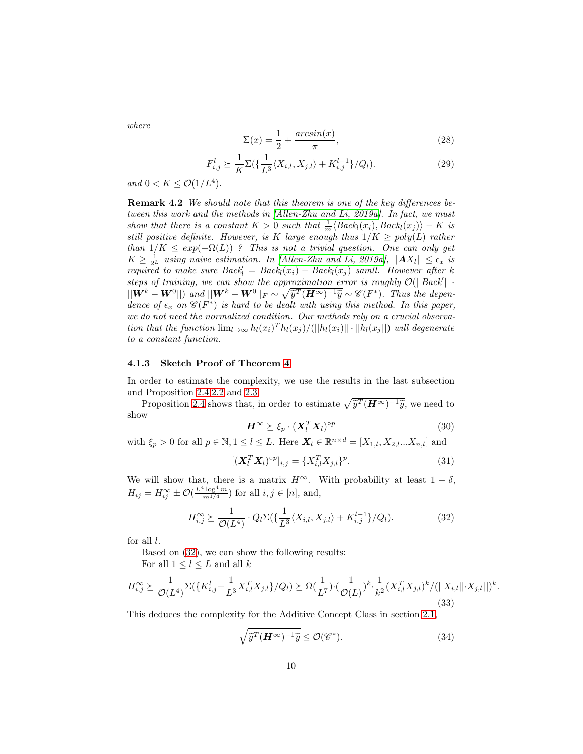*where*

$$\Sigma(x) = \frac{1}{2} + \frac{arcsin(x)}{\pi}, \tag{28}$$

$$F^{l}_{i,j} \succeq \frac{1}{K}\Sigma(\{\frac{1}{L^3}\langle X_{i,l}, X_{j,l}\rangle + K^{l-1}_{i,j}\}/Q_l). \tag{29}$$

*and* $0 < K \leq \mathcal{O}(1/L^4)$.

**Remark 4.2** *We should note that this theorem is one of the key differences between this work and the methods in [Allen-Zhu and Li, 2019a]. In fact, we must show that there is a constant* $K > 0$ *such that* $\frac{1}{m}\langle Back_l(x_i), Back_l(x_j)\rangle - K$ *is still positive definite. However, is* $K$ *large enough thus* $1/K \geq poly(L)$ *rather than* $1/K \leq exp(-\Omega(L))$ *? This is not a trivial question. One can only get* $K \geq \frac{1}{2^L}$ *using naive estimation. In [Allen-Zhu and Li, 2019a],* $||\boldsymbol{A}X_l|| \leq \epsilon_x$ *is required to make sure* $Back'_l = Back_l(x_i) - Back_l(x_j)$ *samll. However after* $k$ *steps of training, we can show the approximation error is roughly* $\mathcal{O}(||Back'|| \cdot ||\boldsymbol{W}^k - \boldsymbol{W}^0||)$ *and* $||\boldsymbol{W}^k - \boldsymbol{W}^0||_F \sim \sqrt{\widetilde{y}^T(\boldsymbol{H}^\infty)^{-1}\widetilde{y}} \sim \mathscr{C}(F^*)$. *Thus the dependence of* $\epsilon_x$ *on* $\mathscr{C}(F^*)$ *is hard to be dealt with using this method. In this paper, we do not need the normalized condition. Our methods rely on a crucial observation that the function* $\lim_{l\to\infty} h_l(x_i)^T h_l(x_j)/(||h_l(x_i)|| \cdot ||h_l(x_j)||)$ *will degenerate to a constant function.*

### 4.1.3 Sketch Proof of Theorem 4

In order to estimate the complexity, we use the results in the last subsection and Proposition 2.4,2.2 and 2.3.

Proposition 2.4 shows that, in order to estimate $\sqrt{\widetilde{y}^T(\boldsymbol{H}^\infty)^{-1}\widetilde{y}}$, we need to show

$$\boldsymbol{H}^\infty \succeq \xi_p \cdot (\boldsymbol{X}_l^T\boldsymbol{X}_l)^{\circ p} \tag{30}$$

with $\xi_p > 0$ for all $p \in \mathbb{N}, 1 \leq l \leq L$. Here $\boldsymbol{X}_l \in \mathbb{R}^{n\times d} = [X_{1,l}, X_{2,l}...X_{n,l}]$ and

$$[(\boldsymbol{X}_l^T\boldsymbol{X}_l)^{\circ p}]_{i,j} = \{X_{i,l}^T X_{j,l}\}^p. \tag{31}$$

We will show that, there is a matrix $H^\infty$. With probability at least $1-\delta$, $H_{ij} = H^\infty_{ij} \pm \mathcal{O}(\frac{L^4\log^4 m}{m^{1/4}})$ for all $i, j \in [n]$, and,

$$H^\infty_{i,j} \succeq \frac{1}{\mathcal{O}(L^4)} \cdot Q_l\Sigma(\{\frac{1}{L^3}\langle X_{i,l}, X_{j,l}\rangle + K^{l-1}_{i,j}\}/Q_l). \tag{32}$$

for all $l$.

Based on (32), we can show the following results:

For all $1 \leq l \leq L$ and all $k$

$$H^\infty_{i,j} \succeq \frac{1}{\mathcal{O}(L^4)}\Sigma(\{K^l_{i,j} + \frac{1}{L^3}X^T_{i,l}X_{j,l}\}/Q_l) \succeq \Omega(\frac{1}{L^7})\cdot(\frac{1}{\mathcal{O}(L)})^k \cdot \frac{1}{k^2}(X^T_{i,l}X_{j,l})^k/(||X_{i,l}||\cdot X_{j,l}||)^k. \tag{33}$$

This deduces the complexity for the Additive Concept Class in section 2.1,

$$\sqrt{\widetilde{y}^T(\boldsymbol{H}^\infty)^{-1}\widetilde{y}} \leq \mathcal{O}(\mathscr{C}^*). \tag{34}$$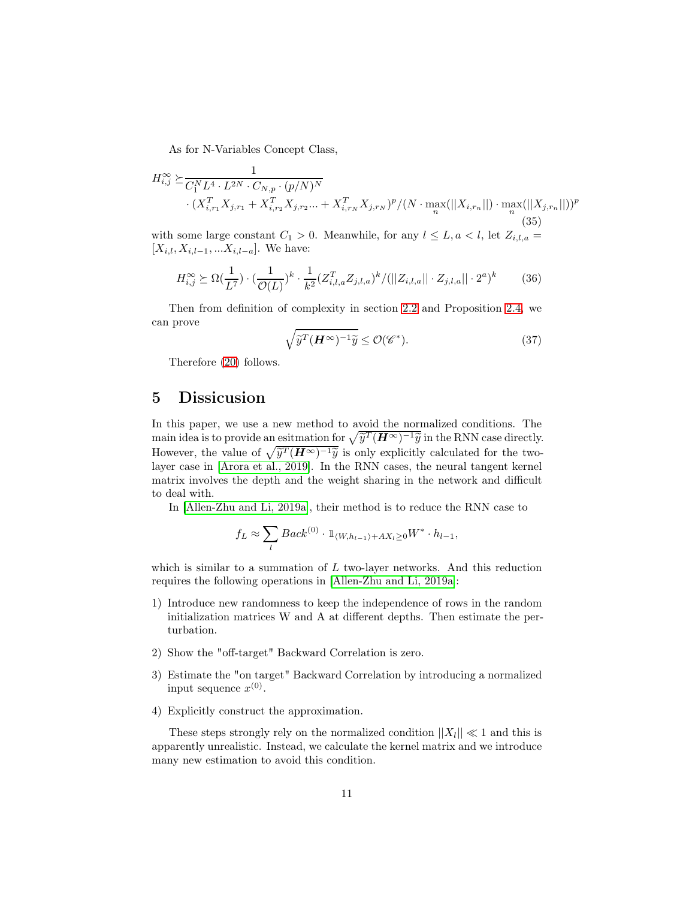As for N-Variables Concept Class,

$$
\begin{aligned}
H^{\infty}_{i,j} \succeq & \frac{1}{C_1^N L^4 \cdot L^{2N} \cdot C_{N,p} \cdot (p/N)^N} \\
& \cdot (X^T_{i,r_1} X_{j,r_1} + X^T_{i,r_2} X_{j,r_2} ... + X^T_{i,r_N} X_{j,r_N})^p / (N \cdot \max_n(||X_{i,r_n}||) \cdot \max_n(||X_{j,r_n}||))^p
\end{aligned} \tag{35}
$$

with some large constant $C_1 > 0$. Meanwhile, for any $l \leq L, a < l$, let $Z_{i,l,a} = [X_{i,l}, X_{i,l-1}, ... X_{i,l-a}]$. We have:

$$
H^{\infty}_{i,j} \succeq \Omega(\frac{1}{L^7}) \cdot (\frac{1}{\mathcal{O}(L)})^k \cdot \frac{1}{k^2} (Z^T_{i,l,a} Z_{j,l,a})^k / (||Z_{i,l,a}|| \cdot Z_{j,l,a}|| \cdot 2^a)^k \tag{36}
$$

Then from definition of complexity in section 2.2 and Proposition 2.4, we can prove

$$
\sqrt{\widetilde{y}^T (\boldsymbol{H}^{\infty})^{-1} \widetilde{y}} \leq \mathcal{O}(\mathscr{C}^*). \tag{37}
$$

Therefore (20) follows.

# 5 Dissicusion

In this paper, we use a new method to avoid the normalized conditions. The main idea is to provide an esitmation for $\sqrt{\widetilde{y}^T (\boldsymbol{H}^{\infty})^{-1} \widetilde{y}}$ in the RNN case directly. However, the value of $\sqrt{\widetilde{y}^T (\boldsymbol{H}^{\infty})^{-1} \widetilde{y}}$ is only explicitly calculated for the two-layer case in [Arora et al., 2019]. In the RNN cases, the neural tangent kernel matrix involves the depth and the weight sharing in the network and difficult to deal with.

In [Allen-Zhu and Li, 2019a], their method is to reduce the RNN case to

$$
f_L \approx \sum_l Back^{(0)} \cdot \mathbb{1}_{\langle W, h_{l-1} \rangle + AX_l \geq 0} W^* \cdot h_{l-1},
$$

which is similar to a summation of $L$ two-layer networks. And this reduction requires the following operations in [Allen-Zhu and Li, 2019a]:

1) Introduce new randomness to keep the independence of rows in the random initialization matrices W and A at different depths. Then estimate the perturbation.

2) Show the "off-target" Backward Correlation is zero.

3) Estimate the "on target" Backward Correlation by introducing a normalized input sequence $x^{(0)}$.

4) Explicitly construct the approximation.

These steps strongly rely on the normalized condition $||X_l|| \ll 1$ and this is apparently unrealistic. Instead, we calculate the kernel matrix and we introduce many new estimation to avoid this condition.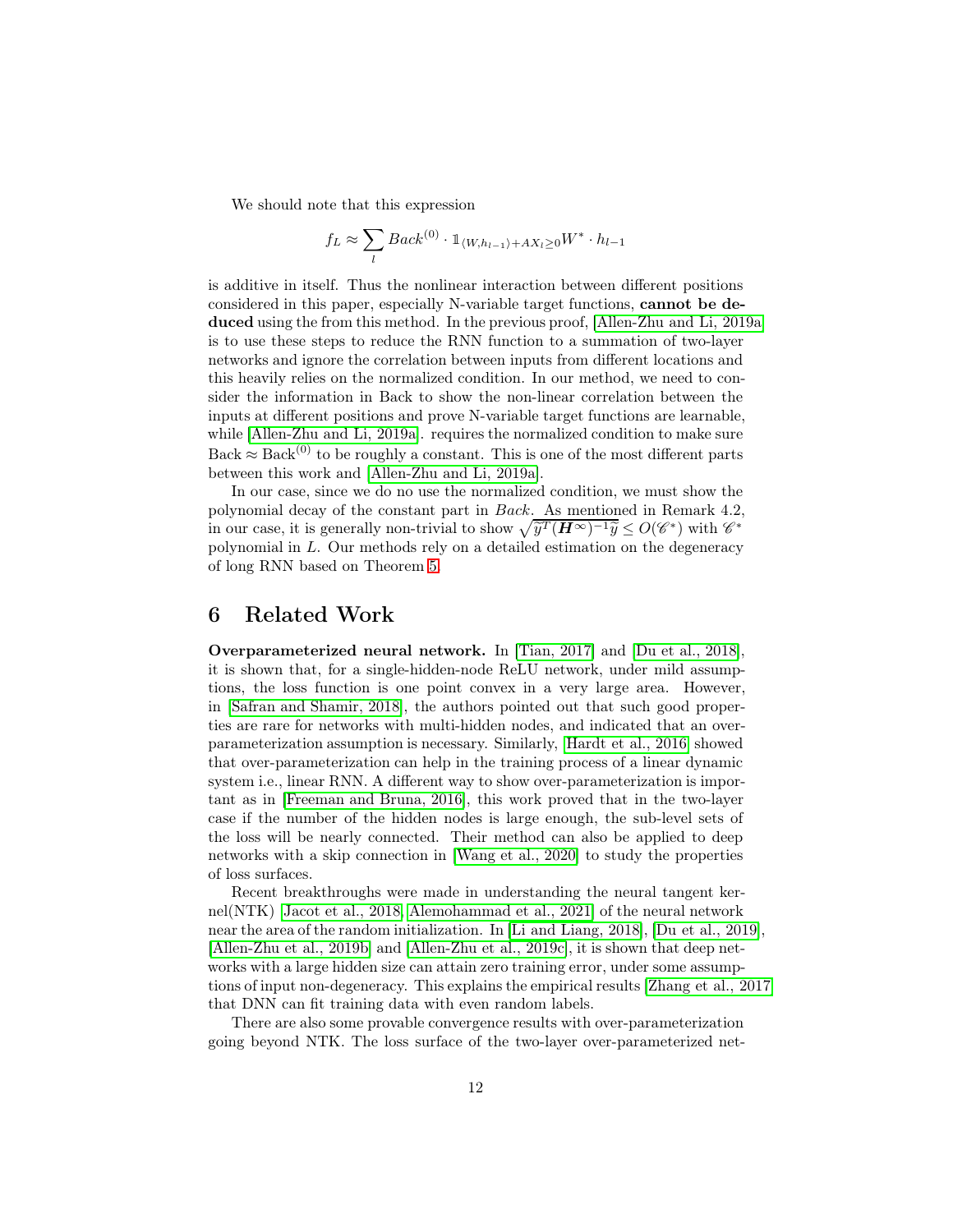We should note that this expression

$$f_L \approx \sum_l Back^{(0)} \cdot \mathbb{1}_{\langle W, h_{l-1}\rangle + AX_l \geq 0} W^* \cdot h_{l-1}$$

is additive in itself. Thus the nonlinear interaction between different positions considered in this paper, especially N-variable target functions, **cannot be deduced** using the from this method. In the previous proof, [Allen-Zhu and Li, 2019a] is to use these steps to reduce the RNN function to a summation of two-layer networks and ignore the correlation between inputs from different locations and this heavily relies on the normalized condition. In our method, we need to consider the information in Back to show the non-linear correlation between the inputs at different positions and prove N-variable target functions are learnable, while [Allen-Zhu and Li, 2019a]. requires the normalized condition to make sure $\mathrm{Back} \approx \mathrm{Back}^{(0)}$ to be roughly a constant. This is one of the most different parts between this work and [Allen-Zhu and Li, 2019a].

In our case, since we do no use the normalized condition, we must show the polynomial decay of the constant part in *Back*. As mentioned in Remark 4.2, in our case, it is generally non-trivial to show $\sqrt{\widetilde{y}^T(\boldsymbol{H}^\infty)^{-1}\widetilde{y}} \leq O(\mathscr{C}^*)$ with $\mathscr{C}^*$ polynomial in $L$. Our methods rely on a detailed estimation on the degeneracy of long RNN based on Theorem 5.

# 6 Related Work

**Overparameterized neural network.** In [Tian, 2017] and [Du et al., 2018], it is shown that, for a single-hidden-node ReLU network, under mild assumptions, the loss function is one point convex in a very large area. However, in [Safran and Shamir, 2018], the authors pointed out that such good properties are rare for networks with multi-hidden nodes, and indicated that an over-parameterization assumption is necessary. Similarly, [Hardt et al., 2016] showed that over-parameterization can help in the training process of a linear dynamic system i.e., linear RNN. A different way to show over-parameterization is important as in [Freeman and Bruna, 2016], this work proved that in the two-layer case if the number of the hidden nodes is large enough, the sub-level sets of the loss will be nearly connected. Their method can also be applied to deep networks with a skip connection in [Wang et al., 2020] to study the properties of loss surfaces.

Recent breakthroughs were made in understanding the neural tangent kernel(NTK) [Jacot et al., 2018, Alemohammad et al., 2021] of the neural network near the area of the random initialization. In [Li and Liang, 2018], [Du et al., 2019], [Allen-Zhu et al., 2019b] and [Allen-Zhu et al., 2019c], it is shown that deep networks with a large hidden size can attain zero training error, under some assumptions of input non-degeneracy. This explains the empirical results [Zhang et al., 2017] that DNN can fit training data with even random labels.

There are also some provable convergence results with over-parameterization going beyond NTK. The loss surface of the two-layer over-parameterized net-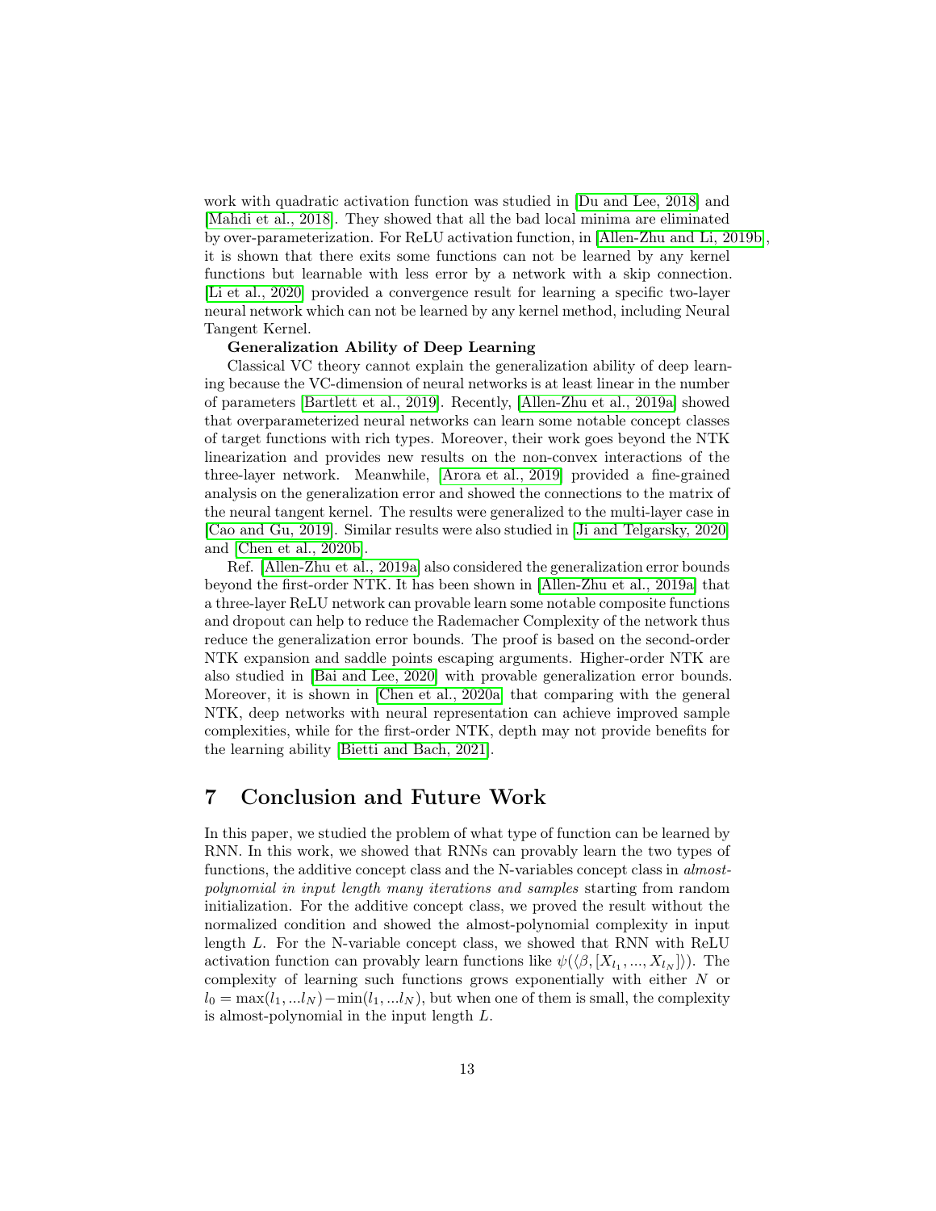work with quadratic activation function was studied in [Du and Lee, 2018] and [Mahdi et al., 2018]. They showed that all the bad local minima are eliminated by over-parameterization. For ReLU activation function, in [Allen-Zhu and Li, 2019b], it is shown that there exits some functions can not be learned by any kernel functions but learnable with less error by a network with a skip connection. [Li et al., 2020] provided a convergence result for learning a specific two-layer neural network which can not be learned by any kernel method, including Neural Tangent Kernel.

**Generalization Ability of Deep Learning**

Classical VC theory cannot explain the generalization ability of deep learning because the VC-dimension of neural networks is at least linear in the number of parameters [Bartlett et al., 2019]. Recently, [Allen-Zhu et al., 2019a] showed that overparameterized neural networks can learn some notable concept classes of target functions with rich types. Moreover, their work goes beyond the NTK linearization and provides new results on the non-convex interactions of the three-layer network. Meanwhile, [Arora et al., 2019] provided a fine-grained analysis on the generalization error and showed the connections to the matrix of the neural tangent kernel. The results were generalized to the multi-layer case in [Cao and Gu, 2019]. Similar results were also studied in [Ji and Telgarsky, 2020] and [Chen et al., 2020b].

Ref. [Allen-Zhu et al., 2019a] also considered the generalization error bounds beyond the first-order NTK. It has been shown in [Allen-Zhu et al., 2019a] that a three-layer ReLU network can provable learn some notable composite functions and dropout can help to reduce the Rademacher Complexity of the network thus reduce the generalization error bounds. The proof is based on the second-order NTK expansion and saddle points escaping arguments. Higher-order NTK are also studied in [Bai and Lee, 2020] with provable generalization error bounds. Moreover, it is shown in [Chen et al., 2020a] that comparing with the general NTK, deep networks with neural representation can achieve improved sample complexities, while for the first-order NTK, depth may not provide benefits for the learning ability [Bietti and Bach, 2021].

# 7 Conclusion and Future Work

In this paper, we studied the problem of what type of function can be learned by RNN. In this work, we showed that RNNs can provably learn the two types of functions, the additive concept class and the N-variables concept class in *almost-polynomial in input length many iterations and samples* starting from random initialization. For the additive concept class, we proved the result without the normalized condition and showed the almost-polynomial complexity in input length $L$. For the N-variable concept class, we showed that RNN with ReLU activation function can provably learn functions like $\psi(\langle \beta, [X_{l_1}, ..., X_{l_N}] \rangle)$. The complexity of learning such functions grows exponentially with either $N$ or $l_0 = \max(l_1, ...l_N) - \min(l_1, ...l_N)$, but when one of them is small, the complexity is almost-polynomial in the input length $L$.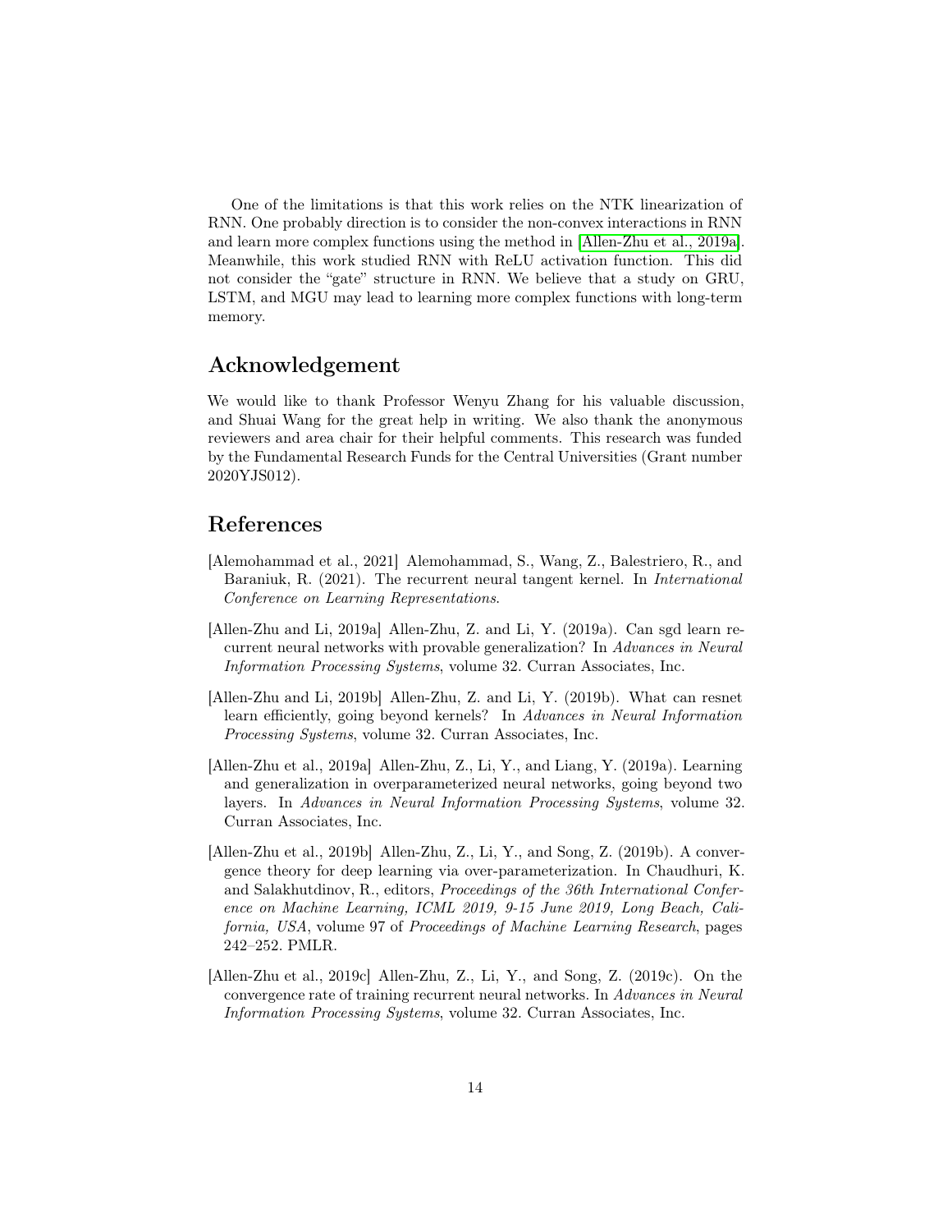One of the limitations is that this work relies on the NTK linearization of RNN. One probably direction is to consider the non-convex interactions in RNN and learn more complex functions using the method in [Allen-Zhu et al., 2019a]. Meanwhile, this work studied RNN with ReLU activation function. This did not consider the "gate" structure in RNN. We believe that a study on GRU, LSTM, and MGU may lead to learning more complex functions with long-term memory.

## Acknowledgement

We would like to thank Professor Wenyu Zhang for his valuable discussion, and Shuai Wang for the great help in writing. We also thank the anonymous reviewers and area chair for their helpful comments. This research was funded by the Fundamental Research Funds for the Central Universities (Grant number 2020YJS012).

## References

[Alemohammad et al., 2021] Alemohammad, S., Wang, Z., Balestriero, R., and Baraniuk, R. (2021). The recurrent neural tangent kernel. In *International Conference on Learning Representations*.

[Allen-Zhu and Li, 2019a] Allen-Zhu, Z. and Li, Y. (2019a). Can sgd learn recurrent neural networks with provable generalization? In *Advances in Neural Information Processing Systems*, volume 32. Curran Associates, Inc.

[Allen-Zhu and Li, 2019b] Allen-Zhu, Z. and Li, Y. (2019b). What can resnet learn efficiently, going beyond kernels? In *Advances in Neural Information Processing Systems*, volume 32. Curran Associates, Inc.

[Allen-Zhu et al., 2019a] Allen-Zhu, Z., Li, Y., and Liang, Y. (2019a). Learning and generalization in overparameterized neural networks, going beyond two layers. In *Advances in Neural Information Processing Systems*, volume 32. Curran Associates, Inc.

[Allen-Zhu et al., 2019b] Allen-Zhu, Z., Li, Y., and Song, Z. (2019b). A convergence theory for deep learning via over-parameterization. In Chaudhuri, K. and Salakhutdinov, R., editors, *Proceedings of the 36th International Conference on Machine Learning, ICML 2019, 9-15 June 2019, Long Beach, California, USA*, volume 97 of *Proceedings of Machine Learning Research*, pages 242–252. PMLR.

[Allen-Zhu et al., 2019c] Allen-Zhu, Z., Li, Y., and Song, Z. (2019c). On the convergence rate of training recurrent neural networks. In *Advances in Neural Information Processing Systems*, volume 32. Curran Associates, Inc.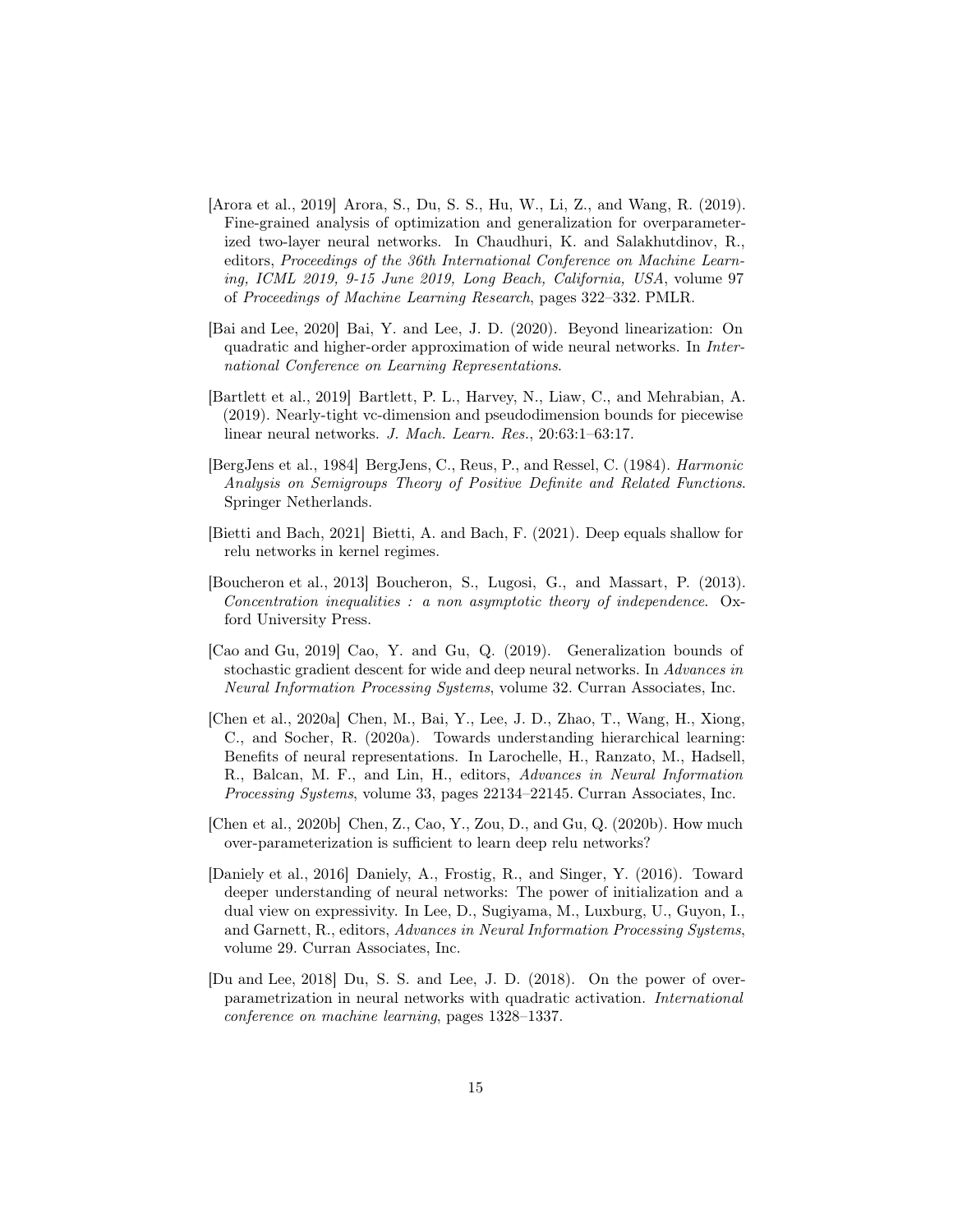[Arora et al., 2019] Arora, S., Du, S. S., Hu, W., Li, Z., and Wang, R. (2019). Fine-grained analysis of optimization and generalization for overparameterized two-layer neural networks. In Chaudhuri, K. and Salakhutdinov, R., editors, *Proceedings of the 36th International Conference on Machine Learning, ICML 2019, 9-15 June 2019, Long Beach, California, USA*, volume 97 of *Proceedings of Machine Learning Research*, pages 322–332. PMLR.

[Bai and Lee, 2020] Bai, Y. and Lee, J. D. (2020). Beyond linearization: On quadratic and higher-order approximation of wide neural networks. In *International Conference on Learning Representations*.

[Bartlett et al., 2019] Bartlett, P. L., Harvey, N., Liaw, C., and Mehrabian, A. (2019). Nearly-tight vc-dimension and pseudodimension bounds for piecewise linear neural networks. *J. Mach. Learn. Res.*, 20:63:1–63:17.

[BergJens et al., 1984] BergJens, C., Reus, P., and Ressel, C. (1984). *Harmonic Analysis on Semigroups Theory of Positive Definite and Related Functions*. Springer Netherlands.

[Bietti and Bach, 2021] Bietti, A. and Bach, F. (2021). Deep equals shallow for relu networks in kernel regimes.

[Boucheron et al., 2013] Boucheron, S., Lugosi, G., and Massart, P. (2013). *Concentration inequalities : a non asymptotic theory of independence*. Oxford University Press.

[Cao and Gu, 2019] Cao, Y. and Gu, Q. (2019). Generalization bounds of stochastic gradient descent for wide and deep neural networks. In *Advances in Neural Information Processing Systems*, volume 32. Curran Associates, Inc.

[Chen et al., 2020a] Chen, M., Bai, Y., Lee, J. D., Zhao, T., Wang, H., Xiong, C., and Socher, R. (2020a). Towards understanding hierarchical learning: Benefits of neural representations. In Larochelle, H., Ranzato, M., Hadsell, R., Balcan, M. F., and Lin, H., editors, *Advances in Neural Information Processing Systems*, volume 33, pages 22134–22145. Curran Associates, Inc.

[Chen et al., 2020b] Chen, Z., Cao, Y., Zou, D., and Gu, Q. (2020b). How much over-parameterization is sufficient to learn deep relu networks?

[Daniely et al., 2016] Daniely, A., Frostig, R., and Singer, Y. (2016). Toward deeper understanding of neural networks: The power of initialization and a dual view on expressivity. In Lee, D., Sugiyama, M., Luxburg, U., Guyon, I., and Garnett, R., editors, *Advances in Neural Information Processing Systems*, volume 29. Curran Associates, Inc.

[Du and Lee, 2018] Du, S. S. and Lee, J. D. (2018). On the power of overparametrization in neural networks with quadratic activation. *International conference on machine learning*, pages 1328–1337.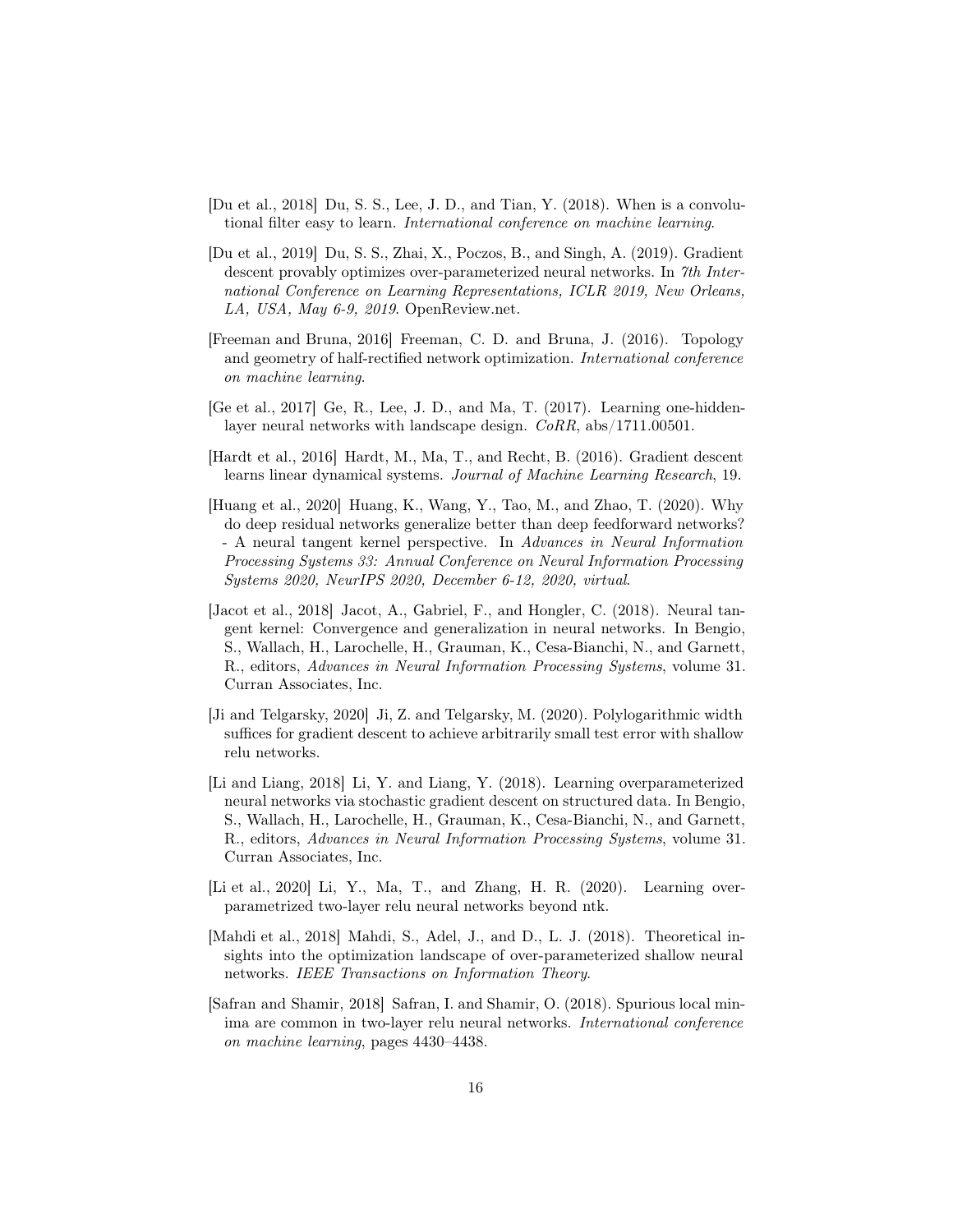[Du et al., 2018] Du, S. S., Lee, J. D., and Tian, Y. (2018). When is a convolutional filter easy to learn. *International conference on machine learning*.

[Du et al., 2019] Du, S. S., Zhai, X., Poczos, B., and Singh, A. (2019). Gradient descent provably optimizes over-parameterized neural networks. In *7th International Conference on Learning Representations, ICLR 2019, New Orleans, LA, USA, May 6-9, 2019*. OpenReview.net.

[Freeman and Bruna, 2016] Freeman, C. D. and Bruna, J. (2016). Topology and geometry of half-rectified network optimization. *International conference on machine learning*.

[Ge et al., 2017] Ge, R., Lee, J. D., and Ma, T. (2017). Learning one-hidden-layer neural networks with landscape design. *CoRR*, abs/1711.00501.

[Hardt et al., 2016] Hardt, M., Ma, T., and Recht, B. (2016). Gradient descent learns linear dynamical systems. *Journal of Machine Learning Research*, 19.

[Huang et al., 2020] Huang, K., Wang, Y., Tao, M., and Zhao, T. (2020). Why do deep residual networks generalize better than deep feedforward networks? - A neural tangent kernel perspective. In *Advances in Neural Information Processing Systems 33: Annual Conference on Neural Information Processing Systems 2020, NeurIPS 2020, December 6-12, 2020, virtual*.

[Jacot et al., 2018] Jacot, A., Gabriel, F., and Hongler, C. (2018). Neural tangent kernel: Convergence and generalization in neural networks. In Bengio, S., Wallach, H., Larochelle, H., Grauman, K., Cesa-Bianchi, N., and Garnett, R., editors, *Advances in Neural Information Processing Systems*, volume 31. Curran Associates, Inc.

[Ji and Telgarsky, 2020] Ji, Z. and Telgarsky, M. (2020). Polylogarithmic width suffices for gradient descent to achieve arbitrarily small test error with shallow relu networks.

[Li and Liang, 2018] Li, Y. and Liang, Y. (2018). Learning overparameterized neural networks via stochastic gradient descent on structured data. In Bengio, S., Wallach, H., Larochelle, H., Grauman, K., Cesa-Bianchi, N., and Garnett, R., editors, *Advances in Neural Information Processing Systems*, volume 31. Curran Associates, Inc.

[Li et al., 2020] Li, Y., Ma, T., and Zhang, H. R. (2020). Learning over-parametrized two-layer relu neural networks beyond ntk.

[Mahdi et al., 2018] Mahdi, S., Adel, J., and D., L. J. (2018). Theoretical insights into the optimization landscape of over-parameterized shallow neural networks. *IEEE Transactions on Information Theory*.

[Safran and Shamir, 2018] Safran, I. and Shamir, O. (2018). Spurious local minima are common in two-layer relu neural networks. *International conference on machine learning*, pages 4430–4438.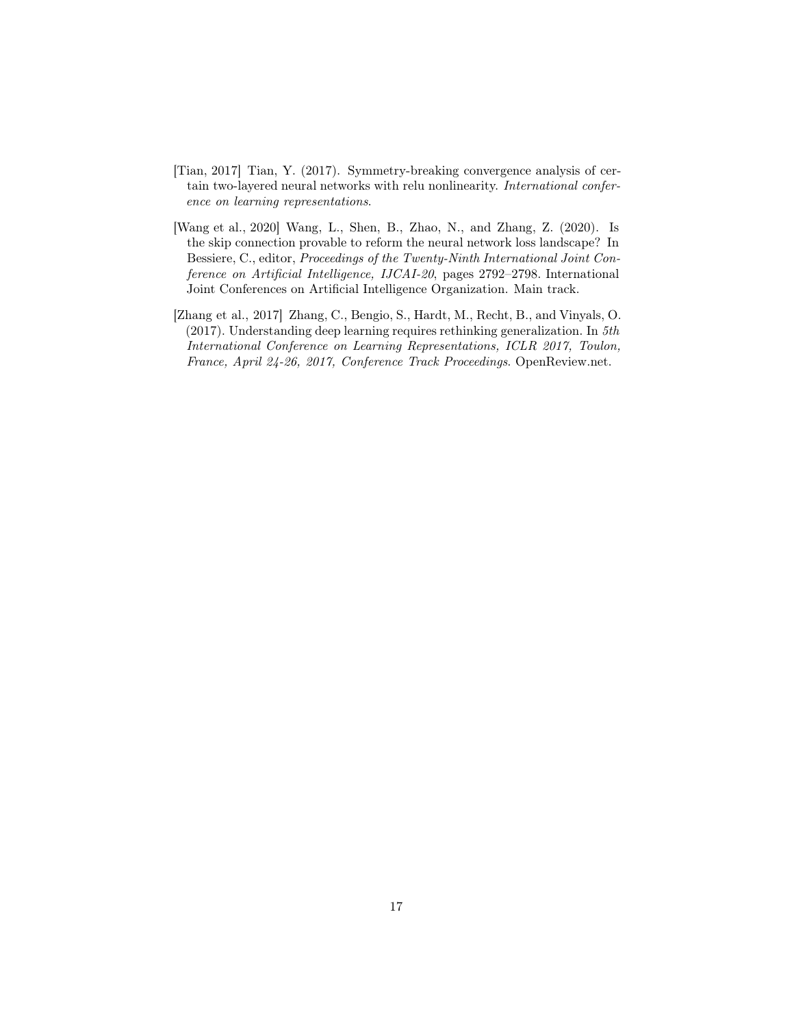[Tian, 2017] Tian, Y. (2017). Symmetry-breaking convergence analysis of certain two-layered neural networks with relu nonlinearity. *International conference on learning representations*.

[Wang et al., 2020] Wang, L., Shen, B., Zhao, N., and Zhang, Z. (2020). Is the skip connection provable to reform the neural network loss landscape? In Bessiere, C., editor, *Proceedings of the Twenty-Ninth International Joint Conference on Artificial Intelligence, IJCAI-20*, pages 2792–2798. International Joint Conferences on Artificial Intelligence Organization. Main track.

[Zhang et al., 2017] Zhang, C., Bengio, S., Hardt, M., Recht, B., and Vinyals, O. (2017). Understanding deep learning requires rethinking generalization. In *5th International Conference on Learning Representations, ICLR 2017, Toulon, France, April 24-26, 2017, Conference Track Proceedings*. OpenReview.net.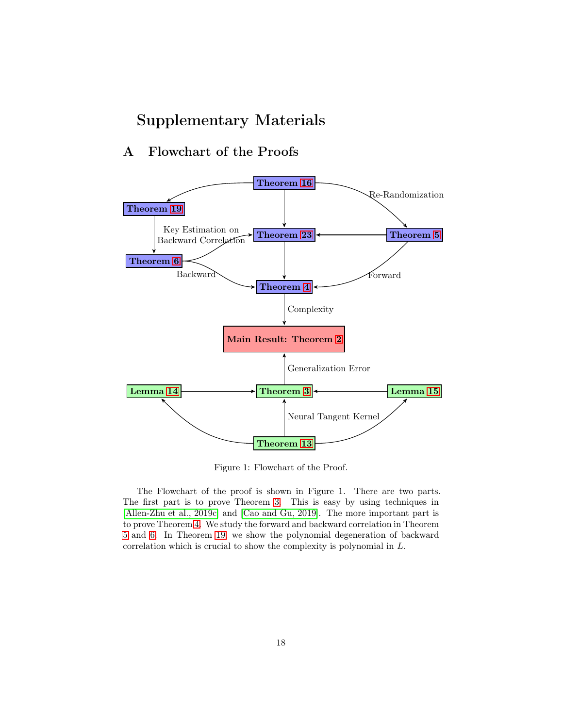# Supplementary Materials

## A Flowchart of the Proofs

Figure 1: Flowchart of the Proof.

The Flowchart of the proof is shown in Figure 1. There are two parts. The first part is to prove Theorem 3. This is easy by using techniques in [Allen-Zhu et al., 2019c] and [Cao and Gu, 2019]. The more important part is to prove Theorem 4. We study the forward and backward correlation in Theorem 5 and 6. In Theorem 19, we show the polynomial degeneration of backward correlation which is crucial to show the complexity is polynomial in $L$.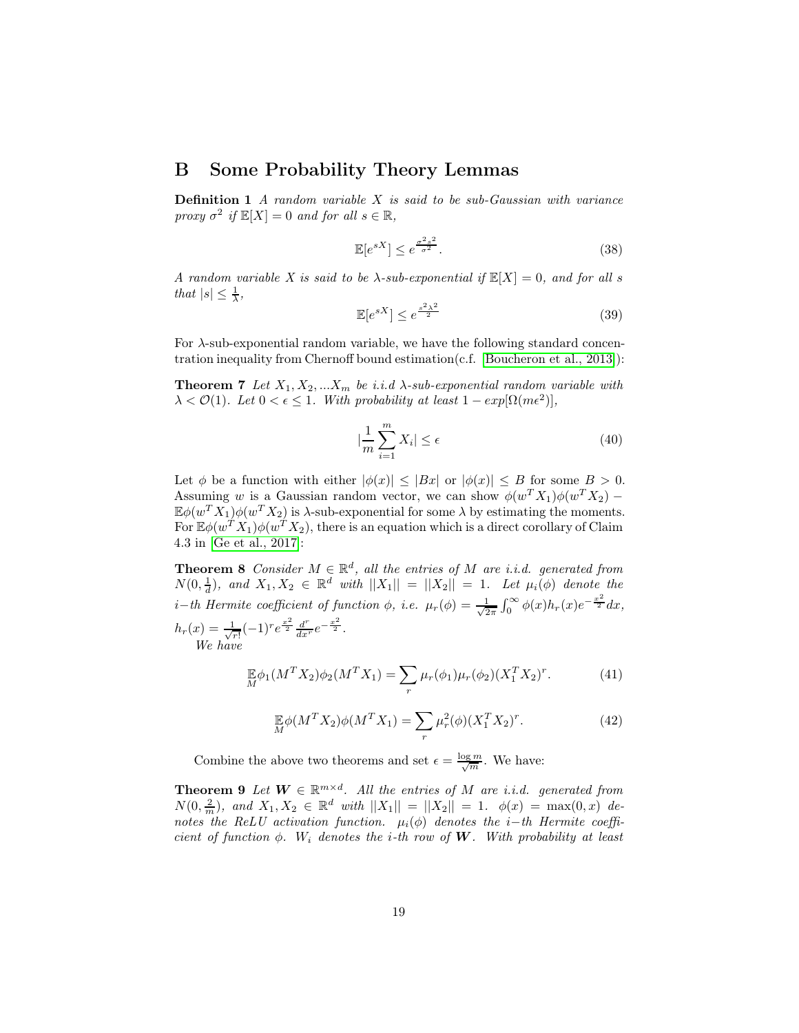## B Some Probability Theory Lemmas

**Definition 1** *A random variable $X$ is said to be sub-Gaussian with variance proxy $\sigma^2$ if $\mathbb{E}[X] = 0$ and for all $s \in \mathbb{R}$,*

$$\mathbb{E}[e^{sX}] \leq e^{\frac{\sigma^2 s^2}{\sigma^2}}. \tag{38}$$

*A random variable $X$ is said to be $\lambda$-sub-exponential if $\mathbb{E}[X] = 0$, and for all $s$ that $|s| \leq \frac{1}{\lambda}$,*

$$\mathbb{E}[e^{sX}] \leq e^{\frac{s^2 \lambda^2}{2}} \tag{39}$$

For $\lambda$-sub-exponential random variable, we have the following standard concentration inequality from Chernoff bound estimation(c.f. [Boucheron et al., 2013]):

**Theorem 7** *Let $X_1, X_2, ... X_m$ be i.i.d $\lambda$-sub-exponential random variable with $\lambda < \mathcal{O}(1)$. Let $0 < \epsilon \leq 1$. With probability at least $1 - exp[\Omega(m\epsilon^2)]$,*

$$|\frac{1}{m}\sum_{i=1}^{m} X_i| \leq \epsilon \tag{40}$$

Let $\phi$ be a function with either $|\phi(x)| \leq |Bx|$ or $|\phi(x)| \leq B$ for some $B > 0$. Assuming $w$ is a Gaussian random vector, we can show $\phi(w^T X_1)\phi(w^T X_2) - \mathbb{E}\phi(w^T X_1)\phi(w^T X_2)$ is $\lambda$-sub-exponential for some $\lambda$ by estimating the moments. For $\mathbb{E}\phi(w^T X_1)\phi(w^T X_2)$, there is an equation which is a direct corollary of Claim 4.3 in [Ge et al., 2017]:

**Theorem 8** *Consider $M \in \mathbb{R}^d$, all the entries of $M$ are i.i.d. generated from $N(0, \frac{1}{d})$, and $X_1, X_2 \in \mathbb{R}^d$ with $||X_1|| = ||X_2|| = 1$. Let $\mu_i(\phi)$ denote the $i-$th Hermite coefficient of function $\phi$, i.e. $\mu_r(\phi) = \frac{1}{\sqrt{2\pi}}\int_0^\infty \phi(x) h_r(x) e^{-\frac{x^2}{2}} dx$, $h_r(x) = \frac{1}{\sqrt{r!}}(-1)^r e^{\frac{x^2}{2}} \frac{d^r}{dx^r} e^{-\frac{x^2}{2}}$.*

*We have*

$$\mathop{\mathbb{E}}_{M} \phi_1(M^T X_2)\phi_2(M^T X_1) = \sum_r \mu_r(\phi_1)\mu_r(\phi_2)(X_1^T X_2)^r. \tag{41}$$

$$\mathop{\mathbb{E}}_{M} \phi(M^T X_2)\phi(M^T X_1) = \sum_r \mu_r^2(\phi)(X_1^T X_2)^r. \tag{42}$$

Combine the above two theorems and set $\epsilon = \frac{\log m}{\sqrt{m}}$. We have:

**Theorem 9** *Let $\boldsymbol{W} \in \mathbb{R}^{m \times d}$. All the entries of $M$ are i.i.d. generated from $N(0, \frac{2}{m})$, and $X_1, X_2 \in \mathbb{R}^d$ with $||X_1|| = ||X_2|| = 1$. $\phi(x) = \max(0, x)$ denotes the ReLU activation function. $\mu_i(\phi)$ denotes the $i-$th Hermite coefficient of function $\phi$. $W_i$ denotes the $i$-th row of $\boldsymbol{W}$. With probability at least*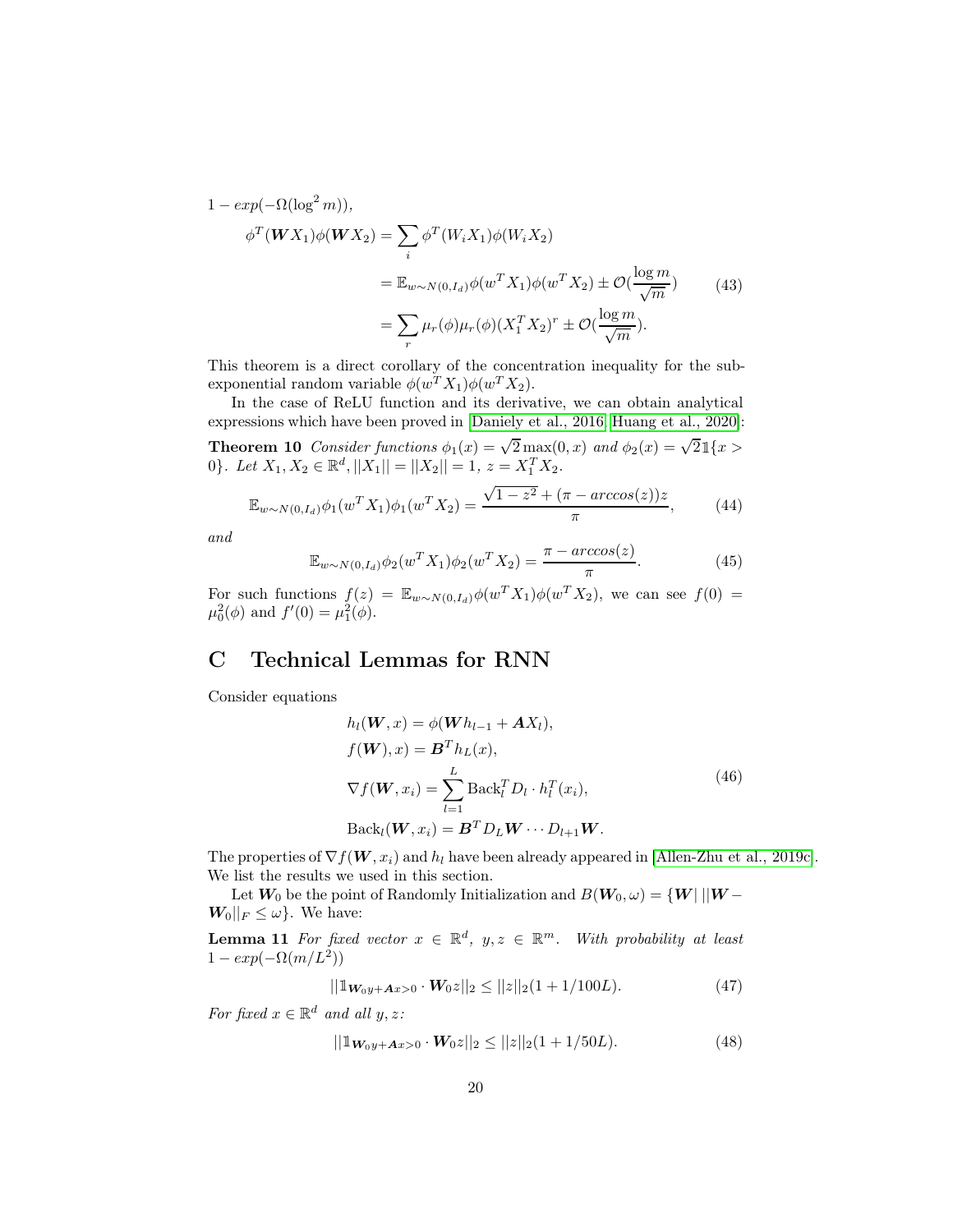$1 - exp(-\Omega(\log^2 m))$,

$$\begin{aligned}
\phi^T(\boldsymbol{W}X_1)\phi(\boldsymbol{W}X_2) &= \sum_i \phi^T(W_i X_1)\phi(W_i X_2) \\
&= \mathbb{E}_{w\sim N(0,I_d)}\phi(w^T X_1)\phi(w^T X_2) \pm \mathcal{O}(\frac{\log m}{\sqrt{m}}) \\
&= \sum_r \mu_r(\phi)\mu_r(\phi)(X_1^T X_2)^r \pm \mathcal{O}(\frac{\log m}{\sqrt{m}}).
\end{aligned} \tag{43}$$

This theorem is a direct corollary of the concentration inequality for the sub-exponential random variable $\phi(w^T X_1)\phi(w^T X_2)$.

In the case of ReLU function and its derivative, we can obtain analytical expressions which have been proved in [Daniely et al., 2016, Huang et al., 2020]:

**Theorem 10** *Consider functions $\phi_1(x) = \sqrt{2}\max(0, x)$ and $\phi_2(x) = \sqrt{2}\mathbb{1}\{x > 0\}$. Let $X_1, X_2 \in \mathbb{R}^d, ||X_1|| = ||X_2|| = 1$, $z = X_1^T X_2$.*

$$\mathbb{E}_{w\sim N(0,I_d)}\phi_1(w^T X_1)\phi_1(w^T X_2) = \frac{\sqrt{1-z^2} + (\pi - arccos(z))z}{\pi}, \tag{44}$$

*and*

$$\mathbb{E}_{w\sim N(0,I_d)}\phi_2(w^T X_1)\phi_2(w^T X_2) = \frac{\pi - arccos(z)}{\pi}. \tag{45}$$

For such functions $f(z) = \mathbb{E}_{w\sim N(0,I_d)}\phi(w^T X_1)\phi(w^T X_2)$, we can see $f(0) = \mu_0^2(\phi)$ and $f'(0) = \mu_1^2(\phi)$.

# C Technical Lemmas for RNN

Consider equations

$$\begin{aligned}
&h_l(\boldsymbol{W}, x) = \phi(\boldsymbol{W}h_{l-1} + \boldsymbol{A}X_l), \\
&f(\boldsymbol{W}), x) = \boldsymbol{B}^T h_L(x), \\
&\nabla f(\boldsymbol{W}, x_i) = \sum_{l=1}^{L} \text{Back}_l^T D_l \cdot h_l^T(x_i), \\
&\text{Back}_l(\boldsymbol{W}, x_i) = \boldsymbol{B}^T D_L \boldsymbol{W} \cdots D_{l+1}\boldsymbol{W}.
\end{aligned} \tag{46}$$

The properties of $\nabla f(\boldsymbol{W}, x_i)$ and $h_l$ have been already appeared in [Allen-Zhu et al., 2019c]. We list the results we used in this section.

Let $\boldsymbol{W}_0$ be the point of Randomly Initialization and $B(\boldsymbol{W}_0, \omega) = \{\boldsymbol{W}|\ ||\boldsymbol{W} - \boldsymbol{W}_0||_F \leq \omega\}$. We have:

**Lemma 11** *For fixed vector $x \in \mathbb{R}^d$, $y, z \in \mathbb{R}^m$. With probability at least $1 - exp(-\Omega(m/L^2))$*

$$||\mathbb{1}_{\boldsymbol{W}_0 y + \boldsymbol{A}x > 0} \cdot \boldsymbol{W}_0 z||_2 \leq ||z||_2(1 + 1/100L). \tag{47}$$

*For fixed $x \in \mathbb{R}^d$ and all $y, z$:*

$$||\mathbb{1}_{\boldsymbol{W}_0 y + \boldsymbol{A}x > 0} \cdot \boldsymbol{W}_0 z||_2 \leq ||z||_2(1 + 1/50L). \tag{48}$$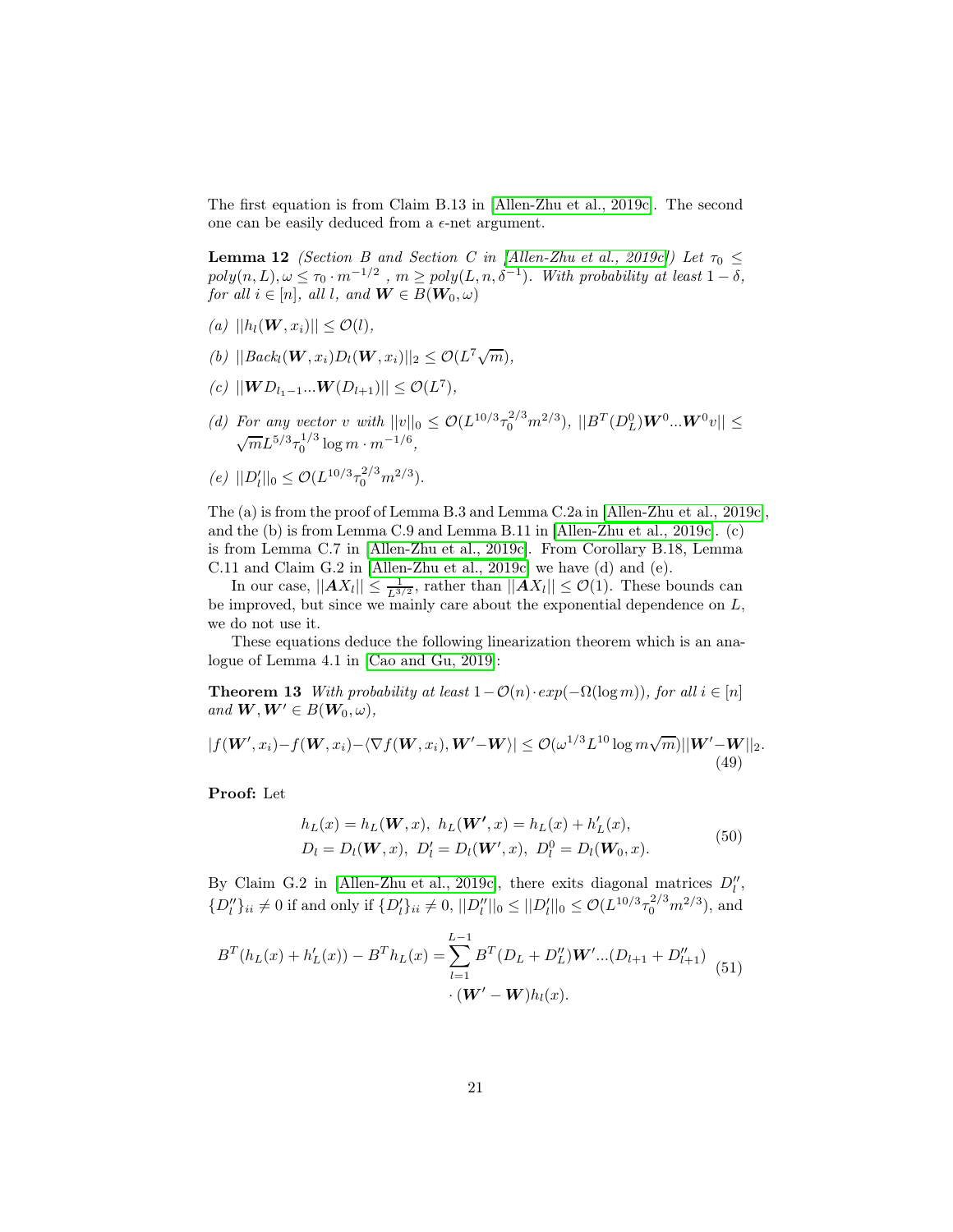The first equation is from Claim B.13 in [Allen-Zhu et al., 2019c]. The second one can be easily deduced from a $\epsilon$-net argument.

**Lemma 12** *(Section B and Section C in [Allen-Zhu et al., 2019c]) Let $\tau_0 \leq poly(n, L), \omega \leq \tau_0 \cdot m^{-1/2}$ , $m \geq poly(L, n, \delta^{-1})$. With probability at least $1 - \delta$, for all $i \in [n]$, all $l$, and $\boldsymbol{W} \in B(\boldsymbol{W}_0, \omega)$*

*(a)* $||h_l(\boldsymbol{W}, x_i)|| \leq \mathcal{O}(l)$,

*(b)* $||Back_l(\boldsymbol{W}, x_i) D_l(\boldsymbol{W}, x_i)||_2 \leq \mathcal{O}(L^7 \sqrt{m})$,

*(c)* $||\boldsymbol{W} D_{l_1 - 1} ... \boldsymbol{W}(D_{l+1})|| \leq \mathcal{O}(L^7)$,

*(d) For any vector $v$ with* $||v||_0 \leq \mathcal{O}(L^{10/3} \tau_0^{2/3} m^{2/3})$, $||B^T (D_L^0) \boldsymbol{W}^0 ... \boldsymbol{W}^0 v|| \leq \sqrt{m} L^{5/3} \tau_0^{1/3} \log m \cdot m^{-1/6}$,

*(e)* $||D_l'||_0 \leq \mathcal{O}(L^{10/3} \tau_0^{2/3} m^{2/3})$.

The (a) is from the proof of Lemma B.3 and Lemma C.2a in [Allen-Zhu et al., 2019c], and the (b) is from Lemma C.9 and Lemma B.11 in [Allen-Zhu et al., 2019c]. (c) is from Lemma C.7 in [Allen-Zhu et al., 2019c]. From Corollary B.18, Lemma C.11 and Claim G.2 in [Allen-Zhu et al., 2019c] we have (d) and (e).

In our case, $||\boldsymbol{A} X_l|| \leq \frac{1}{L^{3/2}}$, rather than $||\boldsymbol{A} X_l|| \leq \mathcal{O}(1)$. These bounds can be improved, but since we mainly care about the exponential dependence on $L$, we do not use it.

These equations deduce the following linearization theorem which is an analogue of Lemma 4.1 in [Cao and Gu, 2019]:

**Theorem 13** *With probability at least $1 - \mathcal{O}(n) \cdot exp(-\Omega(\log m))$, for all $i \in [n]$ and $\boldsymbol{W}, \boldsymbol{W}' \in B(\boldsymbol{W}_0, \omega)$,*

$$|f(\boldsymbol{W}', x_i) - f(\boldsymbol{W}, x_i) - \langle \nabla f(\boldsymbol{W}, x_i), \boldsymbol{W}' - \boldsymbol{W} \rangle| \leq \mathcal{O}(\omega^{1/3} L^{10} \log m \sqrt{m}) ||\boldsymbol{W}' - \boldsymbol{W}||_2. \tag{49}$$

**Proof:** Let

$$\begin{aligned} &h_L(x) = h_L(\boldsymbol{W}, x),\ h_L(\boldsymbol{W}', x) = h_L(x) + h_L'(x), \\ &D_l = D_l(\boldsymbol{W}, x),\ D_l' = D_l(\boldsymbol{W}', x),\ D_l^0 = D_l(\boldsymbol{W}_0, x). \end{aligned} \tag{50}$$

By Claim G.2 in [Allen-Zhu et al., 2019c], there exits diagonal matrices $D_l''$, $\{D_l''\}_{ii} \neq 0$ if and only if $\{D_l'\}_{ii} \neq 0$, $||D_l''||_0 \leq ||D_l'||_0 \leq \mathcal{O}(L^{10/3} \tau_0^{2/3} m^{2/3})$, and

$$\begin{aligned} B^T (h_L(x) + h_L'(x)) - B^T h_L(x) = \sum_{l=1}^{L-1} &B^T (D_L + D_L'') \boldsymbol{W}' ... (D_{l+1} + D_{l+1}'') \\ &\cdot (\boldsymbol{W}' - \boldsymbol{W}) h_l(x). \end{aligned} \tag{51}$$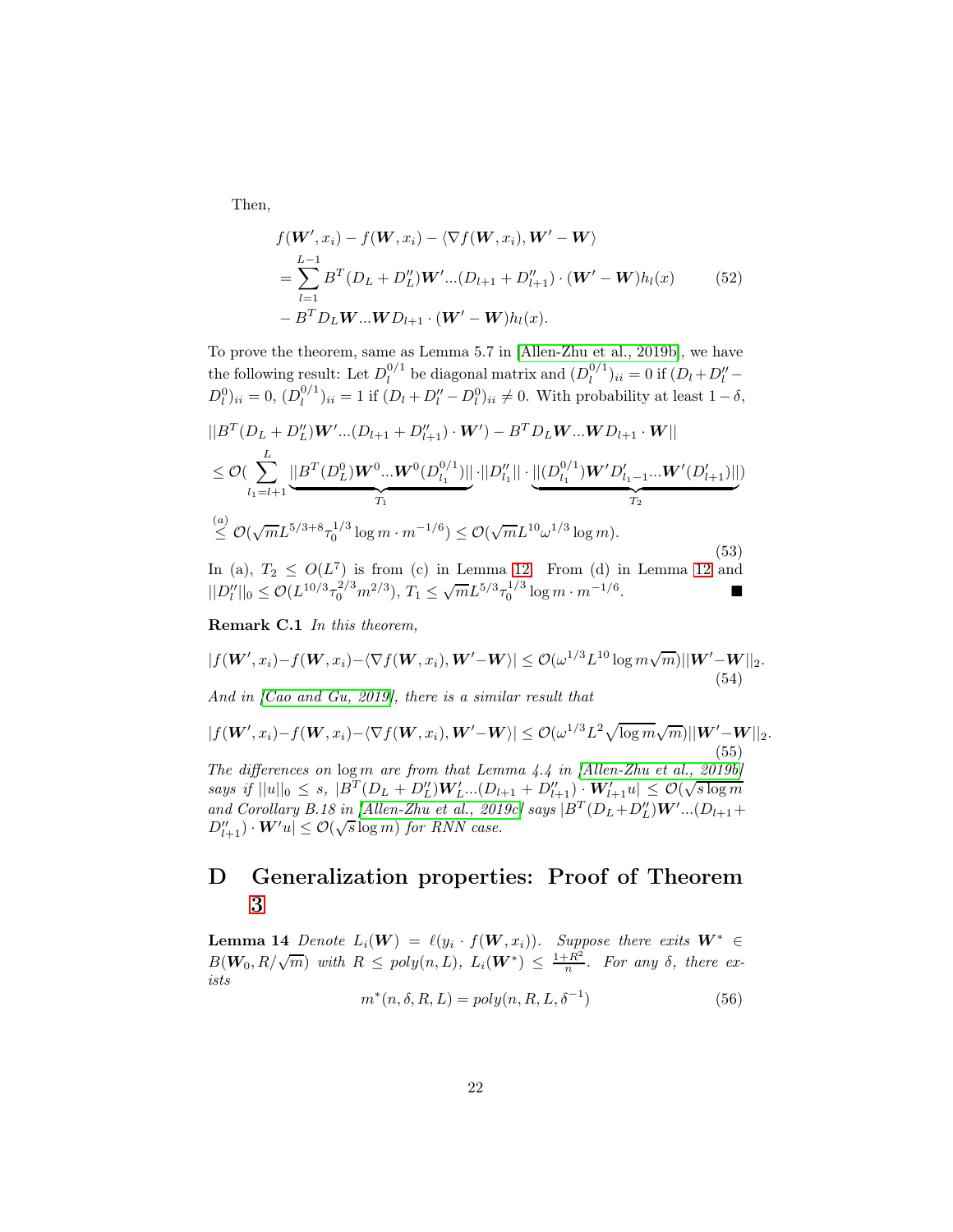Then,

$$
\begin{aligned}
&f(\boldsymbol{W}', x_i) - f(\boldsymbol{W}, x_i) - \langle \nabla f(\boldsymbol{W}, x_i), \boldsymbol{W}' - \boldsymbol{W} \rangle \\
&= \sum_{l=1}^{L-1} B^T (D_L + D_L'')\boldsymbol{W}' ... (D_{l+1} + D_{l+1}'') \cdot (\boldsymbol{W}' - \boldsymbol{W}) h_l(x) \\
&- B^T D_L \boldsymbol{W} ... \boldsymbol{W} D_{l+1} \cdot (\boldsymbol{W}' - \boldsymbol{W}) h_l(x).
\end{aligned} \tag{52}
$$

To prove the theorem, same as Lemma 5.7 in [Allen-Zhu et al., 2019b], we have the following result: Let $D_l^{0/1}$ be diagonal matrix and $(D_l^{0/1})_{ii} = 0$ if $(D_l + D_l'' - D_l^0)_{ii} = 0$, $(D_l^{0/1})_{ii} = 1$ if $(D_l + D_l'' - D_l^0)_{ii} \neq 0$. With probability at least $1 - \delta$,

$$
\begin{aligned}
&||B^T (D_L + D_L'')\boldsymbol{W}' ... (D_{l+1} + D_{l+1}'') \cdot \boldsymbol{W}') - B^T D_L \boldsymbol{W} ... \boldsymbol{W} D_{l+1} \cdot \boldsymbol{W}|| \\
&\leq \mathcal{O}( \sum_{l_1 = l+1}^{L} \underbrace{||B^T (D_L^0)\boldsymbol{W}^0 ... \boldsymbol{W}^0 (D_{l_1}^{0/1})||}_{T_1} \cdot ||D_{l_1}''|| \cdot \underbrace{||(D_{l_1}^{0/1})\boldsymbol{W}' D_{l_1 - 1}' ... \boldsymbol{W}' (D_{l+1}')||}_{T_2}) \\
&\overset{(a)}{\leq} \mathcal{O}(\sqrt{m} L^{5/3+8} \tau_0^{1/3} \log m \cdot m^{-1/6}) \leq \mathcal{O}(\sqrt{m} L^{10} \omega^{1/3} \log m).
\end{aligned} \tag{53}
$$

In (a), $T_2 \leq O(L^7)$ is from (c) in Lemma 12. From (d) in Lemma 12 and $||D_l''||_0 \leq \mathcal{O}(L^{10/3} \tau_0^{2/3} m^{2/3})$, $T_1 \leq \sqrt{m} L^{5/3} \tau_0^{1/3} \log m \cdot m^{-1/6}$. ■

**Remark C.1** *In this theorem,*

$$
|f(\boldsymbol{W}', x_i) - f(\boldsymbol{W}, x_i) - \langle \nabla f(\boldsymbol{W}, x_i), \boldsymbol{W}' - \boldsymbol{W} \rangle| \leq \mathcal{O}(\omega^{1/3} L^{10} \log m \sqrt{m}) ||\boldsymbol{W}' - \boldsymbol{W}||_2. \tag{54}
$$

*And in [Cao and Gu, 2019], there is a similar result that*

$$
|f(\boldsymbol{W}', x_i) - f(\boldsymbol{W}, x_i) - \langle \nabla f(\boldsymbol{W}, x_i), \boldsymbol{W}' - \boldsymbol{W} \rangle| \leq \mathcal{O}(\omega^{1/3} L^2 \sqrt{\log m} \sqrt{m}) ||\boldsymbol{W}' - \boldsymbol{W}||_2. \tag{55}
$$

*The differences on $\log m$ are from that Lemma 4.4 in [Allen-Zhu et al., 2019b] says if $||u||_0 \leq s$, $|B^T (D_L + D_L'')\boldsymbol{W}_L' ... (D_{l+1} + D_{l+1}'') \cdot \boldsymbol{W}_{l+1}' u| \leq \mathcal{O}(\sqrt{s \log m})$ and Corollary B.18 in [Allen-Zhu et al., 2019c] says $|B^T (D_L + D_L'')\boldsymbol{W}' ... (D_{l+1} + D_{l+1}'') \cdot \boldsymbol{W}' u| \leq \mathcal{O}(\sqrt{s} \log m)$ for RNN case.*

# D Generalization properties: Proof of Theorem 3

**Lemma 14** *Denote $L_i(\boldsymbol{W}) = \ell(y_i \cdot f(\boldsymbol{W}, x_i))$. Suppose there exits $\boldsymbol{W}^* \in B(\boldsymbol{W}_0, R/\sqrt{m})$ with $R \leq poly(n, L)$, $L_i(\boldsymbol{W}^*) \leq \frac{1+R^2}{n}$. For any $\delta$, there exists*

$$
m^*(n, \delta, R, L) = poly(n, R, L, \delta^{-1}) \tag{56}
$$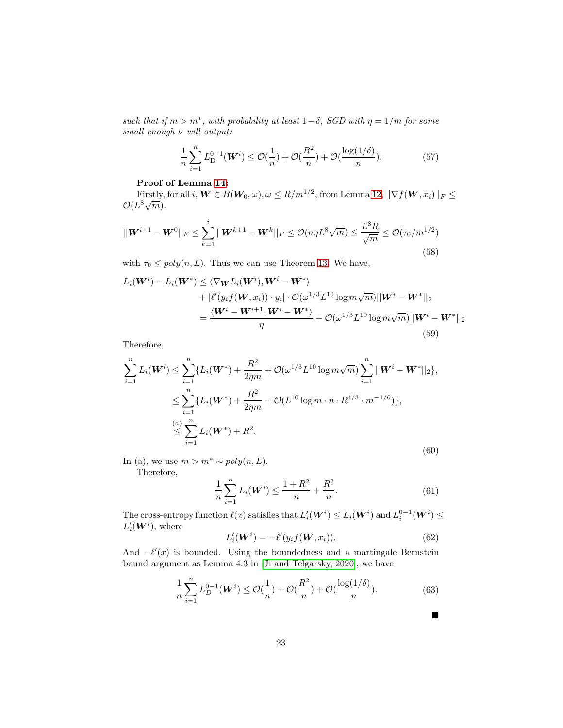*such that if $m > m^*$, with probability at least $1-\delta$, SGD with $\eta = 1/m$ for some small enough $\nu$ will output:*

$$\frac{1}{n}\sum_{i=1}^{n} L_{\mathrm{D}}^{0-1}(\boldsymbol{W}^i) \leq \mathcal{O}(\frac{1}{n}) + \mathcal{O}(\frac{R^2}{n}) + \mathcal{O}(\frac{\log(1/\delta)}{n}). \tag{57}$$

**Proof of Lemma 14:**

Firstly, for all $i$, $\boldsymbol{W} \in B(\boldsymbol{W}_0, \omega)$, $\omega \leq R/m^{1/2}$, from Lemma 12, $||\nabla f(\boldsymbol{W}, x_i)||_F \leq \mathcal{O}(L^8\sqrt{m})$.

$$||\boldsymbol{W}^{i+1} - \boldsymbol{W}^0||_F \leq \sum_{k=1}^{i} ||\boldsymbol{W}^{k+1} - \boldsymbol{W}^k||_F \leq \mathcal{O}(n\eta L^8\sqrt{m}) \leq \frac{L^8 R}{\sqrt{m}} \leq \mathcal{O}(\tau_0/m^{1/2}) \tag{58}$$

with $\tau_0 \leq poly(n, L)$. Thus we can use Theorem 13. We have,

$$\begin{aligned}
L_i(\boldsymbol{W}^i) - L_i(\boldsymbol{W}^*) &\leq \langle \nabla_{\boldsymbol{W}} L_i(\boldsymbol{W}^i), \boldsymbol{W}^i - \boldsymbol{W}^* \rangle \\
&\quad + |\ell'(y_i f(\boldsymbol{W}, x_i)) \cdot y_i| \cdot \mathcal{O}(\omega^{1/3} L^{10} \log m\sqrt{m}) ||\boldsymbol{W}^i - \boldsymbol{W}^*||_2 \\
&= \frac{\langle \boldsymbol{W}^i - \boldsymbol{W}^{i+1}, \boldsymbol{W}^i - \boldsymbol{W}^* \rangle}{\eta} + \mathcal{O}(\omega^{1/3} L^{10} \log m\sqrt{m}) ||\boldsymbol{W}^i - \boldsymbol{W}^*||_2
\end{aligned} \tag{59}$$

Therefore,

$$\begin{aligned}
\sum_{i=1}^{n} L_i(\boldsymbol{W}^i) &\leq \sum_{i=1}^{n} \{L_i(\boldsymbol{W}^*) + \frac{R^2}{2\eta m} + \mathcal{O}(\omega^{1/3} L^{10} \log m\sqrt{m}) \sum_{i=1}^{n} ||\boldsymbol{W}^i - \boldsymbol{W}^*||_2\}, \\
&\leq \sum_{i=1}^{n} \{L_i(\boldsymbol{W}^*) + \frac{R^2}{2\eta m} + \mathcal{O}(L^{10} \log m \cdot n \cdot R^{4/3} \cdot m^{-1/6})\}, \\
&\overset{(a)}{\leq} \sum_{i=1}^{n} L_i(\boldsymbol{W}^*) + R^2.
\end{aligned} \tag{60}$$

In (a), we use $m > m^* \sim poly(n, L)$.

Therefore,

$$\frac{1}{n}\sum_{i=1}^{n} L_i(\boldsymbol{W}^i) \leq \frac{1 + R^2}{n} + \frac{R^2}{n}. \tag{61}$$

The cross-entropy function $\ell(x)$ satisfies that $L_i'(\boldsymbol{W}^i) \leq L_i(\boldsymbol{W}^i)$ and $L_i^{0-1}(\boldsymbol{W}^i) \leq L_i'(\boldsymbol{W}^i)$, where

$$L_i'(\boldsymbol{W}^i) = -\ell'(y_i f(\boldsymbol{W}, x_i)). \tag{62}$$

And $-\ell'(x)$ is bounded. Using the boundedness and a martingale Bernstein bound argument as Lemma 4.3 in [Ji and Telgarsky, 2020], we have

$$\frac{1}{n}\sum_{i=1}^{n} L_D^{0-1}(\boldsymbol{W}^i) \leq \mathcal{O}(\frac{1}{n}) + \mathcal{O}(\frac{R^2}{n}) + \mathcal{O}(\frac{\log(1/\delta)}{n}). \tag{63}$$

■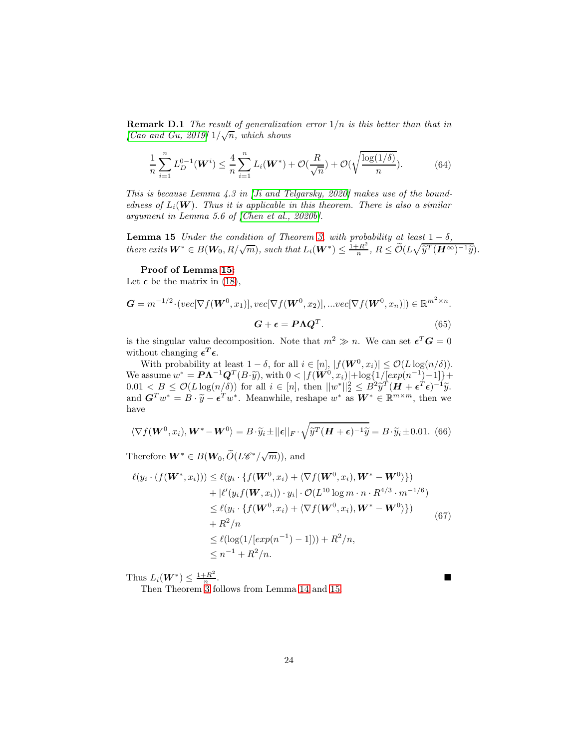**Remark D.1** *The result of generalization error $1/n$ is this better than that in [Cao and Gu, 2019] $1/\sqrt{n}$, which shows*

$$\frac{1}{n}\sum_{i=1}^{n} L_D^{0-1}(\boldsymbol{W}^i) \leq \frac{4}{n}\sum_{i=1}^{n} L_i(\boldsymbol{W}^*) + \mathcal{O}(\frac{R}{\sqrt{n}}) + \mathcal{O}(\sqrt{\frac{\log(1/\delta)}{n}}). \tag{64}$$

*This is because Lemma 4.3 in [Ji and Telgarsky, 2020] makes use of the boundedness of $L_i(\boldsymbol{W})$. Thus it is applicable in this theorem. There is also a similar argument in Lemma 5.6 of [Chen et al., 2020b].*

**Lemma 15** *Under the condition of Theorem 3, with probability at least $1-\delta$, there exits $\boldsymbol{W}^* \in B(\boldsymbol{W}_0, R/\sqrt{m})$, such that $L_i(\boldsymbol{W}^*) \leq \frac{1+R^2}{n}$, $R \leq \widetilde{\mathcal{O}}(L\sqrt{\widetilde{y}^T(\boldsymbol{H}^\infty)^{-1}\widetilde{y}})$.*

**Proof of Lemma 15:**
Let $\boldsymbol{\epsilon}$ be the matrix in (18),

$$\boldsymbol{G} = m^{-1/2}\cdot(vec[\nabla f(\boldsymbol{W}^0, x_1)], vec[\nabla f(\boldsymbol{W}^0, x_2)], ...vec[\nabla f(\boldsymbol{W}^0, x_n)]) \in \mathbb{R}^{m^2\times n}.$$

$$\boldsymbol{G} + \boldsymbol{\epsilon} = \boldsymbol{P}\boldsymbol{\Lambda}\boldsymbol{Q}^T. \tag{65}$$

is the singular value decomposition. Note that $m^2 \gg n$. We can set $\boldsymbol{\epsilon}^T\boldsymbol{G} = 0$ without changing $\boldsymbol{\epsilon}^T\boldsymbol{\epsilon}$.

With probability at least $1-\delta$, for all $i \in [n]$, $|f(\boldsymbol{W}^0, x_i)| \leq \mathcal{O}(L\log(n/\delta))$. We assume $w^* = \boldsymbol{P}\boldsymbol{\Lambda}^{-1}\boldsymbol{Q}^T(B\cdot\widetilde{y})$, with $0 < |f(\boldsymbol{W}^0, x_i)| + \log\{1/[exp(n^{-1})-1]\} + 0.01 < B \leq \mathcal{O}(L\log(n/\delta))$ for all $i \in [n]$, then $||w^*||_2^2 \leq B^2\widetilde{y}^T(\boldsymbol{H}+\boldsymbol{\epsilon}^T\boldsymbol{\epsilon})^{-1}\widetilde{y}$. and $\boldsymbol{G}^T w^* = B\cdot\widetilde{y} - \boldsymbol{\epsilon}^T w^*$. Meanwhile, reshape $w^*$ as $\boldsymbol{W}^* \in \mathbb{R}^{m\times m}$, then we have

$$\langle \nabla f(\boldsymbol{W}^0, x_i), \boldsymbol{W}^* - \boldsymbol{W}^0\rangle = B\cdot\widetilde{y}_i \pm ||\boldsymbol{\epsilon}||_F \cdot \sqrt{\widetilde{y}^T(\boldsymbol{H}+\boldsymbol{\epsilon})^{-1}\widetilde{y}} = B\cdot\widetilde{y}_i \pm 0.01. \tag{66}$$

Therefore $\boldsymbol{W}^* \in B(\boldsymbol{W}_0, \widetilde{O}(L\mathscr{C}^*/\sqrt{m}))$, and

$$\begin{aligned}
\ell(y_i\cdot(f(\boldsymbol{W}^*, x_i))) &\leq \ell(y_i\cdot\{f(\boldsymbol{W}^0, x_i) + \langle\nabla f(\boldsymbol{W}^0, x_i), \boldsymbol{W}^* - \boldsymbol{W}^0\rangle\}) \\
&\quad + |\ell'(y_i f(\boldsymbol{W}, x_i))\cdot y_i| \cdot \mathcal{O}(L^{10}\log m\cdot n\cdot R^{4/3}\cdot m^{-1/6}) \\
&\leq \ell(y_i\cdot\{f(\boldsymbol{W}^0, x_i) + \langle\nabla f(\boldsymbol{W}^0, x_i), \boldsymbol{W}^* - \boldsymbol{W}^0\rangle\}) \\
&\quad + R^2/n \\
&\leq \ell(\log(1/[exp(n^{-1})-1])) + R^2/n, \\
&\leq n^{-1} + R^2/n.
\end{aligned} \tag{67}$$

Thus $L_i(\boldsymbol{W}^*) \leq \frac{1+R^2}{n}$. ∎

Then Theorem 3 follows from Lemma 14 and 15.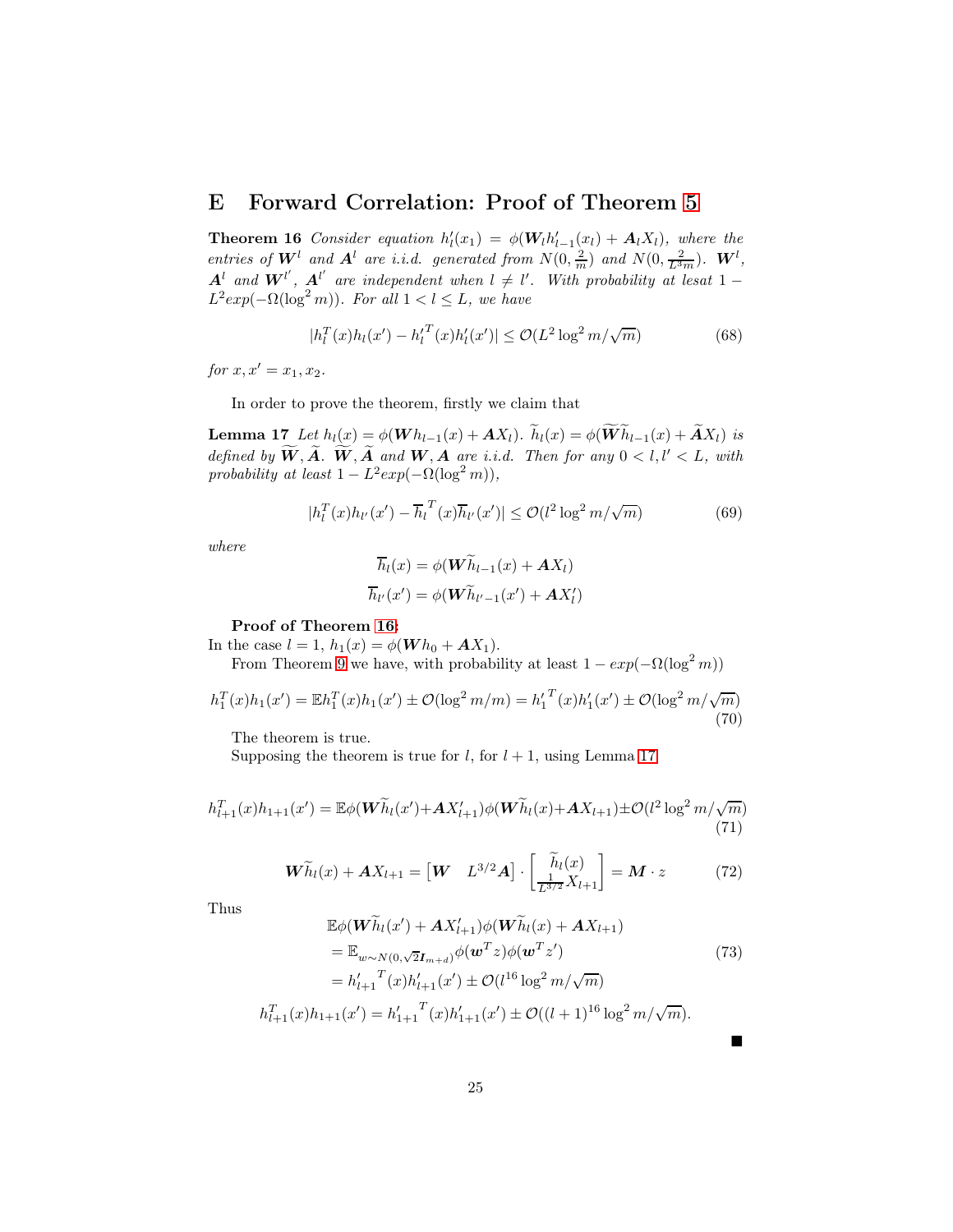## E Forward Correlation: Proof of Theorem 5

**Theorem 16** *Consider equation $h'_l(x_1) = \phi(\boldsymbol{W}_l h'_{l-1}(x_l) + \boldsymbol{A}_l X_l)$, where the entries of $\boldsymbol{W}^l$ and $\boldsymbol{A}^l$ are i.i.d. generated from $N(0, \frac{2}{m})$ and $N(0, \frac{2}{L^3 m})$. $\boldsymbol{W}^l$, $\boldsymbol{A}^l$ and $\boldsymbol{W}^{l'}$, $\boldsymbol{A}^{l'}$ are independent when $l \neq l'$. With probability at lesat $1 - L^2 exp(-\Omega(\log^2 m))$. For all $1 < l \leq L$, we have*

$$|h_l^T(x)h_l(x') - {h'_l}^T(x)h'_l(x')| \leq \mathcal{O}(L^2 \log^2 m/\sqrt{m}) \tag{68}$$

*for $x, x' = x_1, x_2$.*

In order to prove the theorem, firstly we claim that

**Lemma 17** *Let $h_l(x) = \phi(\boldsymbol{W}h_{l-1}(x) + \boldsymbol{A}X_l)$. $\widetilde{h}_l(x) = \phi(\widetilde{\boldsymbol{W}}\widetilde{h}_{l-1}(x) + \widetilde{\boldsymbol{A}}X_l)$ is defined by $\widetilde{\boldsymbol{W}}, \widetilde{\boldsymbol{A}}$. $\widetilde{\boldsymbol{W}}, \widetilde{\boldsymbol{A}}$ and $\boldsymbol{W}, \boldsymbol{A}$ are i.i.d. Then for any $0 < l, l' < L$, with probability at least $1 - L^2 exp(-\Omega(\log^2 m))$,*

$$|h_l^T(x)h_{l'}(x') - \overline{h}_l^T(x)\overline{h}_{l'}(x')| \leq \mathcal{O}(l^2 \log^2 m/\sqrt{m}) \tag{69}$$

*where*

$$\overline{h}_l(x) = \phi(\boldsymbol{W}\widetilde{h}_{l-1}(x) + \boldsymbol{A}X_l)$$
$$\overline{h}_{l'}(x') = \phi(\boldsymbol{W}\widetilde{h}_{l'-1}(x') + \boldsymbol{A}X'_l)$$

**Proof of Theorem 16:**
In the case $l = 1$, $h_1(x) = \phi(\boldsymbol{W}h_0 + \boldsymbol{A}X_1)$.

From Theorem 9 we have, with probability at least $1 - exp(-\Omega(\log^2 m))$

$$h_1^T(x)h_1(x') = \mathbb{E}h_1^T(x)h_1(x') \pm \mathcal{O}(\log^2 m/m) = {h'_1}^T(x)h'_1(x') \pm \mathcal{O}(\log^2 m/\sqrt{m}) \tag{70}$$

The theorem is true.

Supposing the theorem is true for $l$, for $l+1$, using Lemma 17

$$h_{l+1}^T(x)h_{l+1}(x') = \mathbb{E}\phi(\boldsymbol{W}\widetilde{h}_l(x') + \boldsymbol{A}X'_{l+1})\phi(\boldsymbol{W}\widetilde{h}_l(x) + \boldsymbol{A}X_{l+1}) \pm \mathcal{O}(l^2 \log^2 m/\sqrt{m}) \tag{71}$$

$$\boldsymbol{W}\widetilde{h}_l(x) + \boldsymbol{A}X_{l+1} = \begin{bmatrix} \boldsymbol{W} & L^{3/2}\boldsymbol{A} \end{bmatrix} \cdot \begin{bmatrix} \widetilde{h}_l(x) \\ \frac{1}{L^{3/2}}X_{l+1} \end{bmatrix} = \boldsymbol{M} \cdot z \tag{72}$$

Thus

$$\begin{aligned}
&\mathbb{E}\phi(\boldsymbol{W}\widetilde{h}_l(x') + \boldsymbol{A}X'_{l+1})\phi(\boldsymbol{W}\widetilde{h}_l(x) + \boldsymbol{A}X_{l+1}) \\
&= \mathbb{E}_{w \sim N(0, \sqrt{2}\boldsymbol{I}_{m+d})}\phi(\boldsymbol{w}^T z)\phi(\boldsymbol{w}^T z') \\
&= {h'_{l+1}}^T(x)h'_{l+1}(x') \pm \mathcal{O}(l^{16} \log^2 m/\sqrt{m})
\end{aligned} \tag{73}$$

$$h_{l+1}^T(x)h_{1+1}(x') = {h'_{1+1}}^T(x)h'_{1+1}(x') \pm \mathcal{O}((l+1)^{16} \log^2 m/\sqrt{m}).$$

■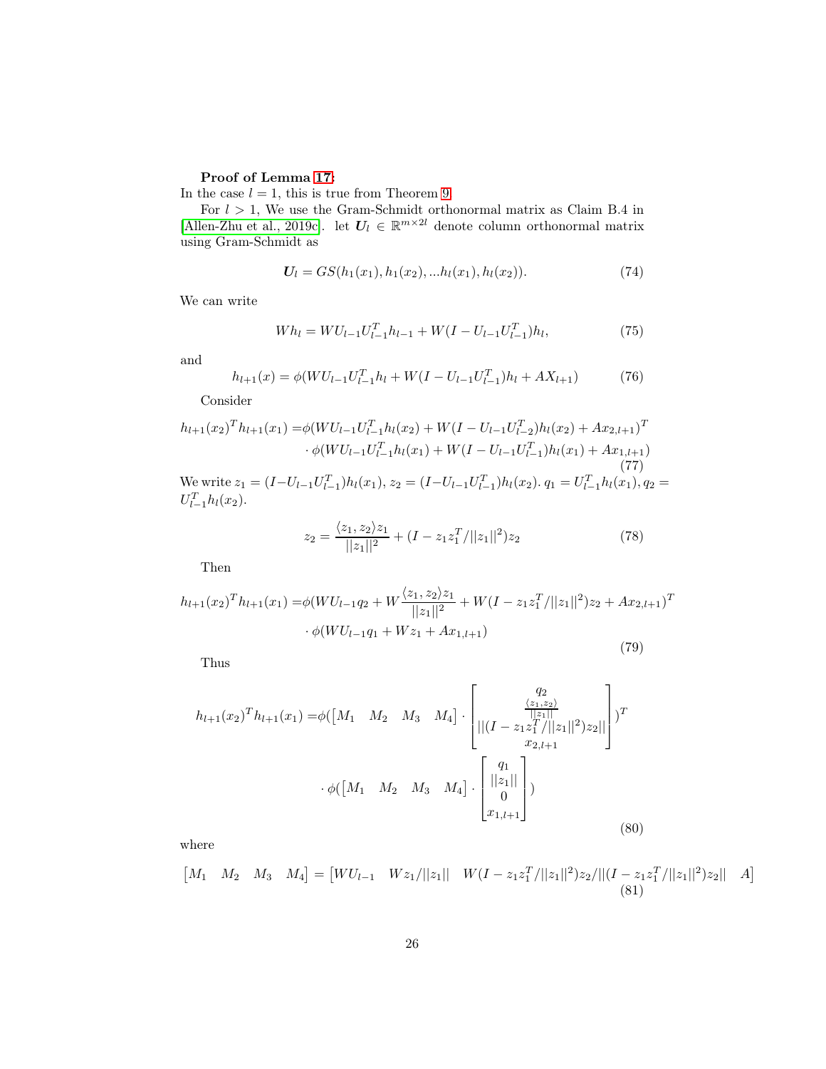**Proof of Lemma 17:**
In the case $l = 1$, this is true from Theorem 9.

For $l > 1$, We use the Gram-Schmidt orthonormal matrix as Claim B.4 in [Allen-Zhu et al., 2019c]. let $\boldsymbol{U}_l \in \mathbb{R}^{m \times 2l}$ denote column orthonormal matrix using Gram-Schmidt as

$$\boldsymbol{U}_l = GS(h_1(x_1), h_1(x_2), ...h_l(x_1), h_l(x_2)). \tag{74}$$

We can write

$$Wh_l = WU_{l-1}U_{l-1}^T h_{l-1} + W(I - U_{l-1}U_{l-1}^T)h_l, \tag{75}$$

and

$$h_{l+1}(x) = \phi(WU_{l-1}U_{l-1}^T h_l + W(I - U_{l-1}U_{l-1}^T)h_l + AX_{l+1}) \tag{76}$$

Consider

$$\begin{aligned} h_{l+1}(x_2)^T h_{l+1}(x_1) =& \phi(WU_{l-1}U_{l-1}^T h_l(x_2) + W(I - U_{l-1}U_{l-2}^T)h_l(x_2) + Ax_{2,l+1})^T \\ &\cdot \phi(WU_{l-1}U_{l-1}^T h_l(x_1) + W(I - U_{l-1}U_{l-1}^T)h_l(x_1) + Ax_{1,l+1}) \end{aligned} \tag{77}$$

We write $z_1 = (I - U_{l-1}U_{l-1}^T)h_l(x_1)$, $z_2 = (I - U_{l-1}U_{l-1}^T)h_l(x_2)$. $q_1 = U_{l-1}^T h_l(x_1), q_2 = U_{l-1}^T h_l(x_2)$.

$$z_2 = \frac{\langle z_1, z_2 \rangle z_1}{||z_1||^2} + (I - z_1 z_1^T/||z_1||^2)z_2 \tag{78}$$

Then

$$\begin{aligned} h_{l+1}(x_2)^T h_{l+1}(x_1) =& \phi(WU_{l-1}q_2 + W\frac{\langle z_1, z_2 \rangle z_1}{||z_1||^2} + W(I - z_1 z_1^T/||z_1||^2)z_2 + Ax_{2,l+1})^T \\ &\cdot \phi(WU_{l-1}q_1 + Wz_1 + Ax_{1,l+1}) \end{aligned} \tag{79}$$

Thus

$$\begin{aligned} h_{l+1}(x_2)^T h_{l+1}(x_1) =& \phi(\begin{bmatrix} M_1 & M_2 & M_3 & M_4 \end{bmatrix} \cdot \begin{bmatrix} q_2 \\ \frac{\langle z_1, z_2 \rangle}{||z_1||} \\ ||(I - z_1 z_1^T/||z_1||^2)z_2|| \\ x_{2,l+1} \end{bmatrix})^T \\ &\cdot \phi(\begin{bmatrix} M_1 & M_2 & M_3 & M_4 \end{bmatrix} \cdot \begin{bmatrix} q_1 \\ ||z_1|| \\ 0 \\ x_{1,l+1} \end{bmatrix}) \end{aligned} \tag{80}$$

where

$$\begin{bmatrix} M_1 & M_2 & M_3 & M_4 \end{bmatrix} = \begin{bmatrix} WU_{l-1} & Wz_1/||z_1|| & W(I - z_1 z_1^T/||z_1||^2)z_2/||(I - z_1 z_1^T/||z_1||^2)z_2|| & A \end{bmatrix} \tag{81}$$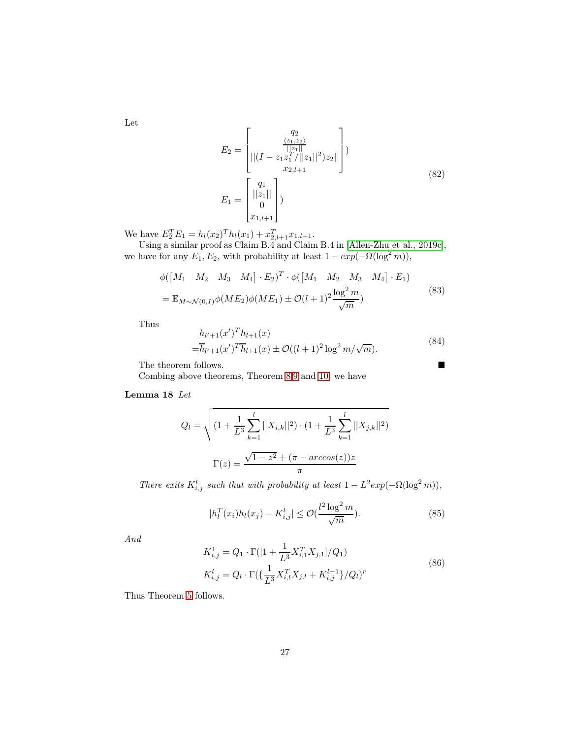Let

$$
\begin{aligned}
E_2 &= \begin{bmatrix} q_2 \\ \frac{\langle z_1, z_2 \rangle}{||z_1||} \\ ||(I - z_1 z_1^T / ||z_1||^2) z_2|| \\ x_{2,l+1} \end{bmatrix}) \\
E_1 &= \begin{bmatrix} q_1 \\ ||z_1|| \\ 0 \\ x_{1,l+1} \end{bmatrix})
\end{aligned} \tag{82}
$$

We have $E_2^T E_1 = h_l(x_2)^T h_l(x_1) + x_{2,l+1}^T x_{1,l+1}$.

Using a similar proof as Claim B.4 and Claim B.4 in [Allen-Zhu et al., 2019c], we have for any $E_1, E_2$, with probability at least $1 - exp(-\Omega(\log^2 m))$,

$$
\begin{aligned}
&\phi(\begin{bmatrix} M_1 & M_2 & M_3 & M_4 \end{bmatrix} \cdot E_2)^T \cdot \phi(\begin{bmatrix} M_1 & M_2 & M_3 & M_4 \end{bmatrix} \cdot E_1) \\
&= \mathbb{E}_{M \sim \mathcal{N}(0,I)} \phi(M E_2) \phi(M E_1) \pm \mathcal{O}(l+1)^2 \frac{\log^2 m}{\sqrt{m}})
\end{aligned} \tag{83}
$$

Thus

$$
\begin{aligned}
&h_{l'+1}(x')^T h_{l+1}(x) \\
=&\overline{h}_{l'+1}(x')^T \overline{h}_{l+1}(x) \pm \mathcal{O}((l+1)^2 \log^2 m / \sqrt{m}).
\end{aligned} \tag{84}
$$

The theorem follows. ■

Combing above theorems, Theorem 8,9 and 10, we have

**Lemma 18** *Let*

$$
Q_l = \sqrt{(1 + \frac{1}{L^3} \sum_{k=1}^{l} ||X_{i,k}||^2) \cdot (1 + \frac{1}{L^3} \sum_{k=1}^{l} ||X_{j,k}||^2)}
$$

$$
\Gamma(z) = \frac{\sqrt{1 - z^2} + (\pi - arccos(z)) z}{\pi}
$$

*There exits $K_{i,j}^l$ such that with probability at least $1 - L^2 exp(-\Omega(\log^2 m))$,*

$$
|h_l^T(x_i) h_l(x_j) - K_{i,j}^l| \leq \mathcal{O}(\frac{l^2 \log^2 m}{\sqrt{m}}). \tag{85}
$$

*And*

$$
\begin{aligned}
K_{i,j}^1 &= Q_1 \cdot \Gamma([1 + \frac{1}{L^3} X_{i,1}^T X_{j,1}] / Q_1) \\
K_{i,j}^l &= Q_l \cdot \Gamma(\{\frac{1}{L^3} X_{i,l}^T X_{j,l} + K_{i,j}^{l-1}\} / Q_l)^r
\end{aligned} \tag{86}
$$

Thus Theorem 5 follows.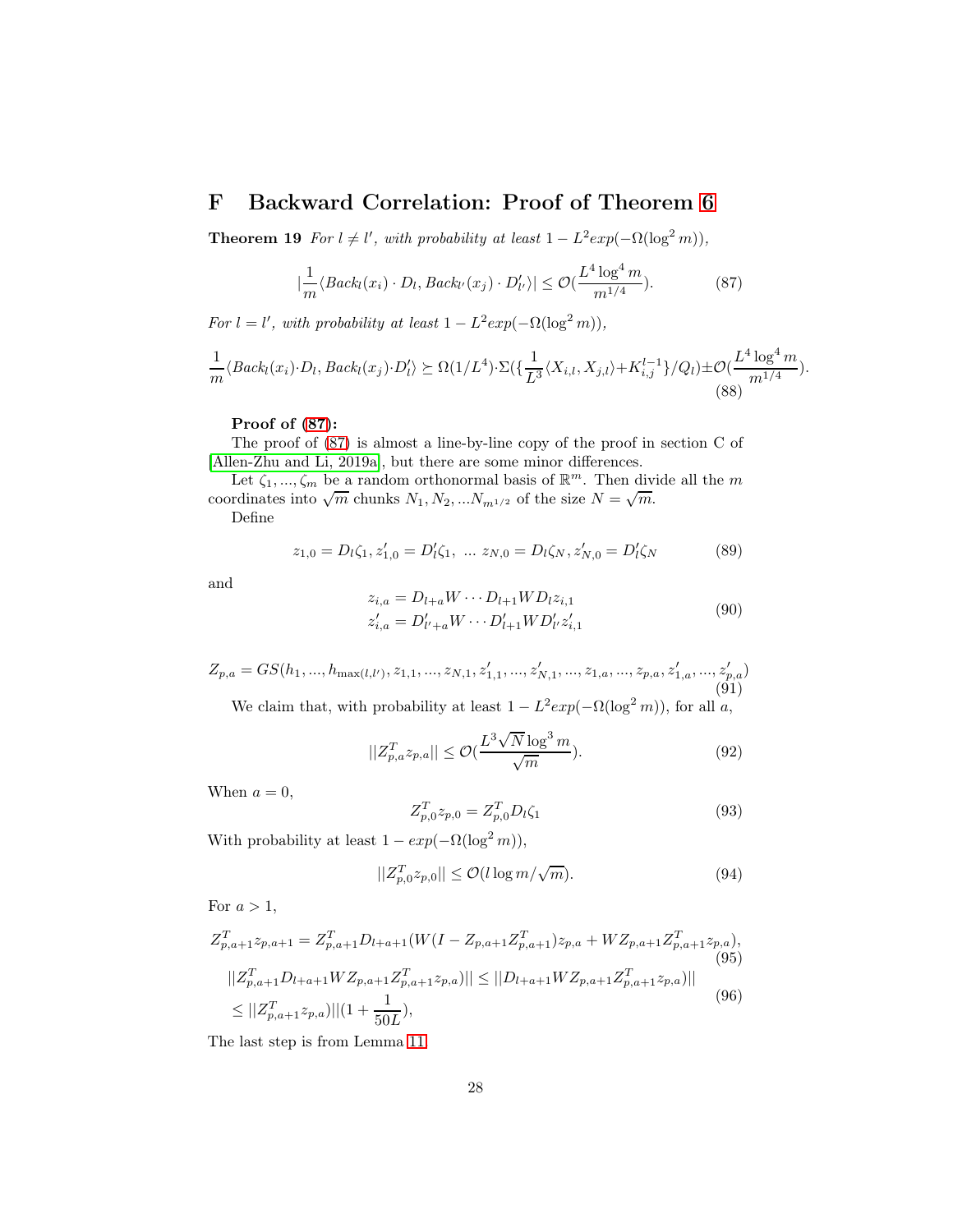## F Backward Correlation: Proof of Theorem 6

**Theorem 19** *For $l \neq l'$, with probability at least $1 - L^2 exp(-\Omega(\log^2 m))$,*

$$|\frac{1}{m}\langle Back_l(x_i) \cdot D_l, Back_{l'}(x_j) \cdot D'_{l'}\rangle| \leq \mathcal{O}(\frac{L^4 \log^4 m}{m^{1/4}}). \tag{87}$$

*For $l = l'$, with probability at least $1 - L^2 exp(-\Omega(\log^2 m))$,*

$$\frac{1}{m}\langle Back_l(x_i) \cdot D_l, Back_l(x_j) \cdot D'_l\rangle \succeq \Omega(1/L^4) \cdot \Sigma(\{\frac{1}{L^3}\langle X_{i,l}, X_{j,l}\rangle + K^{l-1}_{i,j}\}/Q_l) \pm \mathcal{O}(\frac{L^4 \log^4 m}{m^{1/4}}). \tag{88}$$

**Proof of (87):**

The proof of (87) is almost a line-by-line copy of the proof in section C of [Allen-Zhu and Li, 2019a], but there are some minor differences.

Let $\zeta_1, ..., \zeta_m$ be a random orthonormal basis of $\mathbb{R}^m$. Then divide all the $m$ coordinates into $\sqrt{m}$ chunks $N_1, N_2, ...N_{m^{1/2}}$ of the size $N = \sqrt{m}$.

Define

$$z_{1,0} = D_l \zeta_1, z'_{1,0} = D'_l \zeta_1, \ ... \ z_{N,0} = D_l \zeta_N, z'_{N,0} = D'_l \zeta_N \tag{89}$$

and

$$\begin{aligned} z_{i,a} &= D_{l+a} W \cdots D_{l+1} W D_l z_{i,1} \\ z'_{i,a} &= D'_{l'+a} W \cdots D'_{l+1} W D'_{l'} z'_{i,1} \end{aligned} \tag{90}$$

$$Z_{p,a} = GS(h_1, ..., h_{\max(l,l')}, z_{1,1}, ..., z_{N,1}, z'_{1,1}, ..., z'_{N,1}, ..., z_{1,a}, ..., z_{p,a}, z'_{1,a}, ..., z'_{p,a}) \tag{91}$$

We claim that, with probability at least $1 - L^2 exp(-\Omega(\log^2 m))$, for all $a$,

$$||Z^T_{p,a} z_{p,a}|| \leq \mathcal{O}(\frac{L^3 \sqrt{N} \log^3 m}{\sqrt{m}}). \tag{92}$$

When $a = 0$,

$$Z^T_{p,0} z_{p,0} = Z^T_{p,0} D_l \zeta_1 \tag{93}$$

With probability at least $1 - exp(-\Omega(\log^2 m))$,

$$||Z^T_{p,0} z_{p,0}|| \leq \mathcal{O}(l \log m / \sqrt{m}). \tag{94}$$

For $a > 1$,

$$Z^T_{p,a+1} z_{p,a+1} = Z^T_{p,a+1} D_{l+a+1}(W(I - Z_{p,a+1} Z^T_{p,a+1}) z_{p,a} + W Z_{p,a+1} Z^T_{p,a+1} z_{p,a}), \tag{95}$$

$$\begin{aligned} &||Z^T_{p,a+1} D_{l+a+1} W Z_{p,a+1} Z^T_{p,a+1} z_{p,a})|| \leq ||D_{l+a+1} W Z_{p,a+1} Z^T_{p,a+1} z_{p,a})|| \\ &\leq ||Z^T_{p,a+1} z_{p,a})||(1 + \frac{1}{50L}), \end{aligned} \tag{96}$$

The last step is from Lemma 11.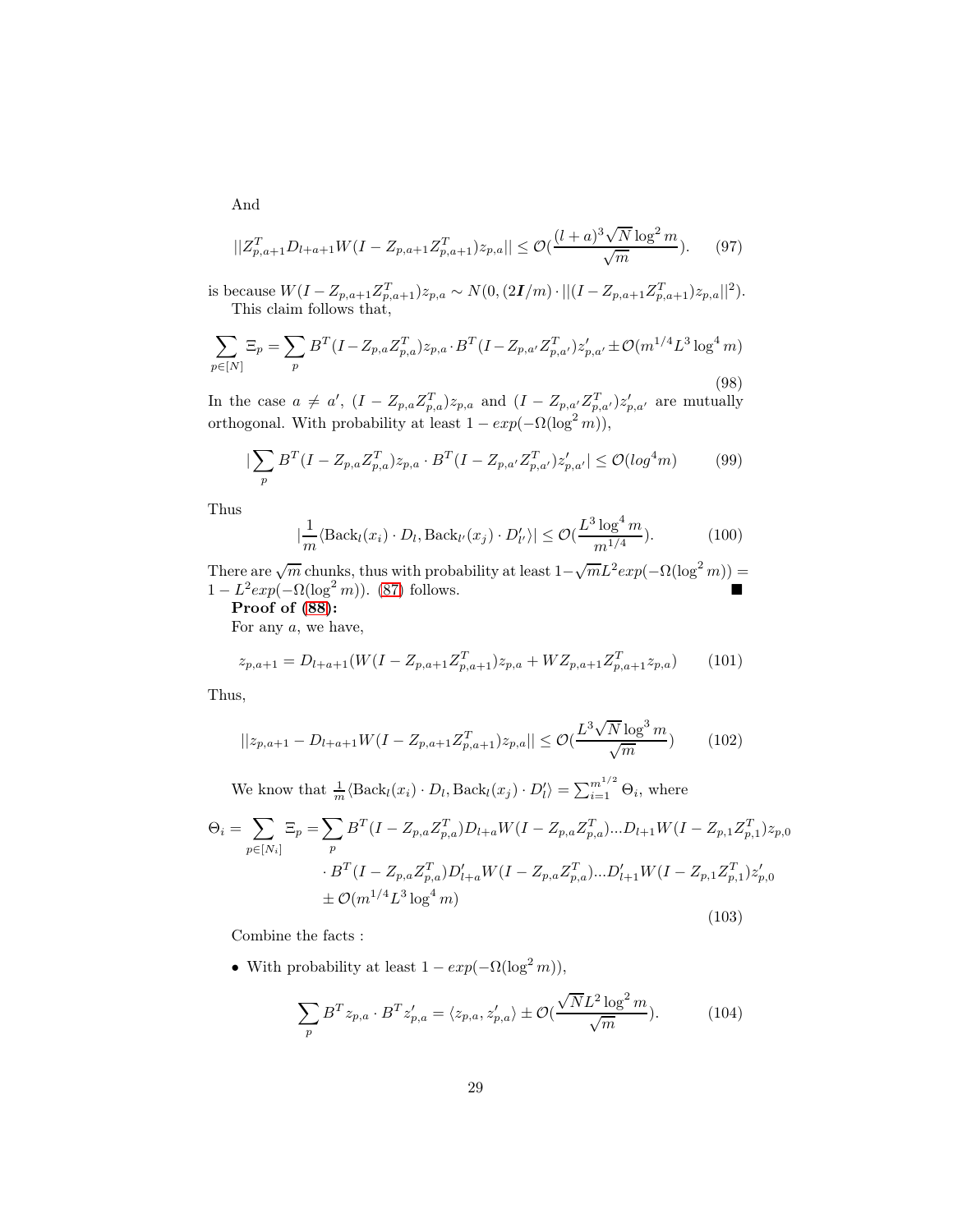And

$$||Z_{p,a+1}^T D_{l+a+1} W(I - Z_{p,a+1}Z_{p,a+1}^T)z_{p,a}|| \leq \mathcal{O}(\frac{(l+a)^3\sqrt{N}\log^2 m}{\sqrt{m}}). \tag{97}$$

is because $W(I - Z_{p,a+1}Z_{p,a+1}^T)z_{p,a} \sim N(0, (2\boldsymbol{I}/m) \cdot ||(I - Z_{p,a+1}Z_{p,a+1}^T)z_{p,a}||^2)$.

This claim follows that,

$$\sum_{p\in[N]} \Xi_p = \sum_p B^T(I - Z_{p,a}Z_{p,a}^T)z_{p,a} \cdot B^T(I - Z_{p,a'}Z_{p,a'}^T)z'_{p,a'} \pm \mathcal{O}(m^{1/4}L^3\log^4 m) \tag{98}$$

In the case $a \neq a'$, $(I - Z_{p,a}Z_{p,a}^T)z_{p,a}$ and $(I - Z_{p,a'}Z_{p,a'}^T)z'_{p,a'}$ are mutually orthogonal. With probability at least $1 - exp(-\Omega(\log^2 m))$,

$$|\sum_p B^T(I - Z_{p,a}Z_{p,a}^T)z_{p,a} \cdot B^T(I - Z_{p,a'}Z_{p,a'}^T)z'_{p,a'}| \leq \mathcal{O}(log^4 m) \tag{99}$$

Thus

$$|\frac{1}{m}\langle \text{Back}_l(x_i) \cdot D_l, \text{Back}_{l'}(x_j) \cdot D'_{l'}\rangle| \leq \mathcal{O}(\frac{L^3\log^4 m}{m^{1/4}}). \tag{100}$$

There are $\sqrt{m}$ chunks, thus with probability at least $1-\sqrt{m}L^2exp(-\Omega(\log^2 m)) = 1 - L^2exp(-\Omega(\log^2 m))$. (87) follows. ■

**Proof of (88):**

For any $a$, we have,

$$z_{p,a+1} = D_{l+a+1}(W(I - Z_{p,a+1}Z_{p,a+1}^T)z_{p,a} + WZ_{p,a+1}Z_{p,a+1}^T z_{p,a}) \tag{101}$$

Thus,

$$||z_{p,a+1} - D_{l+a+1}W(I - Z_{p,a+1}Z_{p,a+1}^T)z_{p,a}|| \leq \mathcal{O}(\frac{L^3\sqrt{N}\log^3 m}{\sqrt{m}}) \tag{102}$$

We know that $\frac{1}{m}\langle \text{Back}_l(x_i) \cdot D_l, \text{Back}_l(x_j) \cdot D'_l\rangle = \sum_{i=1}^{m^{1/2}} \Theta_i$, where

$$\begin{aligned}\Theta_i = \sum_{p\in[N_i]} \Xi_p = &\sum_p B^T(I - Z_{p,a}Z_{p,a}^T)D_{l+a}W(I - Z_{p,a}Z_{p,a}^T)...D_{l+1}W(I - Z_{p,1}Z_{p,1}^T)z_{p,0} \\ &\cdot B^T(I - Z_{p,a}Z_{p,a}^T)D'_{l+a}W(I - Z_{p,a}Z_{p,a}^T)...D'_{l+1}W(I - Z_{p,1}Z_{p,1}^T)z'_{p,0} \\ &\pm \mathcal{O}(m^{1/4}L^3\log^4 m)\end{aligned} \tag{103}$$

Combine the facts :

- With probability at least $1 - exp(-\Omega(\log^2 m))$,

$$\sum_p B^T z_{p,a} \cdot B^T z'_{p,a} = \langle z_{p,a}, z'_{p,a}\rangle \pm \mathcal{O}(\frac{\sqrt{N}L^2\log^2 m}{\sqrt{m}}). \tag{104}$$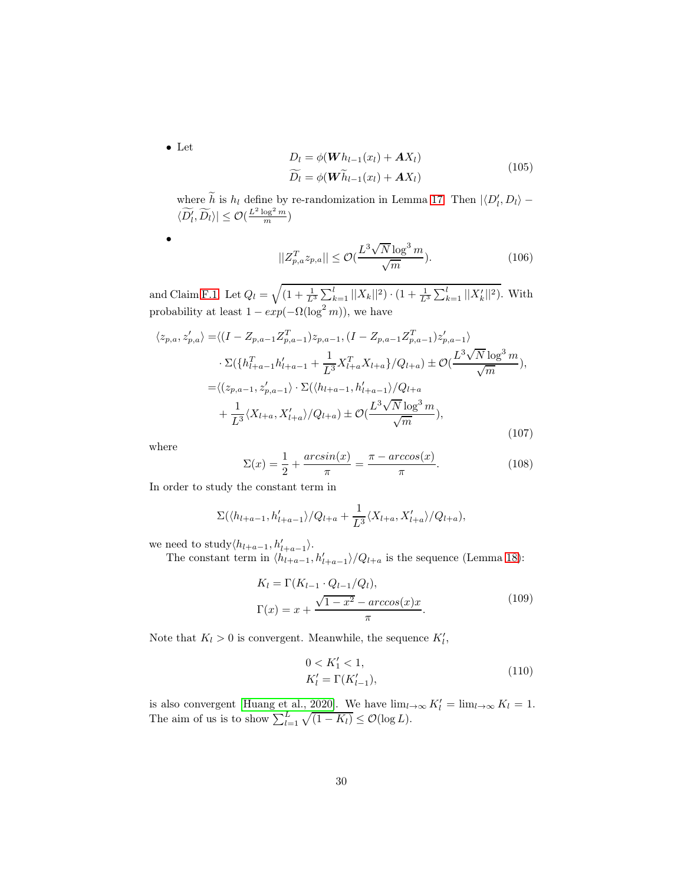- Let

$$
\begin{aligned}
D_l &= \phi(\boldsymbol{W} h_{l-1}(x_l) + \boldsymbol{A} X_l) \\
\widetilde{D_l} &= \phi(\boldsymbol{W} \widetilde{h}_{l-1}(x_l) + \boldsymbol{A} X_l)
\end{aligned} \tag{105}
$$

  where $\widetilde{h}$ is $h_l$ define by re-randomization in Lemma 17. Then $|\langle D'_l, D_l \rangle - \langle \widetilde{D'_l}, \widetilde{D_l} \rangle| \leq \mathcal{O}(\frac{L^2 \log^2 m}{m})$

- 

$$
||Z_{p,a}^T z_{p,a}|| \leq \mathcal{O}(\frac{L^3 \sqrt{N} \log^3 m}{\sqrt{m}}). \tag{106}
$$

and Claim F.1. Let $Q_l = \sqrt{(1 + \frac{1}{L^3} \sum_{k=1}^{l} ||X_k||^2) \cdot (1 + \frac{1}{L^3} \sum_{k=1}^{l} ||X'_k||^2)}$. With probability at least $1 - exp(-\Omega(\log^2 m))$, we have

$$
\begin{aligned}
\langle z_{p,a}, z'_{p,a} \rangle =& \langle (I - Z_{p,a-1} Z_{p,a-1}^T) z_{p,a-1}, (I - Z_{p,a-1} Z_{p,a-1}^T) z'_{p,a-1} \rangle \\
& \cdot \Sigma(\{h_{l+a-1}^T h'_{l+a-1} + \frac{1}{L^3} X_{l+a}^T X_{l+a}\} / Q_{l+a}) \pm \mathcal{O}(\frac{L^3 \sqrt{N} \log^3 m}{\sqrt{m}}), \\
=& \langle (z_{p,a-1}, z'_{p,a-1} \rangle \cdot \Sigma(\langle h_{l+a-1}, h'_{l+a-1} \rangle / Q_{l+a} \\
& + \frac{1}{L^3} \langle X_{l+a}, X'_{l+a} \rangle / Q_{l+a}) \pm \mathcal{O}(\frac{L^3 \sqrt{N} \log^3 m}{\sqrt{m}}),
\end{aligned} \tag{107}
$$

where

$$
\Sigma(x) = \frac{1}{2} + \frac{arcsin(x)}{\pi} = \frac{\pi - arccos(x)}{\pi}. \tag{108}
$$

In order to study the constant term in

$$
\Sigma(\langle h_{l+a-1}, h'_{l+a-1} \rangle / Q_{l+a} + \frac{1}{L^3} \langle X_{l+a}, X'_{l+a} \rangle / Q_{l+a}),
$$

we need to study$\langle h_{l+a-1}, h'_{l+a-1} \rangle$.

The constant term in $\langle h_{l+a-1}, h'_{l+a-1} \rangle / Q_{l+a}$ is the sequence (Lemma 18):

$$
\begin{aligned}
K_l &= \Gamma(K_{l-1} \cdot Q_{l-1} / Q_l), \\
\Gamma(x) &= x + \frac{\sqrt{1 - x^2} - arccos(x) x}{\pi}.
\end{aligned} \tag{109}
$$

Note that $K_l > 0$ is convergent. Meanwhile, the sequence $K'_l$,

$$
\begin{aligned}
& 0 < K'_1 < 1, \\
& K'_l = \Gamma(K'_{l-1}),
\end{aligned} \tag{110}
$$

is also convergent [Huang et al., 2020]. We have $\lim_{l \to \infty} K'_l = \lim_{l \to \infty} K_l = 1$. The aim of us is to show $\sum_{l=1}^{L} \sqrt{(1 - K_l)} \leq \mathcal{O}(\log L)$.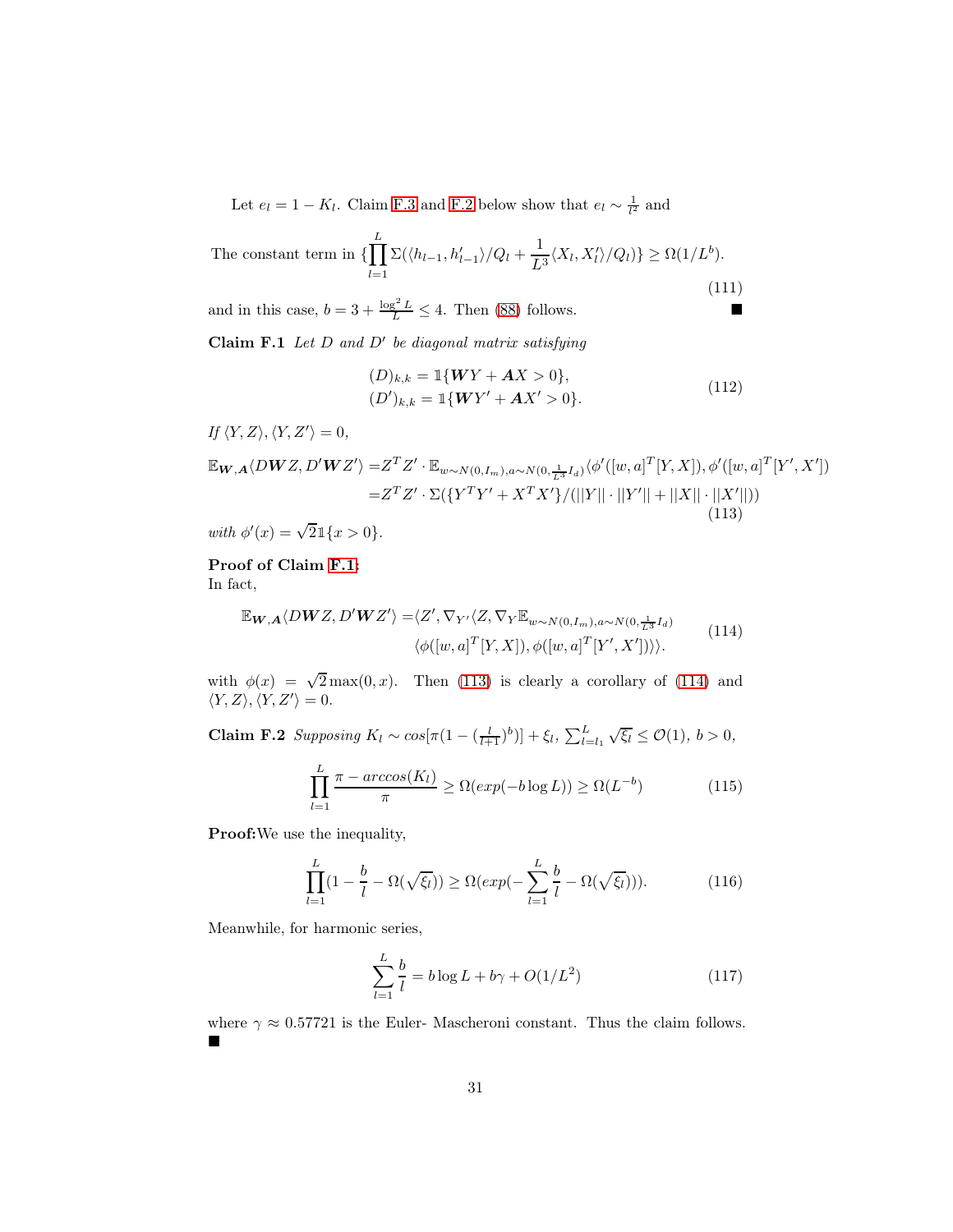Let $e_l = 1 - K_l$. Claim F.3 and F.2 below show that $e_l \sim \frac{1}{l^2}$ and

$$\text{The constant term in } \{\prod_{l=1}^{L} \Sigma(\langle h_{l-1}, h'_{l-1}\rangle / Q_l + \frac{1}{L^3}\langle X_l, X'_l\rangle / Q_l)\} \geq \Omega(1/L^b). \tag{111}$$

and in this case, $b = 3 + \frac{\log^2 L}{L} \leq 4$. Then (88) follows. ■

**Claim F.1** *Let $D$ and $D'$ be diagonal matrix satisfying*

$$\begin{aligned}(D)_{k,k} &= \mathbb{1}\{\boldsymbol{W}Y + \boldsymbol{A}X > 0\},\\ (D')_{k,k} &= \mathbb{1}\{\boldsymbol{W}Y' + \boldsymbol{A}X' > 0\}.\end{aligned} \tag{112}$$

*If $\langle Y, Z\rangle, \langle Y, Z'\rangle = 0$,*

$$\begin{aligned}\mathbb{E}_{\boldsymbol{W},\boldsymbol{A}}\langle D\boldsymbol{W}Z, D'\boldsymbol{W}Z'\rangle =& Z^T Z' \cdot \mathbb{E}_{w\sim N(0,I_m), a\sim N(0,\frac{1}{L^3}I_d)} \langle \phi'([w,a]^T[Y,X]), \phi'([w,a]^T[Y',X'])\\ =& Z^T Z' \cdot \Sigma(\{Y^T Y' + X^T X'\}/(||Y|| \cdot ||Y'|| + ||X|| \cdot ||X'||))\end{aligned} \tag{113}$$

*with $\phi'(x) = \sqrt{2}\mathbb{1}\{x > 0\}$.*

**Proof of Claim F.1:**
In fact,

$$\begin{aligned}\mathbb{E}_{\boldsymbol{W},\boldsymbol{A}}\langle D\boldsymbol{W}Z, D'\boldsymbol{W}Z'\rangle =& \langle Z', \nabla_{Y'}\langle Z, \nabla_Y \mathbb{E}_{w\sim N(0,I_m), a\sim N(0,\frac{1}{L^3}I_d)}\\ & \langle \phi([w,a]^T[Y,X]), \phi([w,a]^T[Y',X'])\rangle\rangle\rangle.\end{aligned} \tag{114}$$

with $\phi(x) = \sqrt{2}\max(0,x)$. Then (113) is clearly a corollary of (114) and $\langle Y, Z\rangle, \langle Y, Z'\rangle = 0$.

**Claim F.2** *Supposing $K_l \sim cos[\pi(1 - (\frac{l}{l+1})^b)] + \xi_l$, $\sum_{l=l_1}^{L}\sqrt{\xi_l} \leq \mathcal{O}(1)$, $b > 0$,*

$$\prod_{l=1}^{L}\frac{\pi - arccos(K_l)}{\pi} \geq \Omega(exp(-b\log L)) \geq \Omega(L^{-b}) \tag{115}$$

**Proof:** We use the inequality,

$$\prod_{l=1}^{L}(1 - \frac{b}{l} - \Omega(\sqrt{\xi_l})) \geq \Omega(exp(-\sum_{l=1}^{L}\frac{b}{l} - \Omega(\sqrt{\xi_l}))). \tag{116}$$

Meanwhile, for harmonic series,

$$\sum_{l=1}^{L}\frac{b}{l} = b\log L + b\gamma + O(1/L^2) \tag{117}$$

where $\gamma \approx 0.57721$ is the Euler- Mascheroni constant. Thus the claim follows.
■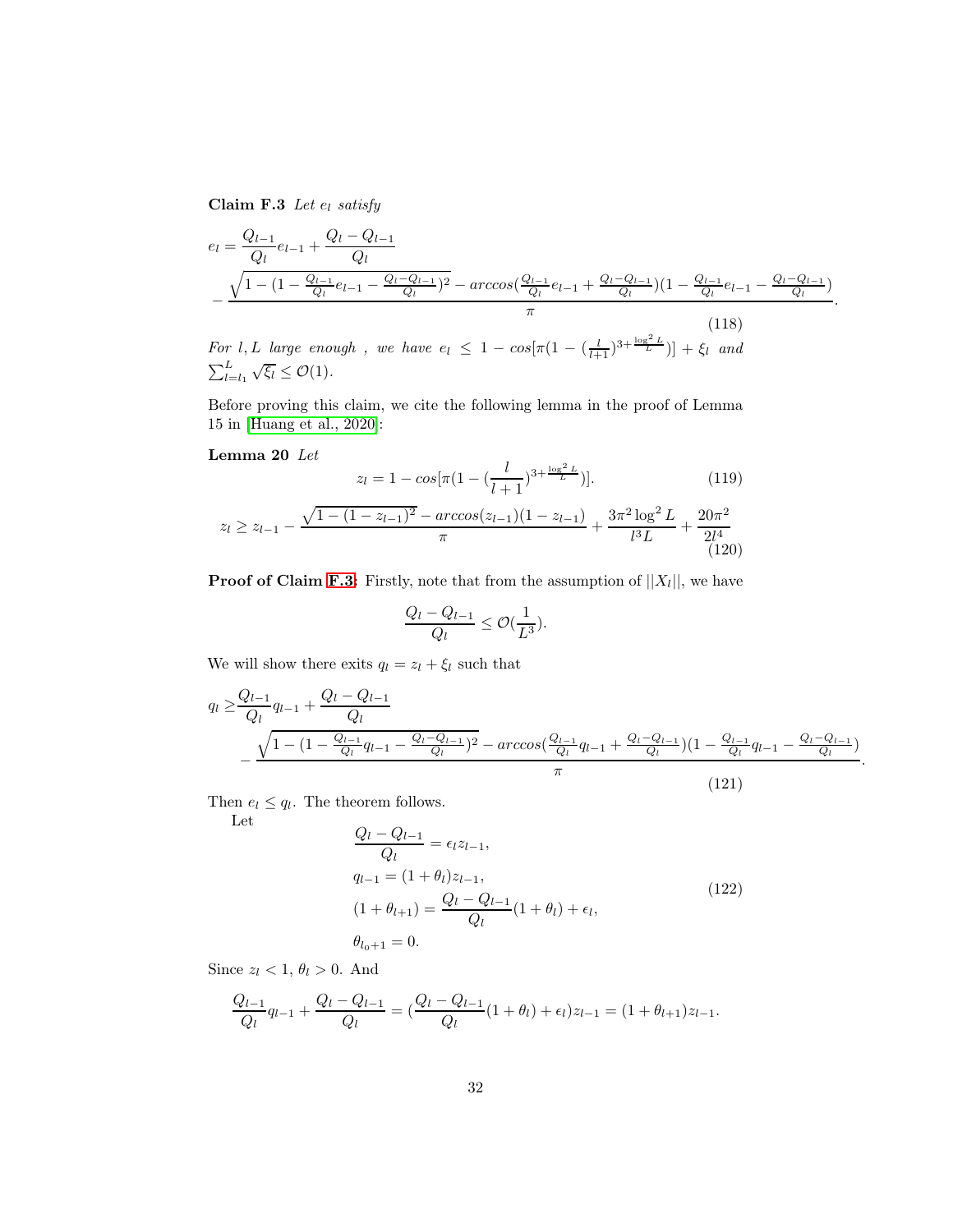**Claim F.3** *Let $e_l$ satisfy*

$$
\begin{aligned}
e_l = &\frac{Q_{l-1}}{Q_l} e_{l-1} + \frac{Q_l - Q_{l-1}}{Q_l} \\
&- \frac{\sqrt{1 - (1 - \frac{Q_{l-1}}{Q_l} e_{l-1} - \frac{Q_l - Q_{l-1}}{Q_l})^2} - arccos(\frac{Q_{l-1}}{Q_l} e_{l-1} + \frac{Q_l - Q_{l-1}}{Q_l})(1 - \frac{Q_{l-1}}{Q_l} e_{l-1} - \frac{Q_l - Q_{l-1}}{Q_l})}{\pi}.
\end{aligned}
\tag{118}
$$

*For $l, L$ large enough , we have $e_l \le 1 - cos[\pi(1 - (\frac{l}{l+1})^{3 + \frac{\log^2 L}{L}})] + \xi_l$ and $\sum_{l=l_1}^{L} \sqrt{\xi_l} \le \mathcal{O}(1)$.*

Before proving this claim, we cite the following lemma in the proof of Lemma 15 in [Huang et al., 2020]:

**Lemma 20** *Let*

$$
z_l = 1 - cos[\pi(1 - (\frac{l}{l+1})^{3 + \frac{\log^2 L}{L}})]. \tag{119}
$$

$$
z_l \ge z_{l-1} - \frac{\sqrt{1 - (1 - z_{l-1})^2} - arccos(z_{l-1})(1 - z_{l-1})}{\pi} + \frac{3\pi^2 \log^2 L}{l^3 L} + \frac{20\pi^2}{2l^4} \tag{120}
$$

**Proof of Claim F.3**: Firstly, note that from the assumption of $||X_l||$, we have

$$
\frac{Q_l - Q_{l-1}}{Q_l} \le \mathcal{O}(\frac{1}{L^3}).
$$

We will show there exits $q_l = z_l + \xi_l$ such that

$$
\begin{aligned}
q_l \ge &\frac{Q_{l-1}}{Q_l} q_{l-1} + \frac{Q_l - Q_{l-1}}{Q_l} \\
&- \frac{\sqrt{1 - (1 - \frac{Q_{l-1}}{Q_l} q_{l-1} - \frac{Q_l - Q_{l-1}}{Q_l})^2} - arccos(\frac{Q_{l-1}}{Q_l} q_{l-1} + \frac{Q_l - Q_{l-1}}{Q_l})(1 - \frac{Q_{l-1}}{Q_l} q_{l-1} - \frac{Q_l - Q_{l-1}}{Q_l})}{\pi}.
\end{aligned}
\tag{121}
$$

Then $e_l \le q_l$. The theorem follows.

Let

$$
\begin{aligned}
&\frac{Q_l - Q_{l-1}}{Q_l} = \epsilon_l z_{l-1}, \\
&q_{l-1} = (1 + \theta_l) z_{l-1}, \\
&(1 + \theta_{l+1}) = \frac{Q_l - Q_{l-1}}{Q_l}(1 + \theta_l) + \epsilon_l, \\
&\theta_{l_0+1} = 0.
\end{aligned}
\tag{122}
$$

Since $z_l < 1$, $\theta_l > 0$. And

$$
\frac{Q_{l-1}}{Q_l} q_{l-1} + \frac{Q_l - Q_{l-1}}{Q_l} = (\frac{Q_l - Q_{l-1}}{Q_l}(1 + \theta_l) + \epsilon_l) z_{l-1} = (1 + \theta_{l+1}) z_{l-1}.
$$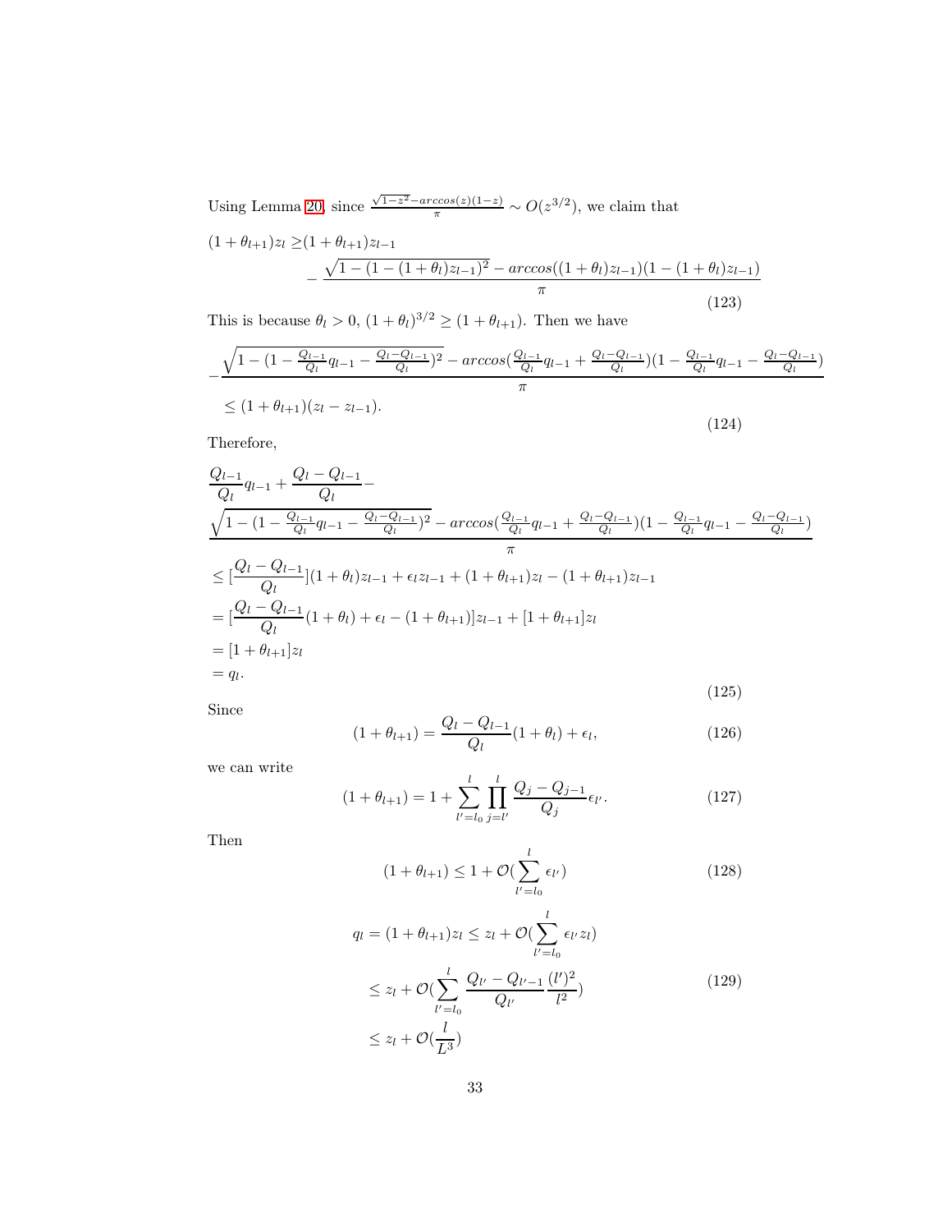Using Lemma 20, since $\frac{\sqrt{1-z^2}-arccos(z)(1-z)}{\pi} \sim O(z^{3/2})$, we claim that

$$
\begin{aligned}
(1+\theta_{l+1})z_l \geq &(1+\theta_{l+1})z_{l-1} \\
&- \frac{\sqrt{1-(1-(1+\theta_l)z_{l-1})^2} - arccos((1+\theta_l)z_{l-1})(1-(1+\theta_l)z_{l-1})}{\pi}
\end{aligned}
\tag{123}
$$

This is because $\theta_l > 0$, $(1+\theta_l)^{3/2} \geq (1+\theta_{l+1})$. Then we have

$$
\begin{aligned}
&-\frac{\sqrt{1-(1-\frac{Q_{l-1}}{Q_l}q_{l-1}-\frac{Q_l-Q_{l-1}}{Q_l})^2} - arccos(\frac{Q_{l-1}}{Q_l}q_{l-1}+\frac{Q_l-Q_{l-1}}{Q_l})(1-\frac{Q_{l-1}}{Q_l}q_{l-1}-\frac{Q_l-Q_{l-1}}{Q_l})}{\pi} \\
&\leq (1+\theta_{l+1})(z_l - z_{l-1}).
\end{aligned}
\tag{124}
$$

Therefore,

$$
\begin{aligned}
&\frac{Q_{l-1}}{Q_l}q_{l-1} + \frac{Q_l-Q_{l-1}}{Q_l} - \\
&\frac{\sqrt{1-(1-\frac{Q_{l-1}}{Q_l}q_{l-1}-\frac{Q_l-Q_{l-1}}{Q_l})^2} - arccos(\frac{Q_{l-1}}{Q_l}q_{l-1}+\frac{Q_l-Q_{l-1}}{Q_l})(1-\frac{Q_{l-1}}{Q_l}q_{l-1}-\frac{Q_l-Q_{l-1}}{Q_l})}{\pi} \\
&\leq [\frac{Q_l-Q_{l-1}}{Q_l}](1+\theta_l)z_{l-1} + \epsilon_l z_{l-1} + (1+\theta_{l+1})z_l - (1+\theta_{l+1})z_{l-1} \\
&= [\frac{Q_l-Q_{l-1}}{Q_l}(1+\theta_l) + \epsilon_l - (1+\theta_{l+1})]z_{l-1} + [1+\theta_{l+1}]z_l \\
&= [1+\theta_{l+1}]z_l \\
&= q_l.
\end{aligned}
\tag{125}
$$

Since

$$
(1+\theta_{l+1}) = \frac{Q_l - Q_{l-1}}{Q_l}(1+\theta_l) + \epsilon_l,
\tag{126}
$$

we can write

$$
(1+\theta_{l+1}) = 1 + \sum_{l'=l_0}^{l} \prod_{j=l'}^{l} \frac{Q_j - Q_{j-1}}{Q_j}\epsilon_{l'}.
\tag{127}
$$

Then

$$
(1+\theta_{l+1}) \leq 1 + \mathcal{O}(\sum_{l'=l_0}^{l} \epsilon_{l'})
\tag{128}
$$

$$
\begin{aligned}
q_l = (1+\theta_{l+1})z_l &\leq z_l + \mathcal{O}(\sum_{l'=l_0}^{l} \epsilon_{l'} z_l) \\
&\leq z_l + \mathcal{O}(\sum_{l'=l_0}^{l} \frac{Q_{l'} - Q_{l'-1}}{Q_{l'}} \frac{(l')^2}{l^2}) \\
&\leq z_l + \mathcal{O}(\frac{l}{L^3})
\end{aligned}
\tag{129}
$$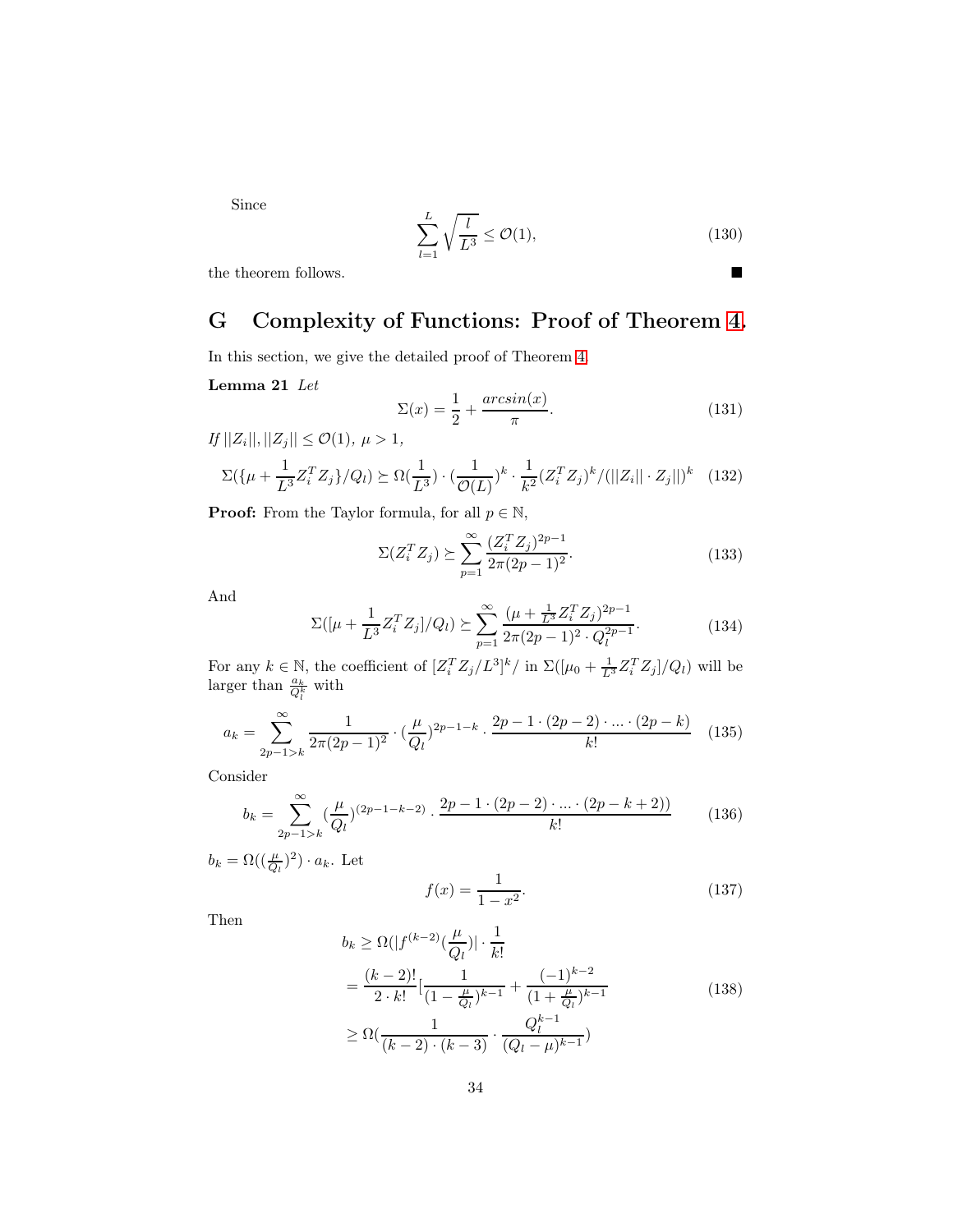Since

$$\sum_{l=1}^{L}\sqrt{\frac{l}{L^3}} \leq \mathcal{O}(1), \tag{130}$$

the theorem follows. ■

# G Complexity of Functions: Proof of Theorem 4.

In this section, we give the detailed proof of Theorem 4.

**Lemma 21** *Let*

$$\Sigma(x) = \frac{1}{2} + \frac{arcsin(x)}{\pi}. \tag{131}$$

*If* $||Z_i||, ||Z_j|| \leq \mathcal{O}(1)$, $\mu > 1$,

$$\Sigma(\{\mu + \frac{1}{L^3}Z_i^TZ_j\}/Q_l) \succeq \Omega(\frac{1}{L^3}) \cdot (\frac{1}{\mathcal{O}(L)})^k \cdot \frac{1}{k^2}(Z_i^TZ_j)^k/(||Z_i|| \cdot Z_j||)^k \tag{132}$$

**Proof:** From the Taylor formula, for all $p \in \mathbb{N}$,

$$\Sigma(Z_i^TZ_j) \succeq \sum_{p=1}^{\infty} \frac{(Z_i^TZ_j)^{2p-1}}{2\pi(2p-1)^2}. \tag{133}$$

And

$$\Sigma([\mu + \frac{1}{L^3}Z_i^TZ_j]/Q_l) \succeq \sum_{p=1}^{\infty} \frac{(\mu + \frac{1}{L^3}Z_i^TZ_j)^{2p-1}}{2\pi(2p-1)^2 \cdot Q_l^{2p-1}}. \tag{134}$$

For any $k \in \mathbb{N}$, the coefficient of $[Z_i^TZ_j/L^3]^k/$ in $\Sigma([\mu_0 + \frac{1}{L^3}Z_i^TZ_j]/Q_l)$ will be larger than $\frac{a_k}{Q_l^k}$ with

$$a_k = \sum_{2p-1>k}^{\infty} \frac{1}{2\pi(2p-1)^2} \cdot (\frac{\mu}{Q_l})^{2p-1-k} \cdot \frac{2p-1 \cdot (2p-2) \cdot ... \cdot (2p-k)}{k!} \tag{135}$$

Consider

$$b_k = \sum_{2p-1>k}^{\infty} (\frac{\mu}{Q_l})^{(2p-1-k-2)} \cdot \frac{2p-1 \cdot (2p-2) \cdot ... \cdot (2p-k+2))}{k!} \tag{136}$$

$b_k = \Omega((\frac{\mu}{Q_l})^2) \cdot a_k$. Let

$$f(x) = \frac{1}{1-x^2}. \tag{137}$$

Then

$$\begin{aligned}
b_k &\geq \Omega(|f^{(k-2)}(\frac{\mu}{Q_l})| \cdot \frac{1}{k!} \\
&= \frac{(k-2)!}{2 \cdot k!}[\frac{1}{(1-\frac{\mu}{Q_l})^{k-1}} + \frac{(-1)^{k-2}}{(1+\frac{\mu}{Q_l})^{k-1}} \\
&\geq \Omega(\frac{1}{(k-2)\cdot(k-3)} \cdot \frac{Q_l^{k-1}}{(Q_l-\mu)^{k-1}})
\end{aligned} \tag{138}$$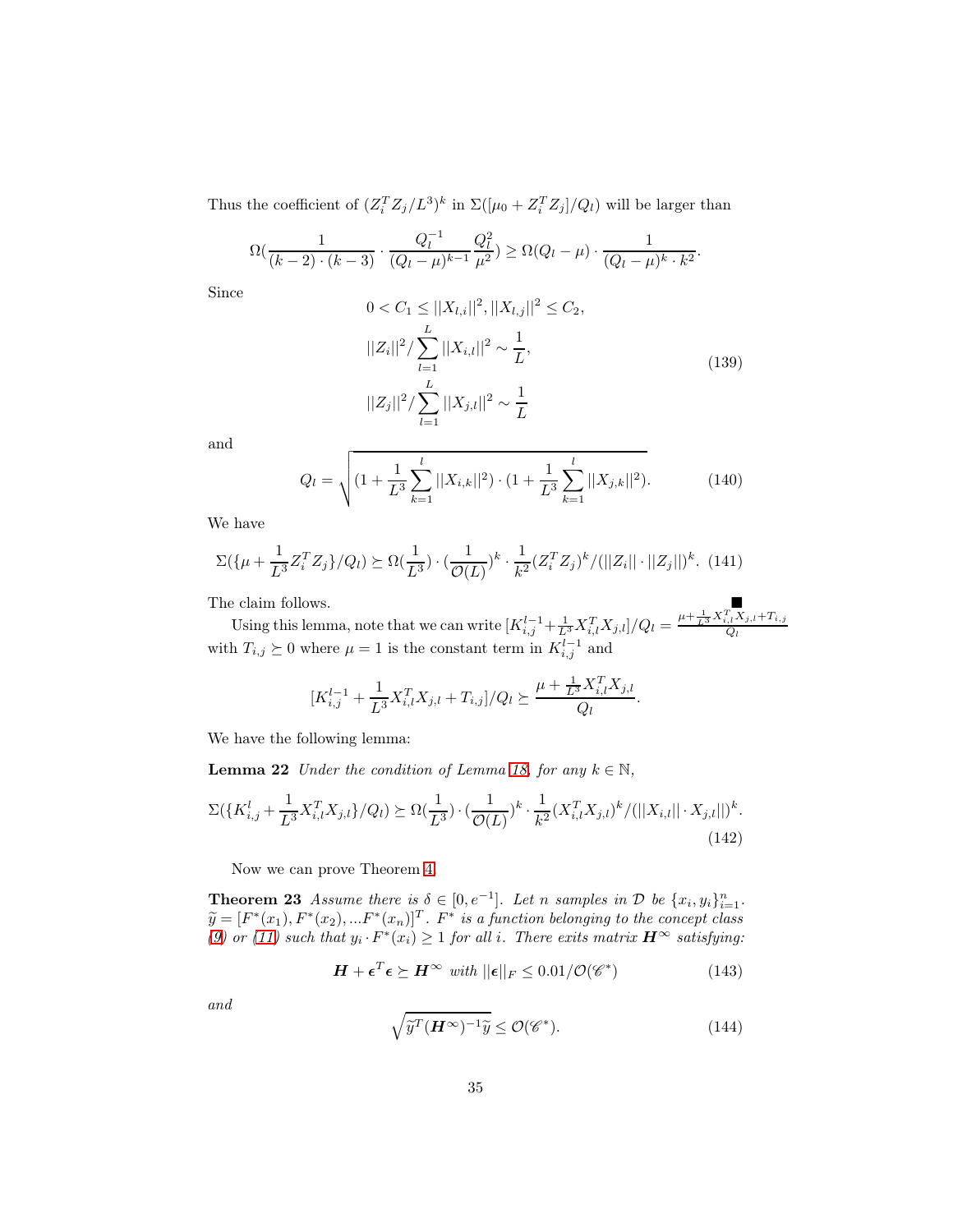Thus the coefficient of $(Z_i^T Z_j/L^3)^k$ in $\Sigma([\mu_0 + Z_i^T Z_j]/Q_l)$ will be larger than

$$\Omega(\frac{1}{(k-2)\cdot(k-3)} \cdot \frac{Q_l^{-1}}{(Q_l-\mu)^{k-1}} \frac{Q_l^2}{\mu^2}) \geq \Omega(Q_l - \mu) \cdot \frac{1}{(Q_l-\mu)^k \cdot k^2}.$$

Since

$$\begin{aligned} &0 < C_1 \leq ||X_{l,i}||^2, ||X_{l,j}||^2 \leq C_2, \\ &||Z_i||^2 / \sum_{l=1}^{L} ||X_{i,l}||^2 \sim \frac{1}{L}, \\ &||Z_j||^2 / \sum_{l=1}^{L} ||X_{j,l}||^2 \sim \frac{1}{L} \end{aligned} \tag{139}$$

and

$$Q_l = \sqrt{(1 + \frac{1}{L^3}\sum_{k=1}^{l}||X_{i,k}||^2) \cdot (1 + \frac{1}{L^3}\sum_{k=1}^{l}||X_{j,k}||^2)}. \tag{140}$$

We have

$$\Sigma(\{\mu + \frac{1}{L^3} Z_i^T Z_j\}/Q_l) \succeq \Omega(\frac{1}{L^3}) \cdot (\frac{1}{\mathcal{O}(L)})^k \cdot \frac{1}{k^2}(Z_i^T Z_j)^k / (||Z_i|| \cdot ||Z_j||)^k. \tag{141}$$

The claim follows. ■

Using this lemma, note that we can write $[K_{i,j}^{l-1} + \frac{1}{L^3} X_{i,l}^T X_{j,l}]/Q_l = \frac{\mu + \frac{1}{L^3} X_{i,l}^T X_{j,l} + T_{i,j}}{Q_l}$ with $T_{i,j} \succeq 0$ where $\mu = 1$ is the constant term in $K_{i,j}^{l-1}$ and

$$[K_{i,j}^{l-1} + \frac{1}{L^3} X_{i,l}^T X_{j,l} + T_{i,j}]/Q_l \succeq \frac{\mu + \frac{1}{L^3} X_{i,l}^T X_{j,l}}{Q_l}.$$

We have the following lemma:

**Lemma 22** *Under the condition of Lemma 18, for any $k \in \mathbb{N}$,*

$$\Sigma(\{K_{i,j}^l + \frac{1}{L^3} X_{i,l}^T X_{j,l}\}/Q_l) \succeq \Omega(\frac{1}{L^3}) \cdot (\frac{1}{\mathcal{O}(L)})^k \cdot \frac{1}{k^2}(X_{i,l}^T X_{j,l})^k / (||X_{i,l}|| \cdot X_{j,l}||)^k. \tag{142}$$

Now we can prove Theorem 4.

**Theorem 23** *Assume there is $\delta \in [0, e^{-1}]$. Let $n$ samples in $\mathcal{D}$ be $\{x_i, y_i\}_{i=1}^n$. $\widetilde{y} = [F^*(x_1), F^*(x_2), ...F^*(x_n)]^T$. $F^*$ is a function belonging to the concept class (9) or (11) such that $y_i \cdot F^*(x_i) \geq 1$ for all $i$. There exits matrix $\boldsymbol{H}^\infty$ satisfying:*

$$\boldsymbol{H} + \boldsymbol{\epsilon}^T \boldsymbol{\epsilon} \succeq \boldsymbol{H}^\infty \text{ with } ||\boldsymbol{\epsilon}||_F \leq 0.01/\mathcal{O}(\mathscr{C}^*) \tag{143}$$

*and*

$$\sqrt{\widetilde{y}^T (\boldsymbol{H}^\infty)^{-1} \widetilde{y}} \leq \mathcal{O}(\mathscr{C}^*). \tag{144}$$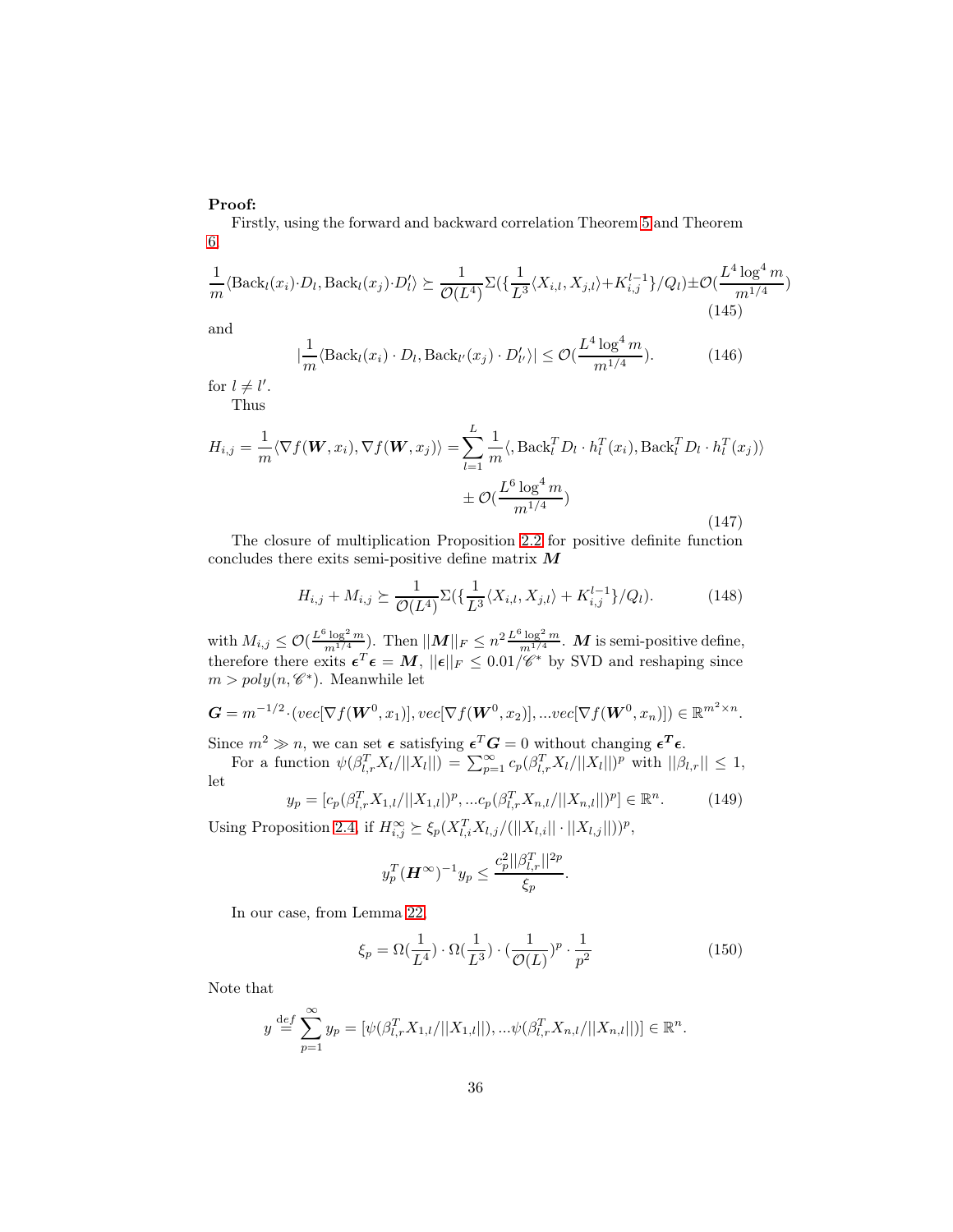**Proof:**

Firstly, using the forward and backward correlation Theorem 5 and Theorem 6,

$$\frac{1}{m}\langle \text{Back}_l(x_i)\cdot D_l, \text{Back}_l(x_j)\cdot D_l'\rangle \succeq \frac{1}{\mathcal{O}(L^4)}\Sigma(\{\frac{1}{L^3}\langle X_{i,l}, X_{j,l}\rangle + K_{i,j}^{l-1}\}/Q_l) \pm \mathcal{O}(\frac{L^4\log^4 m}{m^{1/4}}) \tag{145}$$

and

$$|\frac{1}{m}\langle \text{Back}_l(x_i)\cdot D_l, \text{Back}_{l'}(x_j)\cdot D_{l'}'\rangle| \leq \mathcal{O}(\frac{L^4\log^4 m}{m^{1/4}}). \tag{146}$$

for $l \neq l'$.

Thus

$$\begin{aligned}H_{i,j} = \frac{1}{m}\langle \nabla f(\boldsymbol{W}, x_i), \nabla f(\boldsymbol{W}, x_j)\rangle = &\sum_{l=1}^{L}\frac{1}{m}\langle, \text{Back}_l^T D_l \cdot h_l^T(x_i), \text{Back}_l^T D_l \cdot h_l^T(x_j)\rangle \\ &\pm \mathcal{O}(\frac{L^6\log^4 m}{m^{1/4}})\end{aligned} \tag{147}$$

The closure of multiplication Proposition 2.2 for positive definite function concludes there exits semi-positive define matrix $\boldsymbol{M}$

$$H_{i,j} + M_{i,j} \succeq \frac{1}{\mathcal{O}(L^4)}\Sigma(\{\frac{1}{L^3}\langle X_{i,l}, X_{j,l}\rangle + K_{i,j}^{l-1}\}/Q_l). \tag{148}$$

with $M_{i,j} \leq \mathcal{O}(\frac{L^6\log^2 m}{m^{1/4}})$. Then $||\boldsymbol{M}||_F \leq n^2\frac{L^6\log^2 m}{m^{1/4}}$. $\boldsymbol{M}$ is semi-positive define, therefore there exits $\boldsymbol{\epsilon}^T\boldsymbol{\epsilon} = \boldsymbol{M}$, $||\boldsymbol{\epsilon}||_F \leq 0.01/\mathscr{C}^*$ by SVD and reshaping since $m > poly(n, \mathscr{C}^*)$. Meanwhile let

$$\boldsymbol{G} = m^{-1/2}\cdot(vec[\nabla f(\boldsymbol{W}^0, x_1)], vec[\nabla f(\boldsymbol{W}^0, x_2)], ...vec[\nabla f(\boldsymbol{W}^0, x_n)]) \in \mathbb{R}^{m^2\times n}.$$

Since $m^2 \gg n$, we can set $\boldsymbol{\epsilon}$ satisfying $\boldsymbol{\epsilon}^T\boldsymbol{G} = 0$ without changing $\boldsymbol{\epsilon}^T\boldsymbol{\epsilon}$.

For a function $\psi(\beta_{l,r}^T X_l/||X_l||) = \sum_{p=1}^{\infty} c_p(\beta_{l,r}^T X_l/||X_l||)^p$ with $||\beta_{l,r}|| \leq 1$, let

$$y_p = [c_p(\beta_{l,r}^T X_{1,l}/||X_{1,l}|)^p, ...c_p(\beta_{l,r}^T X_{n,l}/||X_{n,l}||)^p] \in \mathbb{R}^n. \tag{149}$$

Using Proposition 2.4, if $H_{i,j}^\infty \succeq \xi_p(X_{l,i}^T X_{l,j}/(||X_{l,i}||\cdot||X_{l,j}||))^p$,

$$y_p^T(\boldsymbol{H}^\infty)^{-1}y_p \leq \frac{c_p^2||\beta_{l,r}^T||^{2p}}{\xi_p}.$$

In our case, from Lemma 22,

$$\xi_p = \Omega(\frac{1}{L^4})\cdot\Omega(\frac{1}{L^3})\cdot(\frac{1}{\mathcal{O}(L)})^p\cdot\frac{1}{p^2} \tag{150}$$

Note that

$$y \stackrel{def}{=} \sum_{p=1}^{\infty} y_p = [\psi(\beta_{l,r}^T X_{1,l}/||X_{1,l}||), ...\psi(\beta_{l,r}^T X_{n,l}/||X_{n,l}||)] \in \mathbb{R}^n.$$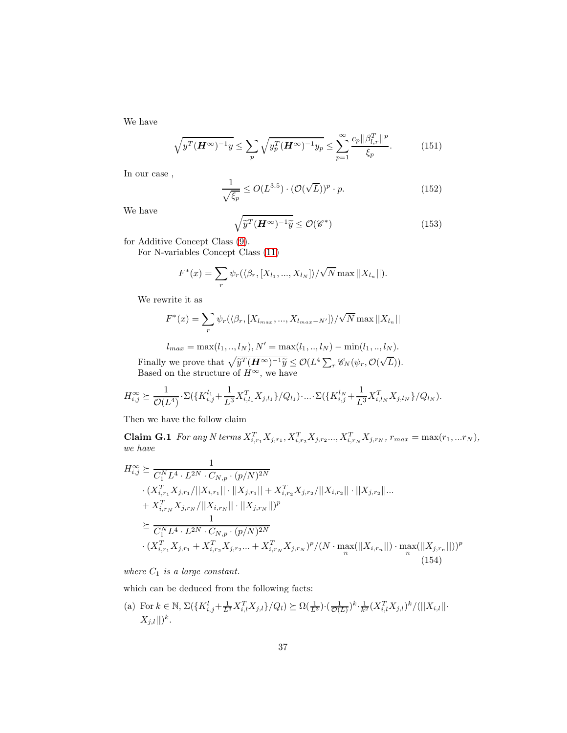We have

$$\sqrt{y^T(\boldsymbol{H}^\infty)^{-1}y} \leq \sum_p \sqrt{y_p^T(\boldsymbol{H}^\infty)^{-1}y_p} \leq \sum_{p=1}^{\infty} \frac{c_p||\beta_{l,r}^T||^p}{\xi_p}. \tag{151}$$

In our case ,

$$\frac{1}{\sqrt{\xi_p}} \leq O(L^{3.5}) \cdot (\mathcal{O}(\sqrt{L}))^p \cdot p. \tag{152}$$

We have

$$\sqrt{\widetilde{y}^T(\boldsymbol{H}^\infty)^{-1}\widetilde{y}} \leq \mathcal{O}(\mathscr{C}^*) \tag{153}$$

for Additive Concept Class (9).

For N-variables Concept Class (11)

$$F^*(x) = \sum_r \psi_r(\langle \beta_r, [X_{l_1}, ..., X_{l_N}] \rangle / \sqrt{N} \max ||X_{l_n}||).$$

We rewrite it as

$$F^*(x) = \sum_r \psi_r(\langle \beta_r, [X_{l_{max}}, ..., X_{l_{max}-N'}] \rangle / \sqrt{N} \max ||X_{l_n}||$$

$$l_{max} = \max(l_1, .., l_N), N' = \max(l_1, .., l_N) - \min(l_1, .., l_N).$$

Finally we prove that $\sqrt{\widetilde{y}^T(\boldsymbol{H}^\infty)^{-1}\widetilde{y}} \leq \mathcal{O}(L^4 \sum_r \mathscr{C}_N(\psi_r, \mathcal{O}(\sqrt{L}))$.

Based on the structure of $H^\infty$, we have

$$H_{i,j}^\infty \succeq \frac{1}{\mathcal{O}(L^4)} \cdot \Sigma(\{K_{i,j}^{l_1} + \frac{1}{L^3} X_{i,l_1}^T X_{j,l_1}\}/Q_{l_1}) \cdot ... \cdot \Sigma(\{K_{i,j}^{l_N} + \frac{1}{L^3} X_{i,l_N}^T X_{j,l_N}\}/Q_{l_N}).$$

Then we have the follow claim

**Claim G.1** *For any N terms $X_{i,r_1}^T X_{j,r_1}, X_{i,r_2}^T X_{j,r_2} ..., X_{i,r_N}^T X_{j,r_N}$, $r_{max} = \max(r_1, ...r_N)$, we have*

$$\begin{aligned}
H_{i,j}^\infty \succeq & \frac{1}{C_1^N L^4 \cdot L^{2N} \cdot C_{N,p} \cdot (p/N)^{2N}} \\
& \cdot (X_{i,r_1}^T X_{j,r_1}/||X_{i,r_1}|| \cdot ||X_{j,r_1}|| + X_{i,r_2}^T X_{j,r_2}/||X_{i,r_2}|| \cdot ||X_{j,r_2}||... \\
& + X_{i,r_N}^T X_{j,r_N}/||X_{i,r_N}|| \cdot ||X_{j,r_N}||)^p \\
\succeq & \frac{1}{C_1^N L^4 \cdot L^{2N} \cdot C_{N,p} \cdot (p/N)^{2N}} \\
& \cdot (X_{i,r_1}^T X_{j,r_1} + X_{i,r_2}^T X_{j,r_2} ... + X_{i,r_N}^T X_{j,r_N})^p / (N \cdot \max_n(||X_{i,r_n}||) \cdot \max_n(||X_{j,r_n}||))^p
\end{aligned} \tag{154}$$

*where $C_1$ is a large constant.*

which can be deduced from the following facts:

(a) For $k \in \mathbb{N}$, $\Sigma(\{K_{i,j}^l + \frac{1}{L^3} X_{i,l}^T X_{j,l}\}/Q_l) \succeq \Omega(\frac{1}{L^3}) \cdot (\frac{1}{\mathcal{O}(L)})^k \cdot \frac{1}{k^2} (X_{i,l}^T X_{j,l})^k / (||X_{i,l}|| \cdot X_{j,l}||)^k$.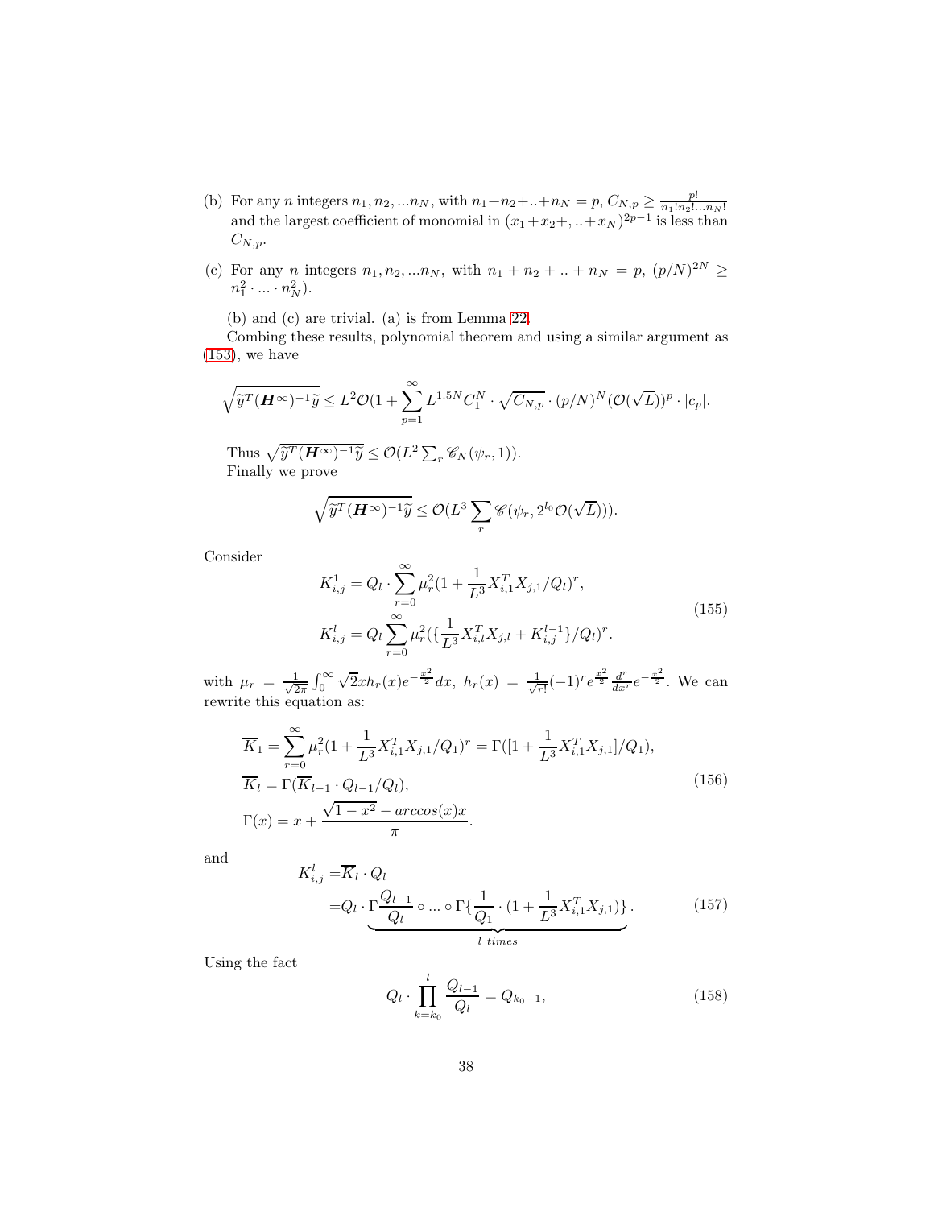(b) For any $n$ integers $n_1, n_2, ...n_N$, with $n_1+n_2+..+n_N = p$, $C_{N,p} \geq \frac{p!}{n_1!n_2!...n_N!}$ and the largest coefficient of monomial in $(x_1+x_2+,..+x_N)^{2p-1}$ is less than $C_{N,p}$.

(c) For any $n$ integers $n_1, n_2, ...n_N$, with $n_1 + n_2 + .. + n_N = p$, $(p/N)^{2N} \geq n_1^2 \cdot ... \cdot n_N^2$).

(b) and (c) are trivial. (a) is from Lemma 22.

Combing these results, polynomial theorem and using a similar argument as (153), we have

$$\sqrt{\widetilde{y}^T(\boldsymbol{H}^\infty)^{-1}\widetilde{y}} \leq L^2\mathcal{O}(1 + \sum_{p=1}^{\infty} L^{1.5N} C_1^N \cdot \sqrt{C_{N,p}} \cdot (p/N)^N (\mathcal{O}(\sqrt{L}))^p \cdot |c_p|.$$

Thus $\sqrt{\widetilde{y}^T(\boldsymbol{H}^\infty)^{-1}\widetilde{y}} \leq \mathcal{O}(L^2 \sum_r \mathscr{C}_N(\psi_r, 1))$.

Finally we prove

$$\sqrt{\widetilde{y}^T(\boldsymbol{H}^\infty)^{-1}\widetilde{y}} \leq \mathcal{O}(L^3 \sum_r \mathscr{C}(\psi_r, 2^{l_0}\mathcal{O}(\sqrt{L}))).$$

Consider

$$\begin{aligned} K_{i,j}^1 &= Q_l \cdot \sum_{r=0}^{\infty} \mu_r^2 (1 + \frac{1}{L^3} X_{i,1}^T X_{j,1}/Q_l)^r, \\ K_{i,j}^l &= Q_l \sum_{r=0}^{\infty} \mu_r^2 (\{\frac{1}{L^3} X_{i,l}^T X_{j,l} + K_{i,j}^{l-1}\}/Q_l)^r. \end{aligned} \tag{155}$$

with $\mu_r = \frac{1}{\sqrt{2\pi}} \int_0^\infty \sqrt{2} x h_r(x) e^{-\frac{x^2}{2}} dx$, $h_r(x) = \frac{1}{\sqrt{r!}}(-1)^r e^{\frac{x^2}{2}} \frac{d^r}{dx^r} e^{-\frac{x^2}{2}}$. We can rewrite this equation as:

$$\begin{aligned} \overline{K}_1 &= \sum_{r=0}^{\infty} \mu_r^2 (1 + \frac{1}{L^3} X_{i,1}^T X_{j,1}/Q_1)^r = \Gamma([1 + \frac{1}{L^3} X_{i,1}^T X_{j,1}]/Q_1), \\ \overline{K}_l &= \Gamma(\overline{K}_{l-1} \cdot Q_{l-1}/Q_l), \\ \Gamma(x) &= x + \frac{\sqrt{1-x^2} - arccos(x)x}{\pi}. \end{aligned} \tag{156}$$

and

$$\begin{aligned} K_{i,j}^l =& \overline{K}_l \cdot Q_l \\ =& Q_l \cdot \underbrace{\Gamma \frac{Q_{l-1}}{Q_l} \circ ... \circ \Gamma\{\frac{1}{Q_1} \cdot (1 + \frac{1}{L^3} X_{i,1}^T X_{j,1})\}}_{l \ times}. \end{aligned} \tag{157}$$

Using the fact

$$Q_l \cdot \prod_{k=k_0}^{l} \frac{Q_{l-1}}{Q_l} = Q_{k_0-1}, \tag{158}$$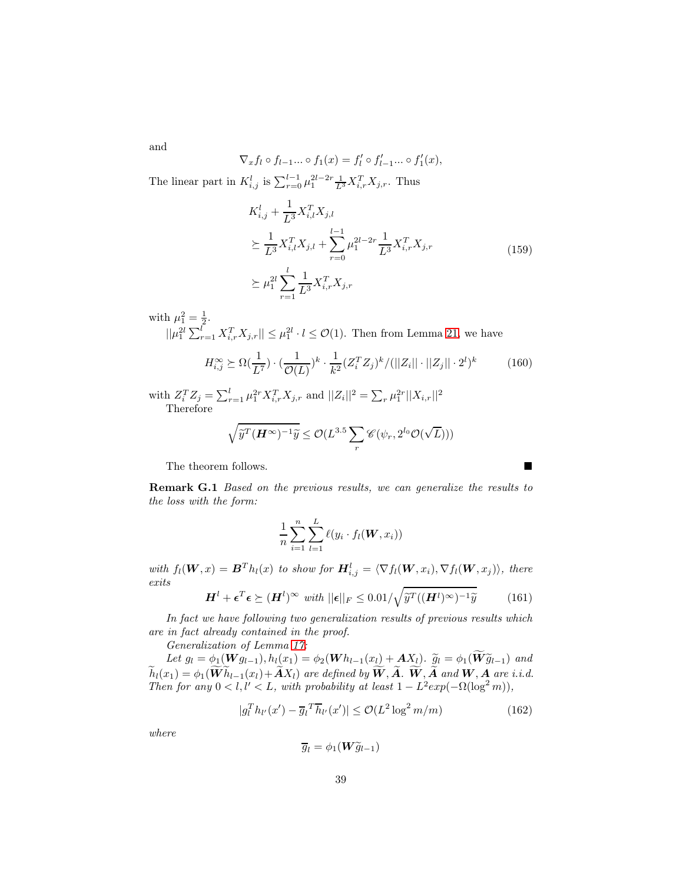and

$$\nabla_x f_l \circ f_{l-1} ... \circ f_1(x) = f_l' \circ f_{l-1}' ... \circ f_1'(x),$$

The linear part in $K_{i,j}^l$ is $\sum_{r=0}^{l-1} \mu_1^{2l-2r} \frac{1}{L^3} X_{i,r}^T X_{j,r}$. Thus

$$\begin{aligned}
&K_{i,j}^l + \frac{1}{L^3} X_{i,l}^T X_{j,l} \\
&\succeq \frac{1}{L^3} X_{i,l}^T X_{j,l} + \sum_{r=0}^{l-1} \mu_1^{2l-2r} \frac{1}{L^3} X_{i,r}^T X_{j,r} \\
&\succeq \mu_1^{2l} \sum_{r=1}^{l} \frac{1}{L^3} X_{i,r}^T X_{j,r}
\end{aligned} \tag{159}$$

with $\mu_1^2 = \frac{1}{2}$.

$||\mu_1^{2l} \sum_{r=1}^{l} X_{i,r}^T X_{j,r}|| \leq \mu_1^{2l} \cdot l \leq \mathcal{O}(1)$. Then from Lemma 21, we have

$$H_{i,j}^{\infty} \succeq \Omega(\frac{1}{L^7}) \cdot (\frac{1}{\mathcal{O}(L)})^k \cdot \frac{1}{k^2} (Z_i^T Z_j)^k / (||Z_i|| \cdot ||Z_j|| \cdot 2^l)^k \tag{160}$$

with $Z_i^T Z_j = \sum_{r=1}^{l} \mu_1^{2r} X_{i,r}^T X_{j,r}$ and $||Z_i||^2 = \sum_r \mu_1^{2r} ||X_{i,r}||^2$

Therefore

$$\sqrt{\widetilde{y}^T (\boldsymbol{H}^{\infty})^{-1} \widetilde{y}} \leq \mathcal{O}(L^{3.5} \sum_r \mathscr{C}(\psi_r, 2^{l_0} \mathcal{O}(\sqrt{L})))$$

The theorem follows. ∎

**Remark G.1** *Based on the previous results, we can generalize the results to the loss with the form:*

$$\frac{1}{n} \sum_{i=1}^{n} \sum_{l=1}^{L} \ell(y_i \cdot f_l(\boldsymbol{W}, x_i))$$

*with $f_l(\boldsymbol{W}, x) = \boldsymbol{B}^T h_l(x)$ to show for $\boldsymbol{H}_{i,j}^l = \langle \nabla f_l(\boldsymbol{W}, x_i), \nabla f_l(\boldsymbol{W}, x_j) \rangle$, there exits*

$$\boldsymbol{H}^l + \boldsymbol{\epsilon}^T \boldsymbol{\epsilon} \succeq (\boldsymbol{H}^l)^{\infty} \text{ with } ||\boldsymbol{\epsilon}||_F \leq 0.01 / \sqrt{\widetilde{y}^T ((\boldsymbol{H}^l)^{\infty})^{-1} \widetilde{y}} \tag{161}$$

*In fact we have following two generalization results of previous results which are in fact already contained in the proof.*

*Generalization of Lemma 17:*

*Let $g_l = \phi_1(\boldsymbol{W} g_{l-1}), h_l(x_1) = \phi_2(\boldsymbol{W} h_{l-1}(x_l) + \boldsymbol{A} X_l)$. $\widetilde{g}_l = \phi_1(\widetilde{\boldsymbol{W}} \widetilde{g}_{l-1})$ and $\widetilde{h}_l(x_1) = \phi_1(\widetilde{\boldsymbol{W}} \widetilde{h}_{l-1}(x_l) + \widetilde{\boldsymbol{A}} X_l)$ are defined by $\widetilde{\boldsymbol{W}}, \widetilde{\boldsymbol{A}}$. $\widetilde{\boldsymbol{W}}, \widetilde{\boldsymbol{A}}$ and $\boldsymbol{W}, \boldsymbol{A}$ are i.i.d. Then for any $0 < l, l' < L$, with probability at least $1 - L^2 exp(-\Omega(\log^2 m))$,*

$$|g_l^T h_{l'}(x') - \overline{g}_l^T \overline{h}_{l'}(x')| \leq \mathcal{O}(L^2 \log^2 m / m) \tag{162}$$

*where*

$$\overline{g}_l = \phi_1(\boldsymbol{W} \widetilde{g}_{l-1})$$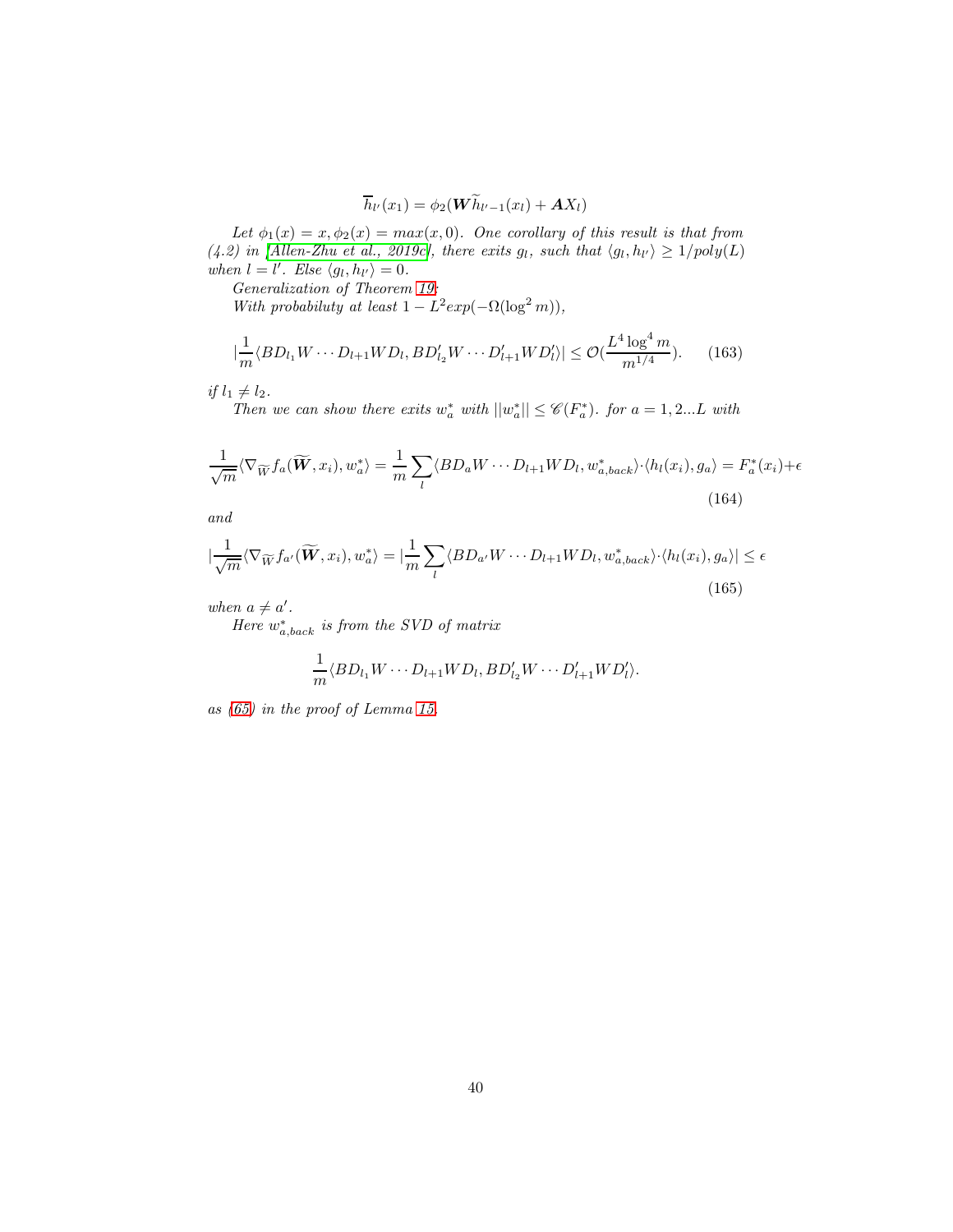$$\overline{h}_{l'}(x_1) = \phi_2(\boldsymbol{W}\widetilde{h}_{l'-1}(x_l) + \boldsymbol{A}X_l)$$

*Let $\phi_1(x) = x, \phi_2(x) = max(x, 0)$. One corollary of this result is that from (4.2) in [Allen-Zhu et al., 2019c], there exits $g_l$, such that $\langle g_l, h_{l'} \rangle \geq 1/poly(L)$ when $l = l'$. Else $\langle g_l, h_{l'} \rangle = 0$.*

*Generalization of Theorem 19:*

*With probabiluty at least $1 - L^2 exp(-\Omega(\log^2 m))$,*

$$|\frac{1}{m}\langle BD_{l_1}W \cdots D_{l+1}WD_l, BD'_{l_2}W \cdots D'_{l+1}WD'_l \rangle| \leq \mathcal{O}(\frac{L^4 \log^4 m}{m^{1/4}}). \tag{163}$$

*if $l_1 \neq l_2$.*

*Then we can show there exits $w^*_a$ with $||w^*_a|| \leq \mathscr{C}(F^*_a)$. for $a = 1, 2...L$ with*

$$\frac{1}{\sqrt{m}}\langle \nabla_{\widetilde{W}} f_a(\widetilde{\boldsymbol{W}}, x_i), w^*_a \rangle = \frac{1}{m}\sum_l \langle BD_aW \cdots D_{l+1}WD_l, w^*_{a,back} \rangle \cdot \langle h_l(x_i), g_a \rangle = F^*_a(x_i) + \epsilon \tag{164}$$

*and*

$$|\frac{1}{\sqrt{m}}\langle \nabla_{\widetilde{W}} f_{a'}(\widetilde{\boldsymbol{W}}, x_i), w^*_a \rangle = |\frac{1}{m}\sum_l \langle BD_{a'}W \cdots D_{l+1}WD_l, w^*_{a,back} \rangle \cdot \langle h_l(x_i), g_a \rangle| \leq \epsilon \tag{165}$$

*when $a \neq a'$.*

*Here $w^*_{a,back}$ is from the SVD of matrix*

$$\frac{1}{m}\langle BD_{l_1}W \cdots D_{l+1}WD_l, BD'_{l_2}W \cdots D'_{l+1}WD'_l \rangle.$$

*as (65) in the proof of Lemma 15.*